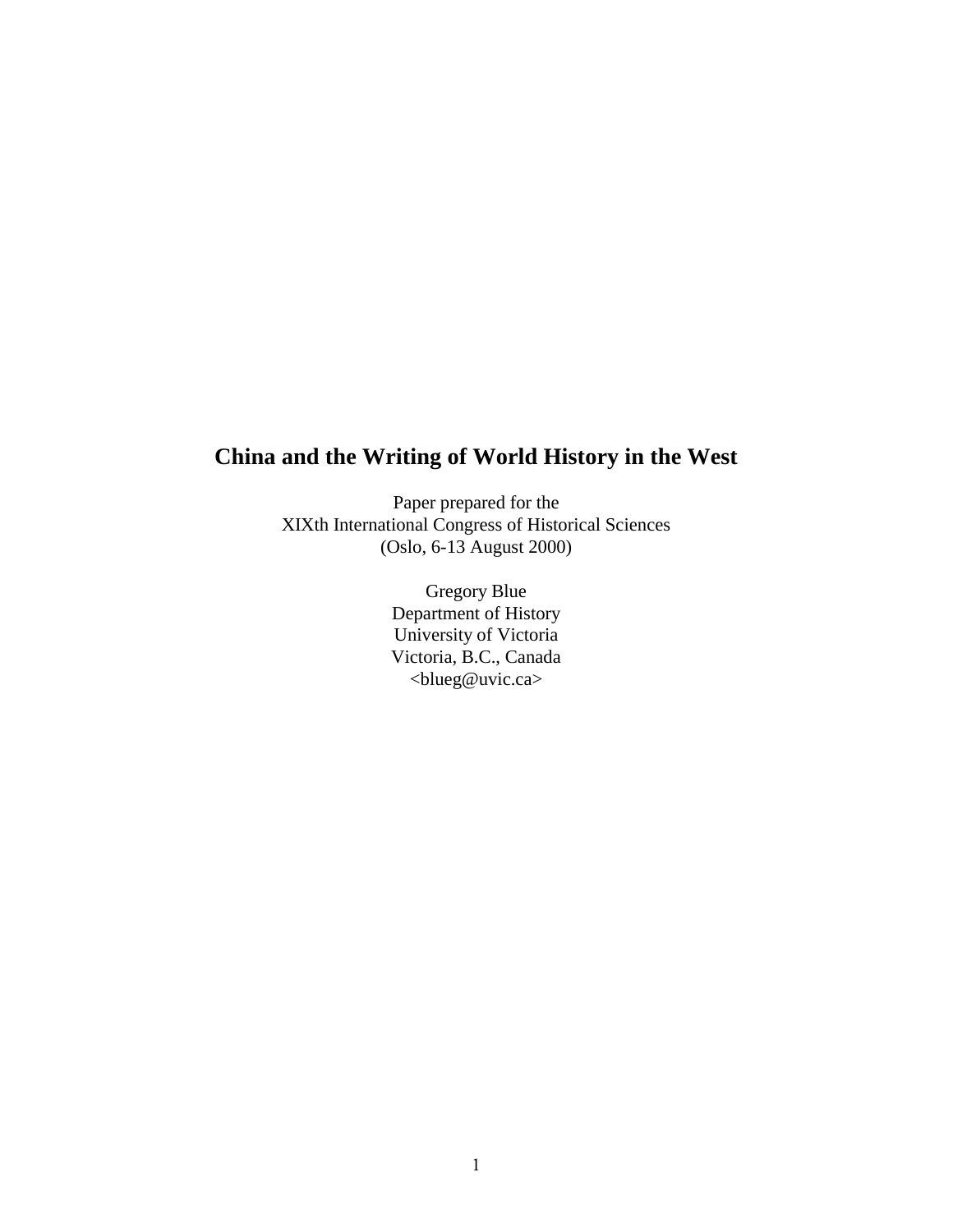# China and the Writing of World History in the West

Paper prepared for the
XIXth International Congress of Historical Sciences
(Oslo, 6-13 August 2000)

Gregory Blue
Department of History
University of Victoria
Victoria, B.C., Canada
<blueg@uvic.ca>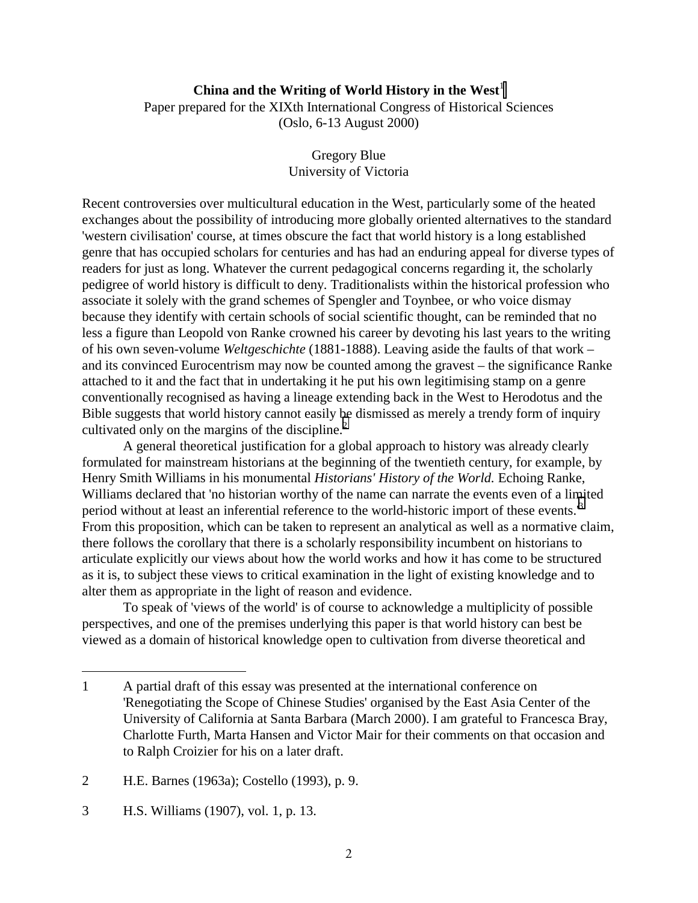**China and the Writing of World History in the West**[1]

Paper prepared for the XIXth International Congress of Historical Sciences
(Oslo, 6-13 August 2000)

Gregory Blue
University of Victoria

Recent controversies over multicultural education in the West, particularly some of the heated exchanges about the possibility of introducing more globally oriented alternatives to the standard 'western civilisation' course, at times obscure the fact that world history is a long established genre that has occupied scholars for centuries and has had an enduring appeal for diverse types of readers for just as long. Whatever the current pedagogical concerns regarding it, the scholarly pedigree of world history is difficult to deny. Traditionalists within the historical profession who associate it solely with the grand schemes of Spengler and Toynbee, or who voice dismay because they identify with certain schools of social scientific thought, can be reminded that no less a figure than Leopold von Ranke crowned his career by devoting his last years to the writing of his own seven-volume *Weltgeschichte* (1881-1888). Leaving aside the faults of that work – and its convinced Eurocentrism may now be counted among the gravest – the significance Ranke attached to it and the fact that in undertaking it he put his own legitimising stamp on a genre conventionally recognised as having a lineage extending back in the West to Herodotus and the Bible suggests that world history cannot easily be dismissed as merely a trendy form of inquiry cultivated only on the margins of the discipline.[2]

A general theoretical justification for a global approach to history was already clearly formulated for mainstream historians at the beginning of the twentieth century, for example, by Henry Smith Williams in his monumental *Historians' History of the World.* Echoing Ranke, Williams declared that 'no historian worthy of the name can narrate the events even of a limited period without at least an inferential reference to the world-historic import of these events.'[3] From this proposition, which can be taken to represent an analytical as well as a normative claim, there follows the corollary that there is a scholarly responsibility incumbent on historians to articulate explicitly our views about how the world works and how it has come to be structured as it is, to subject these views to critical examination in the light of existing knowledge and to alter them as appropriate in the light of reason and evidence.

To speak of 'views of the world' is of course to acknowledge a multiplicity of possible perspectives, and one of the premises underlying this paper is that world history can best be viewed as a domain of historical knowledge open to cultivation from diverse theoretical and

---

1 A partial draft of this essay was presented at the international conference on 'Renegotiating the Scope of Chinese Studies' organised by the East Asia Center of the University of California at Santa Barbara (March 2000). I am grateful to Francesca Bray, Charlotte Furth, Marta Hansen and Victor Mair for their comments on that occasion and to Ralph Croizier for his on a later draft.

2 H.E. Barnes (1963a); Costello (1993), p. 9.

3 H.S. Williams (1907), vol. 1, p. 13.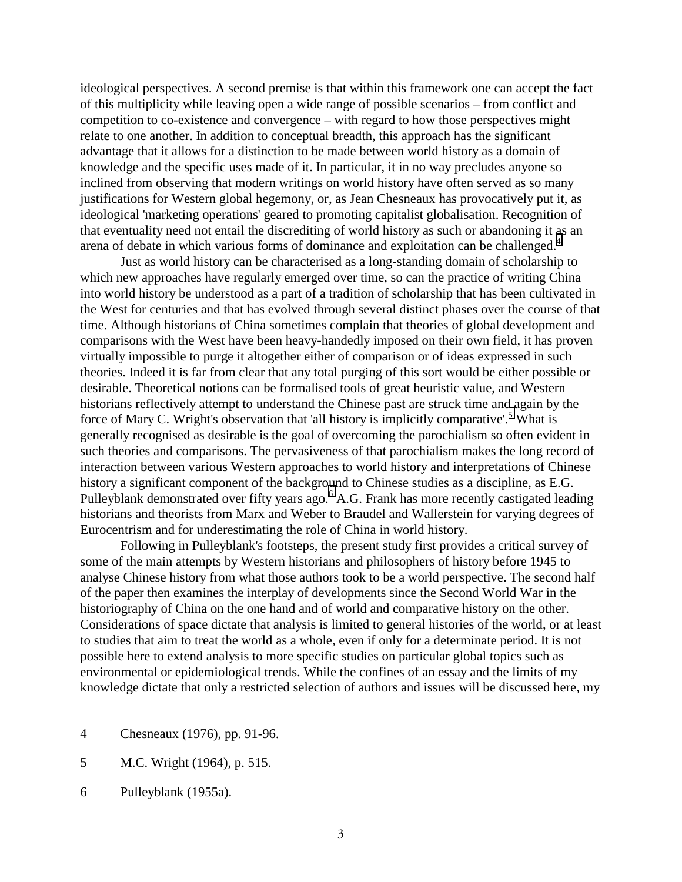ideological perspectives. A second premise is that within this framework one can accept the fact of this multiplicity while leaving open a wide range of possible scenarios – from conflict and competition to co-existence and convergence – with regard to how those perspectives might relate to one another. In addition to conceptual breadth, this approach has the significant advantage that it allows for a distinction to be made between world history as a domain of knowledge and the specific uses made of it. In particular, it in no way precludes anyone so inclined from observing that modern writings on world history have often served as so many justifications for Western global hegemony, or, as Jean Chesneaux has provocatively put it, as ideological 'marketing operations' geared to promoting capitalist globalisation. Recognition of that eventuality need not entail the discrediting of world history as such or abandoning it as an arena of debate in which various forms of dominance and exploitation can be challenged.[4]

Just as world history can be characterised as a long-standing domain of scholarship to which new approaches have regularly emerged over time, so can the practice of writing China into world history be understood as a part of a tradition of scholarship that has been cultivated in the West for centuries and that has evolved through several distinct phases over the course of that time. Although historians of China sometimes complain that theories of global development and comparisons with the West have been heavy-handedly imposed on their own field, it has proven virtually impossible to purge it altogether either of comparison or of ideas expressed in such theories. Indeed it is far from clear that any total purging of this sort would be either possible or desirable. Theoretical notions can be formalised tools of great heuristic value, and Western historians reflectively attempt to understand the Chinese past are struck time and again by the force of Mary C. Wright's observation that 'all history is implicitly comparative'.[5] What is generally recognised as desirable is the goal of overcoming the parochialism so often evident in such theories and comparisons. The pervasiveness of that parochialism makes the long record of interaction between various Western approaches to world history and interpretations of Chinese history a significant component of the background to Chinese studies as a discipline, as E.G. Pulleyblank demonstrated over fifty years ago.[6] A.G. Frank has more recently castigated leading historians and theorists from Marx and Weber to Braudel and Wallerstein for varying degrees of Eurocentrism and for underestimating the role of China in world history.

Following in Pulleyblank's footsteps, the present study first provides a critical survey of some of the main attempts by Western historians and philosophers of history before 1945 to analyse Chinese history from what those authors took to be a world perspective. The second half of the paper then examines the interplay of developments since the Second World War in the historiography of China on the one hand and of world and comparative history on the other. Considerations of space dictate that analysis is limited to general histories of the world, or at least to studies that aim to treat the world as a whole, even if only for a determinate period. It is not possible here to extend analysis to more specific studies on particular global topics such as environmental or epidemiological trends. While the confines of an essay and the limits of my knowledge dictate that only a restricted selection of authors and issues will be discussed here, my

---

4 Chesneaux (1976), pp. 91-96.

5 M.C. Wright (1964), p. 515.

6 Pulleyblank (1955a).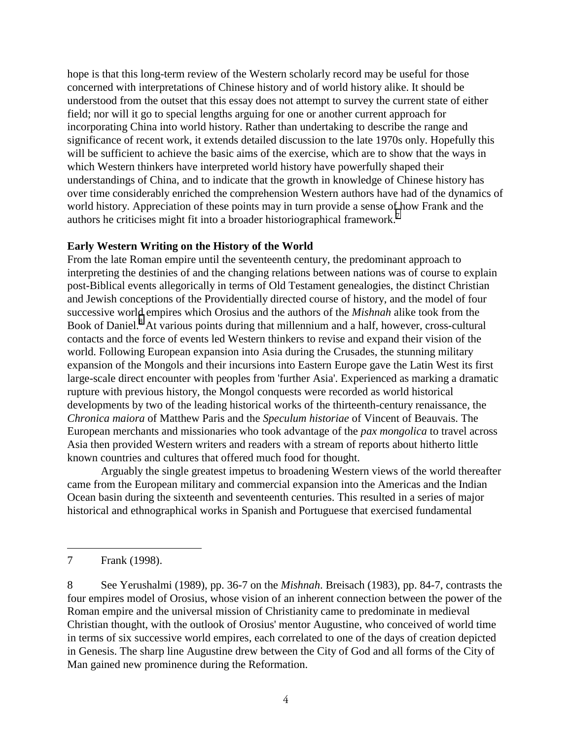hope is that this long-term review of the Western scholarly record may be useful for those concerned with interpretations of Chinese history and of world history alike. It should be understood from the outset that this essay does not attempt to survey the current state of either field; nor will it go to special lengths arguing for one or another current approach for incorporating China into world history. Rather than undertaking to describe the range and significance of recent work, it extends detailed discussion to the late 1970s only. Hopefully this will be sufficient to achieve the basic aims of the exercise, which are to show that the ways in which Western thinkers have interpreted world history have powerfully shaped their understandings of China, and to indicate that the growth in knowledge of Chinese history has over time considerably enriched the comprehension Western authors have had of the dynamics of world history. Appreciation of these points may in turn provide a sense of how Frank and the authors he criticises might fit into a broader historiographical framework.[7]

**Early Western Writing on the History of the World**

From the late Roman empire until the seventeenth century, the predominant approach to interpreting the destinies of and the changing relations between nations was of course to explain post-Biblical events allegorically in terms of Old Testament genealogies, the distinct Christian and Jewish conceptions of the Providentially directed course of history, and the model of four successive world empires which Orosius and the authors of the *Mishnah* alike took from the Book of Daniel.[8] At various points during that millennium and a half, however, cross-cultural contacts and the force of events led Western thinkers to revise and expand their vision of the world. Following European expansion into Asia during the Crusades, the stunning military expansion of the Mongols and their incursions into Eastern Europe gave the Latin West its first large-scale direct encounter with peoples from 'further Asia'. Experienced as marking a dramatic rupture with previous history, the Mongol conquests were recorded as world historical developments by two of the leading historical works of the thirteenth-century renaissance, the *Chronica maiora* of Matthew Paris and the *Speculum historiae* of Vincent of Beauvais. The European merchants and missionaries who took advantage of the *pax mongolica* to travel across Asia then provided Western writers and readers with a stream of reports about hitherto little known countries and cultures that offered much food for thought.

Arguably the single greatest impetus to broadening Western views of the world thereafter came from the European military and commercial expansion into the Americas and the Indian Ocean basin during the sixteenth and seventeenth centuries. This resulted in a series of major historical and ethnographical works in Spanish and Portuguese that exercised fundamental

---

7 Frank (1998).

8 See Yerushalmi (1989), pp. 36-7 on the *Mishnah*. Breisach (1983), pp. 84-7, contrasts the four empires model of Orosius, whose vision of an inherent connection between the power of the Roman empire and the universal mission of Christianity came to predominate in medieval Christian thought, with the outlook of Orosius' mentor Augustine, who conceived of world time in terms of six successive world empires, each correlated to one of the days of creation depicted in Genesis. The sharp line Augustine drew between the City of God and all forms of the City of Man gained new prominence during the Reformation.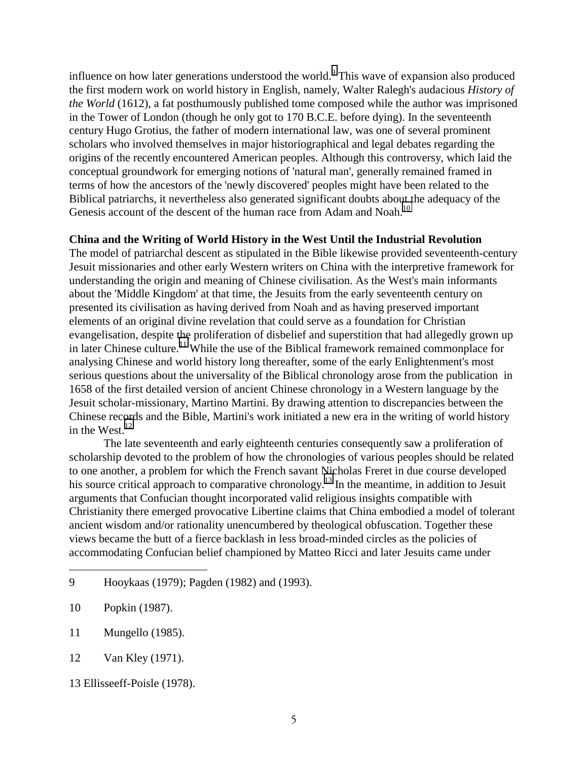influence on how later generations understood the world.[9] This wave of expansion also produced the first modern work on world history in English, namely, Walter Ralegh's audacious *History of the World* (1612), a fat posthumously published tome composed while the author was imprisoned in the Tower of London (though he only got to 170 B.C.E. before dying). In the seventeenth century Hugo Grotius, the father of modern international law, was one of several prominent scholars who involved themselves in major historiographical and legal debates regarding the origins of the recently encountered American peoples. Although this controversy, which laid the conceptual groundwork for emerging notions of 'natural man', generally remained framed in terms of how the ancestors of the 'newly discovered' peoples might have been related to the Biblical patriarchs, it nevertheless also generated significant doubts about the adequacy of the Genesis account of the descent of the human race from Adam and Noah.[10]

**China and the Writing of World History in the West Until the Industrial Revolution**

The model of patriarchal descent as stipulated in the Bible likewise provided seventeenth-century Jesuit missionaries and other early Western writers on China with the interpretive framework for understanding the origin and meaning of Chinese civilisation. As the West's main informants about the 'Middle Kingdom' at that time, the Jesuits from the early seventeenth century on presented its civilisation as having derived from Noah and as having preserved important elements of an original divine revelation that could serve as a foundation for Christian evangelisation, despite the proliferation of disbelief and superstition that had allegedly grown up in later Chinese culture.[11] While the use of the Biblical framework remained commonplace for analysing Chinese and world history long thereafter, some of the early Enlightenment's most serious questions about the universality of the Biblical chronology arose from the publication in 1658 of the first detailed version of ancient Chinese chronology in a Western language by the Jesuit scholar-missionary, Martino Martini. By drawing attention to discrepancies between the Chinese records and the Bible, Martini's work initiated a new era in the writing of world history in the West.[12]

The late seventeenth and early eighteenth centuries consequently saw a proliferation of scholarship devoted to the problem of how the chronologies of various peoples should be related to one another, a problem for which the French savant Nicholas Freret in due course developed his source critical approach to comparative chronology.[13] In the meantime, in addition to Jesuit arguments that Confucian thought incorporated valid religious insights compatible with Christianity there emerged provocative Libertine claims that China embodied a model of tolerant ancient wisdom and/or rationality unencumbered by theological obfuscation. Together these views became the butt of a fierce backlash in less broad-minded circles as the policies of accommodating Confucian belief championed by Matteo Ricci and later Jesuits came under

---

9 Hooykaas (1979); Pagden (1982) and (1993).

10 Popkin (1987).

11 Mungello (1985).

12 Van Kley (1971).

13 Ellisseeff-Poisle (1978).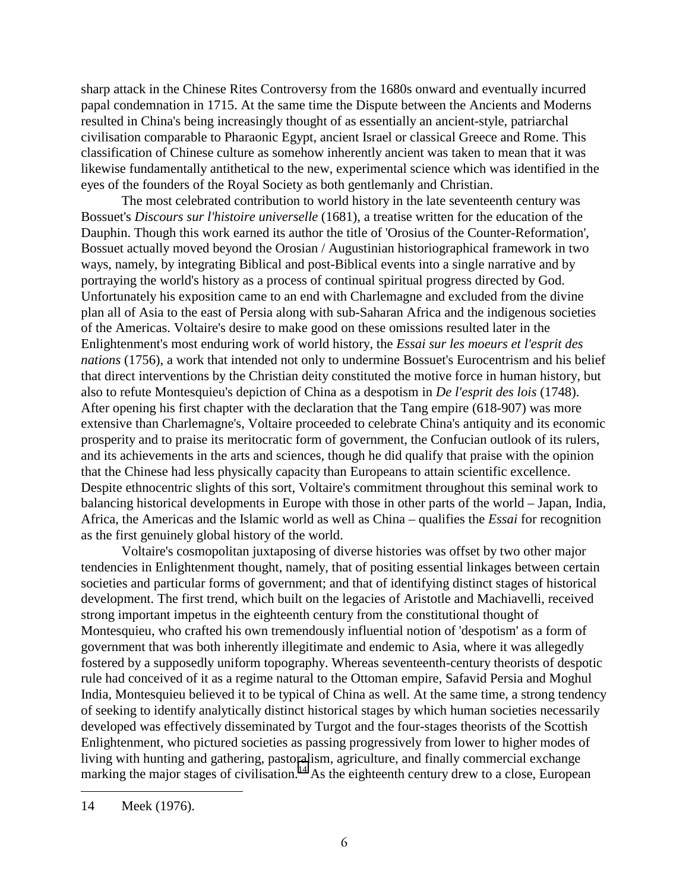sharp attack in the Chinese Rites Controversy from the 1680s onward and eventually incurred papal condemnation in 1715. At the same time the Dispute between the Ancients and Moderns resulted in China's being increasingly thought of as essentially an ancient-style, patriarchal civilisation comparable to Pharaonic Egypt, ancient Israel or classical Greece and Rome. This classification of Chinese culture as somehow inherently ancient was taken to mean that it was likewise fundamentally antithetical to the new, experimental science which was identified in the eyes of the founders of the Royal Society as both gentlemanly and Christian.

The most celebrated contribution to world history in the late seventeenth century was Bossuet's *Discours sur l'histoire universelle* (1681), a treatise written for the education of the Dauphin. Though this work earned its author the title of 'Orosius of the Counter-Reformation', Bossuet actually moved beyond the Orosian / Augustinian historiographical framework in two ways, namely, by integrating Biblical and post-Biblical events into a single narrative and by portraying the world's history as a process of continual spiritual progress directed by God. Unfortunately his exposition came to an end with Charlemagne and excluded from the divine plan all of Asia to the east of Persia along with sub-Saharan Africa and the indigenous societies of the Americas. Voltaire's desire to make good on these omissions resulted later in the Enlightenment's most enduring work of world history, the *Essai sur les moeurs et l'esprit des nations* (1756), a work that intended not only to undermine Bossuet's Eurocentrism and his belief that direct interventions by the Christian deity constituted the motive force in human history, but also to refute Montesquieu's depiction of China as a despotism in *De l'esprit des lois* (1748). After opening his first chapter with the declaration that the Tang empire (618-907) was more extensive than Charlemagne's, Voltaire proceeded to celebrate China's antiquity and its economic prosperity and to praise its meritocratic form of government, the Confucian outlook of its rulers, and its achievements in the arts and sciences, though he did qualify that praise with the opinion that the Chinese had less physically capacity than Europeans to attain scientific excellence. Despite ethnocentric slights of this sort, Voltaire's commitment throughout this seminal work to balancing historical developments in Europe with those in other parts of the world – Japan, India, Africa, the Americas and the Islamic world as well as China – qualifies the *Essai* for recognition as the first genuinely global history of the world.

Voltaire's cosmopolitan juxtaposing of diverse histories was offset by two other major tendencies in Enlightenment thought, namely, that of positing essential linkages between certain societies and particular forms of government; and that of identifying distinct stages of historical development. The first trend, which built on the legacies of Aristotle and Machiavelli, received strong important impetus in the eighteenth century from the constitutional thought of Montesquieu, who crafted his own tremendously influential notion of 'despotism' as a form of government that was both inherently illegitimate and endemic to Asia, where it was allegedly fostered by a supposedly uniform topography. Whereas seventeenth-century theorists of despotic rule had conceived of it as a regime natural to the Ottoman empire, Safavid Persia and Moghul India, Montesquieu believed it to be typical of China as well. At the same time, a strong tendency of seeking to identify analytically distinct historical stages by which human societies necessarily developed was effectively disseminated by Turgot and the four-stages theorists of the Scottish Enlightenment, who pictured societies as passing progressively from lower to higher modes of living with hunting and gathering, pastoralism, agriculture, and finally commercial exchange marking the major stages of civilisation.[14] As the eighteenth century drew to a close, European

14 Meek (1976).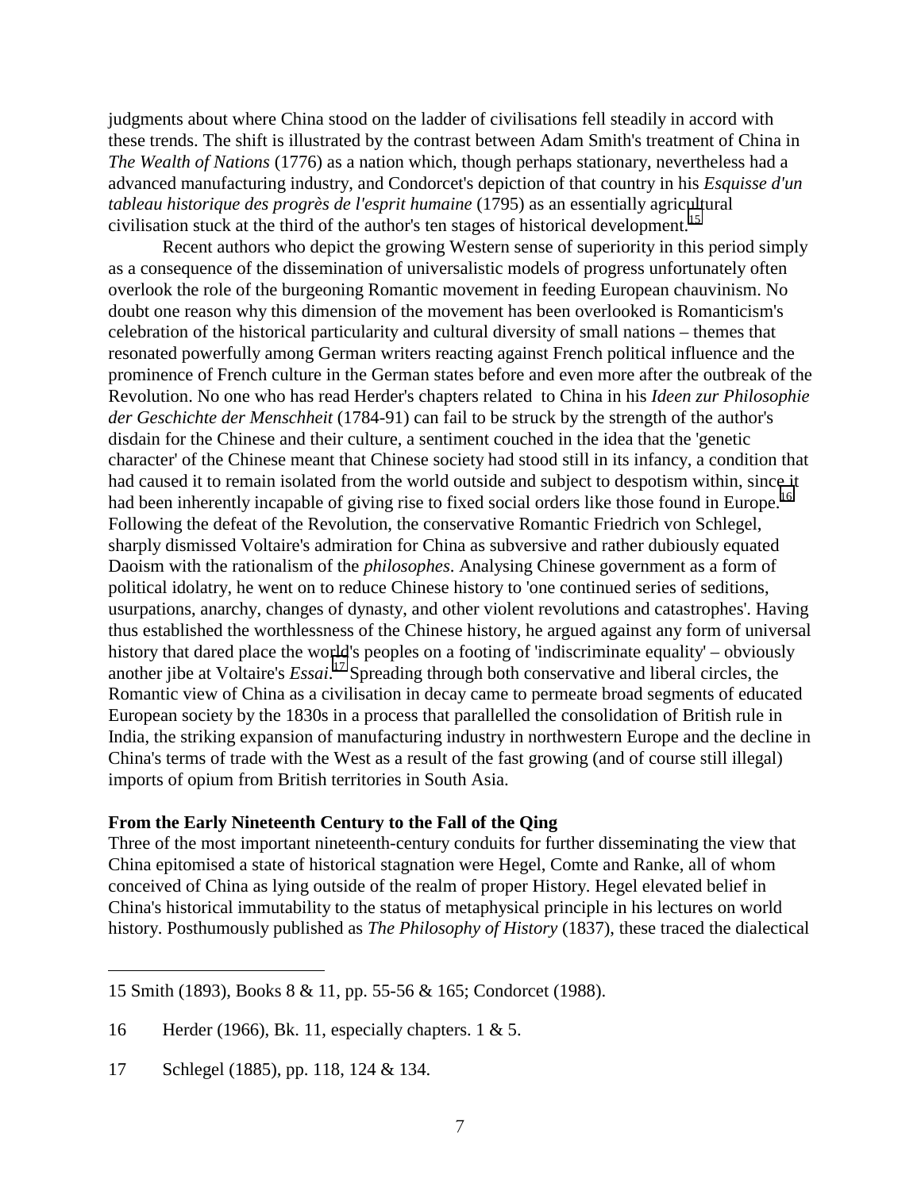judgments about where China stood on the ladder of civilisations fell steadily in accord with these trends. The shift is illustrated by the contrast between Adam Smith's treatment of China in *The Wealth of Nations* (1776) as a nation which, though perhaps stationary, nevertheless had a advanced manufacturing industry, and Condorcet's depiction of that country in his *Esquisse d'un tableau historique des progrès de l'esprit humaine* (1795) as an essentially agricultural civilisation stuck at the third of the author's ten stages of historical development.[15]

Recent authors who depict the growing Western sense of superiority in this period simply as a consequence of the dissemination of universalistic models of progress unfortunately often overlook the role of the burgeoning Romantic movement in feeding European chauvinism. No doubt one reason why this dimension of the movement has been overlooked is Romanticism's celebration of the historical particularity and cultural diversity of small nations – themes that resonated powerfully among German writers reacting against French political influence and the prominence of French culture in the German states before and even more after the outbreak of the Revolution. No one who has read Herder's chapters related to China in his *Ideen zur Philosophie der Geschichte der Menschheit* (1784-91) can fail to be struck by the strength of the author's disdain for the Chinese and their culture, a sentiment couched in the idea that the 'genetic character' of the Chinese meant that Chinese society had stood still in its infancy, a condition that had caused it to remain isolated from the world outside and subject to despotism within, since it had been inherently incapable of giving rise to fixed social orders like those found in Europe.[16] Following the defeat of the Revolution, the conservative Romantic Friedrich von Schlegel, sharply dismissed Voltaire's admiration for China as subversive and rather dubiously equated Daoism with the rationalism of the *philosophes*. Analysing Chinese government as a form of political idolatry, he went on to reduce Chinese history to 'one continued series of seditions, usurpations, anarchy, changes of dynasty, and other violent revolutions and catastrophes'. Having thus established the worthlessness of the Chinese history, he argued against any form of universal history that dared place the world's peoples on a footing of 'indiscriminate equality' – obviously another jibe at Voltaire's *Essai*.[17] Spreading through both conservative and liberal circles, the Romantic view of China as a civilisation in decay came to permeate broad segments of educated European society by the 1830s in a process that parallelled the consolidation of British rule in India, the striking expansion of manufacturing industry in northwestern Europe and the decline in China's terms of trade with the West as a result of the fast growing (and of course still illegal) imports of opium from British territories in South Asia.

**From the Early Nineteenth Century to the Fall of the Qing**

Three of the most important nineteenth-century conduits for further disseminating the view that China epitomised a state of historical stagnation were Hegel, Comte and Ranke, all of whom conceived of China as lying outside of the realm of proper History. Hegel elevated belief in China's historical immutability to the status of metaphysical principle in his lectures on world history. Posthumously published as *The Philosophy of History* (1837), these traced the dialectical

---

15 Smith (1893), Books 8 & 11, pp. 55-56 & 165; Condorcet (1988).

16 Herder (1966), Bk. 11, especially chapters. 1 & 5.

17 Schlegel (1885), pp. 118, 124 & 134.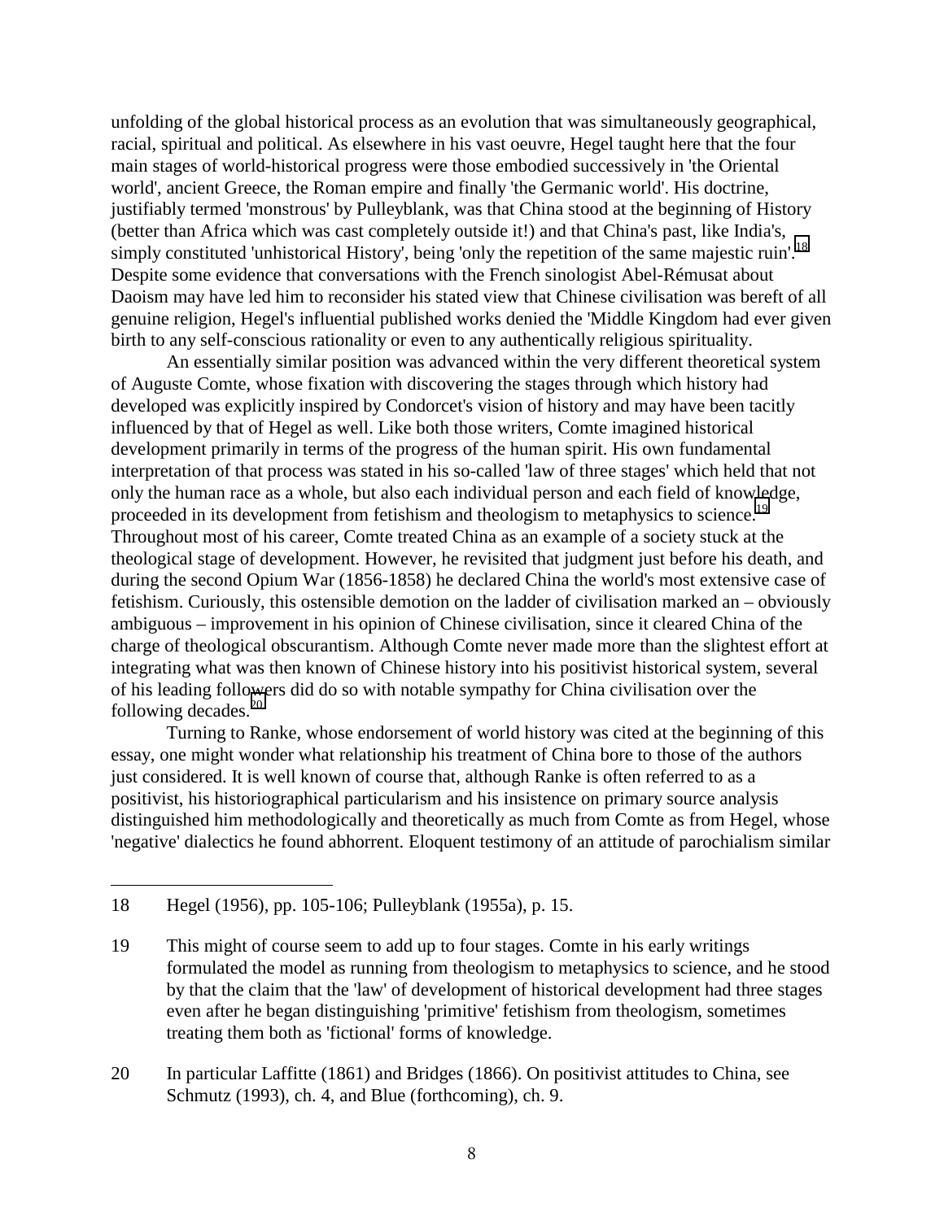unfolding of the global historical process as an evolution that was simultaneously geographical, racial, spiritual and political. As elsewhere in his vast oeuvre, Hegel taught here that the four main stages of world-historical progress were those embodied successively in 'the Oriental world', ancient Greece, the Roman empire and finally 'the Germanic world'. His doctrine, justifiably termed 'monstrous' by Pulleyblank, was that China stood at the beginning of History (better than Africa which was cast completely outside it!) and that China's past, like India's, simply constituted 'unhistorical History', being 'only the repetition of the same majestic ruin'.[18] Despite some evidence that conversations with the French sinologist Abel-Rémusat about Daoism may have led him to reconsider his stated view that Chinese civilisation was bereft of all genuine religion, Hegel's influential published works denied the 'Middle Kingdom had ever given birth to any self-conscious rationality or even to any authentically religious spirituality.

An essentially similar position was advanced within the very different theoretical system of Auguste Comte, whose fixation with discovering the stages through which history had developed was explicitly inspired by Condorcet's vision of history and may have been tacitly influenced by that of Hegel as well. Like both those writers, Comte imagined historical development primarily in terms of the progress of the human spirit. His own fundamental interpretation of that process was stated in his so-called 'law of three stages' which held that not only the human race as a whole, but also each individual person and each field of knowledge, proceeded in its development from fetishism and theologism to metaphysics to science.[19] Throughout most of his career, Comte treated China as an example of a society stuck at the theological stage of development. However, he revisited that judgment just before his death, and during the second Opium War (1856-1858) he declared China the world's most extensive case of fetishism. Curiously, this ostensible demotion on the ladder of civilisation marked an – obviously ambiguous – improvement in his opinion of Chinese civilisation, since it cleared China of the charge of theological obscurantism. Although Comte never made more than the slightest effort at integrating what was then known of Chinese history into his positivist historical system, several of his leading followers did do so with notable sympathy for China civilisation over the following decades.[20]

Turning to Ranke, whose endorsement of world history was cited at the beginning of this essay, one might wonder what relationship his treatment of China bore to those of the authors just considered. It is well known of course that, although Ranke is often referred to as a positivist, his historiographical particularism and his insistence on primary source analysis distinguished him methodologically and theoretically as much from Comte as from Hegel, whose 'negative' dialectics he found abhorrent. Eloquent testimony of an attitude of parochialism similar

---

18 Hegel (1956), pp. 105-106; Pulleyblank (1955a), p. 15.

19 This might of course seem to add up to four stages. Comte in his early writings formulated the model as running from theologism to metaphysics to science, and he stood by that the claim that the 'law' of development of historical development had three stages even after he began distinguishing 'primitive' fetishism from theologism, sometimes treating them both as 'fictional' forms of knowledge.

20 In particular Laffitte (1861) and Bridges (1866). On positivist attitudes to China, see Schmutz (1993), ch. 4, and Blue (forthcoming), ch. 9.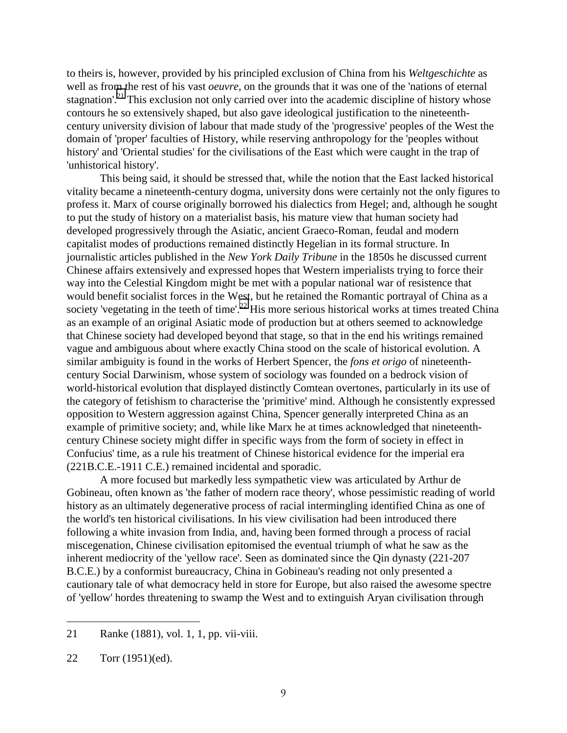to theirs is, however, provided by his principled exclusion of China from his *Weltgeschichte* as well as from the rest of his vast *oeuvre*, on the grounds that it was one of the 'nations of eternal stagnation'.[21] This exclusion not only carried over into the academic discipline of history whose contours he so extensively shaped, but also gave ideological justification to the nineteenth-century university division of labour that made study of the 'progressive' peoples of the West the domain of 'proper' faculties of History, while reserving anthropology for the 'peoples without history' and 'Oriental studies' for the civilisations of the East which were caught in the trap of 'unhistorical history'.

This being said, it should be stressed that, while the notion that the East lacked historical vitality became a nineteenth-century dogma, university dons were certainly not the only figures to profess it. Marx of course originally borrowed his dialectics from Hegel; and, although he sought to put the study of history on a materialist basis, his mature view that human society had developed progressively through the Asiatic, ancient Graeco-Roman, feudal and modern capitalist modes of productions remained distinctly Hegelian in its formal structure. In journalistic articles published in the *New York Daily Tribune* in the 1850s he discussed current Chinese affairs extensively and expressed hopes that Western imperialists trying to force their way into the Celestial Kingdom might be met with a popular national war of resistence that would benefit socialist forces in the West, but he retained the Romantic portrayal of China as a society 'vegetating in the teeth of time'.[22] His more serious historical works at times treated China as an example of an original Asiatic mode of production but at others seemed to acknowledge that Chinese society had developed beyond that stage, so that in the end his writings remained vague and ambiguous about where exactly China stood on the scale of historical evolution. A similar ambiguity is found in the works of Herbert Spencer, the *fons et origo* of nineteenth-century Social Darwinism, whose system of sociology was founded on a bedrock vision of world-historical evolution that displayed distinctly Comtean overtones, particularly in its use of the category of fetishism to characterise the 'primitive' mind. Although he consistently expressed opposition to Western aggression against China, Spencer generally interpreted China as an example of primitive society; and, while like Marx he at times acknowledged that nineteenth-century Chinese society might differ in specific ways from the form of society in effect in Confucius' time, as a rule his treatment of Chinese historical evidence for the imperial era (221B.C.E.-1911 C.E.) remained incidental and sporadic.

A more focused but markedly less sympathetic view was articulated by Arthur de Gobineau, often known as 'the father of modern race theory', whose pessimistic reading of world history as an ultimately degenerative process of racial intermingling identified China as one of the world's ten historical civilisations. In his view civilisation had been introduced there following a white invasion from India, and, having been formed through a process of racial miscegenation, Chinese civilisation epitomised the eventual triumph of what he saw as the inherent mediocrity of the 'yellow race'. Seen as dominated since the Qin dynasty (221-207 B.C.E.) by a conformist bureaucracy, China in Gobineau's reading not only presented a cautionary tale of what democracy held in store for Europe, but also raised the awesome spectre of 'yellow' hordes threatening to swamp the West and to extinguish Aryan civilisation through

---

21 Ranke (1881), vol. 1, 1, pp. vii-viii.

22 Torr (1951)(ed).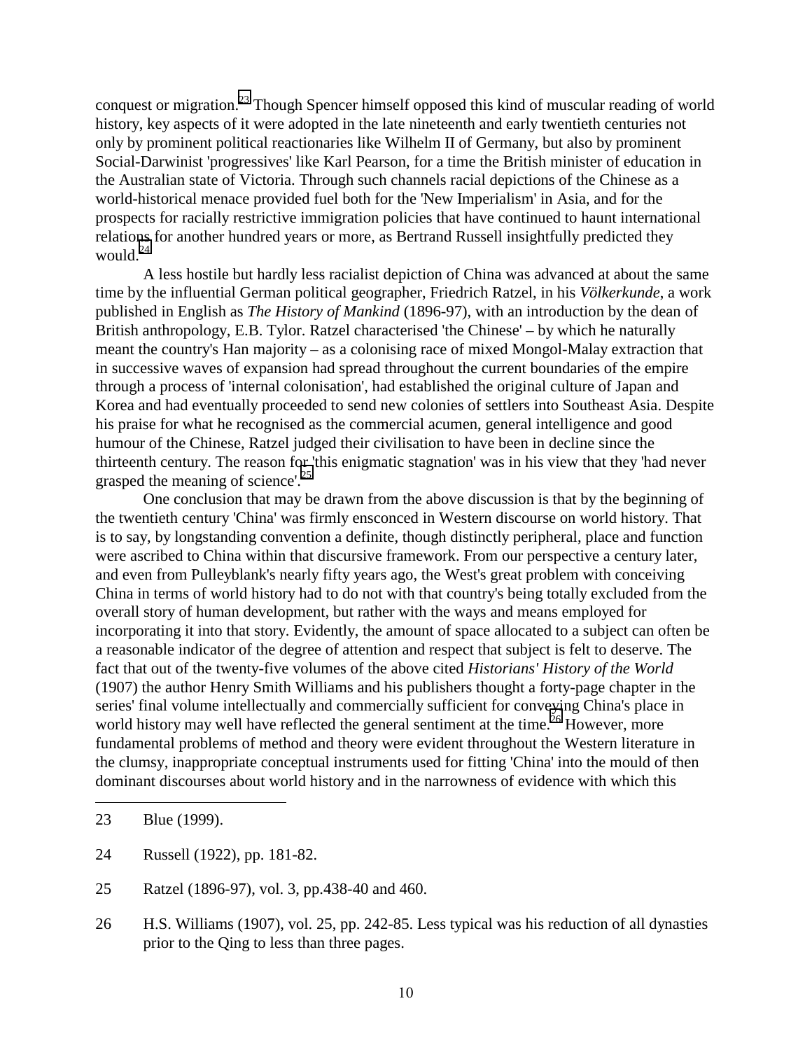conquest or migration.[23] Though Spencer himself opposed this kind of muscular reading of world history, key aspects of it were adopted in the late nineteenth and early twentieth centuries not only by prominent political reactionaries like Wilhelm II of Germany, but also by prominent Social-Darwinist 'progressives' like Karl Pearson, for a time the British minister of education in the Australian state of Victoria. Through such channels racial depictions of the Chinese as a world-historical menace provided fuel both for the 'New Imperialism' in Asia, and for the prospects for racially restrictive immigration policies that have continued to haunt international relations for another hundred years or more, as Bertrand Russell insightfully predicted they would.[24]

A less hostile but hardly less racialist depiction of China was advanced at about the same time by the influential German political geographer, Friedrich Ratzel, in his *Völkerkunde*, a work published in English as *The History of Mankind* (1896-97), with an introduction by the dean of British anthropology, E.B. Tylor. Ratzel characterised 'the Chinese' – by which he naturally meant the country's Han majority – as a colonising race of mixed Mongol-Malay extraction that in successive waves of expansion had spread throughout the current boundaries of the empire through a process of 'internal colonisation', had established the original culture of Japan and Korea and had eventually proceeded to send new colonies of settlers into Southeast Asia. Despite his praise for what he recognised as the commercial acumen, general intelligence and good humour of the Chinese, Ratzel judged their civilisation to have been in decline since the thirteenth century. The reason for 'this enigmatic stagnation' was in his view that they 'had never grasped the meaning of science'.[25]

One conclusion that may be drawn from the above discussion is that by the beginning of the twentieth century 'China' was firmly ensconced in Western discourse on world history. That is to say, by longstanding convention a definite, though distinctly peripheral, place and function were ascribed to China within that discursive framework. From our perspective a century later, and even from Pulleyblank's nearly fifty years ago, the West's great problem with conceiving China in terms of world history had to do not with that country's being totally excluded from the overall story of human development, but rather with the ways and means employed for incorporating it into that story. Evidently, the amount of space allocated to a subject can often be a reasonable indicator of the degree of attention and respect that subject is felt to deserve. The fact that out of the twenty-five volumes of the above cited *Historians' History of the World* (1907) the author Henry Smith Williams and his publishers thought a forty-page chapter in the series' final volume intellectually and commercially sufficient for conveying China's place in world history may well have reflected the general sentiment at the time.[26] However, more fundamental problems of method and theory were evident throughout the Western literature in the clumsy, inappropriate conceptual instruments used for fitting 'China' into the mould of then dominant discourses about world history and in the narrowness of evidence with which this

---

23 Blue (1999).

24 Russell (1922), pp. 181-82.

25 Ratzel (1896-97), vol. 3, pp.438-40 and 460.

26 H.S. Williams (1907), vol. 25, pp. 242-85. Less typical was his reduction of all dynasties prior to the Qing to less than three pages.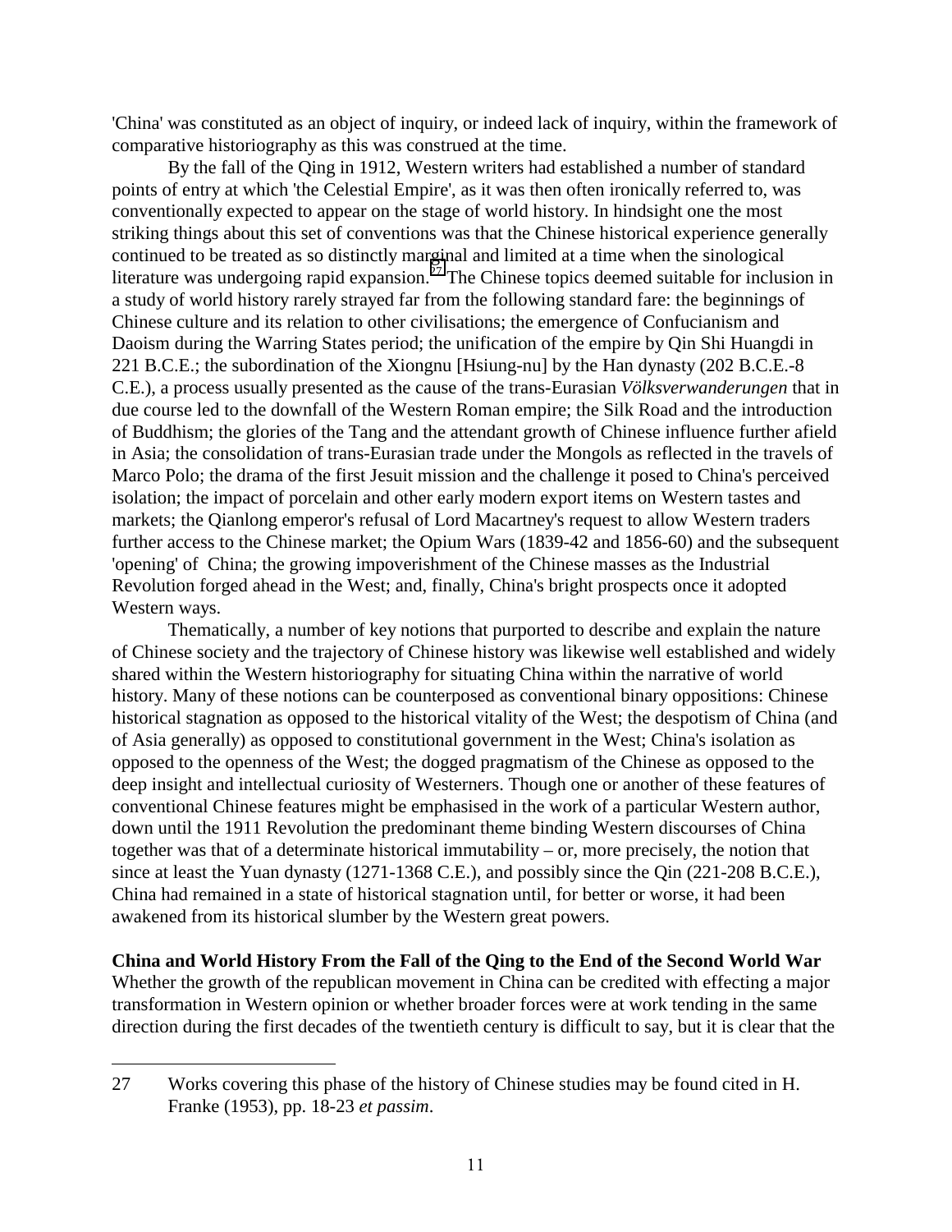'China' was constituted as an object of inquiry, or indeed lack of inquiry, within the framework of comparative historiography as this was construed at the time.

By the fall of the Qing in 1912, Western writers had established a number of standard points of entry at which 'the Celestial Empire', as it was then often ironically referred to, was conventionally expected to appear on the stage of world history. In hindsight one the most striking things about this set of conventions was that the Chinese historical experience generally continued to be treated as so distinctly marginal and limited at a time when the sinological literature was undergoing rapid expansion.[27] The Chinese topics deemed suitable for inclusion in a study of world history rarely strayed far from the following standard fare: the beginnings of Chinese culture and its relation to other civilisations; the emergence of Confucianism and Daoism during the Warring States period; the unification of the empire by Qin Shi Huangdi in 221 B.C.E.; the subordination of the Xiongnu [Hsiung-nu] by the Han dynasty (202 B.C.E.-8 C.E.), a process usually presented as the cause of the trans-Eurasian *Völksverwanderungen* that in due course led to the downfall of the Western Roman empire; the Silk Road and the introduction of Buddhism; the glories of the Tang and the attendant growth of Chinese influence further afield in Asia; the consolidation of trans-Eurasian trade under the Mongols as reflected in the travels of Marco Polo; the drama of the first Jesuit mission and the challenge it posed to China's perceived isolation; the impact of porcelain and other early modern export items on Western tastes and markets; the Qianlong emperor's refusal of Lord Macartney's request to allow Western traders further access to the Chinese market; the Opium Wars (1839-42 and 1856-60) and the subsequent 'opening' of China; the growing impoverishment of the Chinese masses as the Industrial Revolution forged ahead in the West; and, finally, China's bright prospects once it adopted Western ways.

Thematically, a number of key notions that purported to describe and explain the nature of Chinese society and the trajectory of Chinese history was likewise well established and widely shared within the Western historiography for situating China within the narrative of world history. Many of these notions can be counterposed as conventional binary oppositions: Chinese historical stagnation as opposed to the historical vitality of the West; the despotism of China (and of Asia generally) as opposed to constitutional government in the West; China's isolation as opposed to the openness of the West; the dogged pragmatism of the Chinese as opposed to the deep insight and intellectual curiosity of Westerners. Though one or another of these features of conventional Chinese features might be emphasised in the work of a particular Western author, down until the 1911 Revolution the predominant theme binding Western discourses of China together was that of a determinate historical immutability – or, more precisely, the notion that since at least the Yuan dynasty (1271-1368 C.E.), and possibly since the Qin (221-208 B.C.E.), China had remained in a state of historical stagnation until, for better or worse, it had been awakened from its historical slumber by the Western great powers.

**China and World History From the Fall of the Qing to the End of the Second World War**

Whether the growth of the republican movement in China can be credited with effecting a major transformation in Western opinion or whether broader forces were at work tending in the same direction during the first decades of the twentieth century is difficult to say, but it is clear that the

---

27 Works covering this phase of the history of Chinese studies may be found cited in H. Franke (1953), pp. 18-23 *et passim*.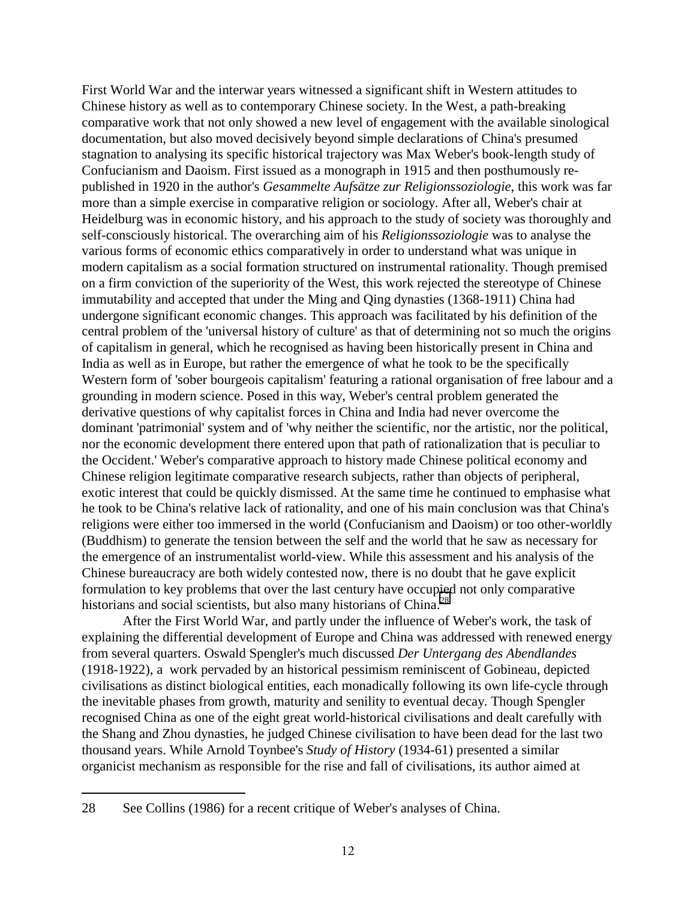First World War and the interwar years witnessed a significant shift in Western attitudes to Chinese history as well as to contemporary Chinese society. In the West, a path-breaking comparative work that not only showed a new level of engagement with the available sinological documentation, but also moved decisively beyond simple declarations of China's presumed stagnation to analysing its specific historical trajectory was Max Weber's book-length study of Confucianism and Daoism. First issued as a monograph in 1915 and then posthumously re-published in 1920 in the author's *Gesammelte Aufsätze zur Religionssoziologie*, this work was far more than a simple exercise in comparative religion or sociology. After all, Weber's chair at Heidelburg was in economic history, and his approach to the study of society was thoroughly and self-consciously historical. The overarching aim of his *Religionssoziologie* was to analyse the various forms of economic ethics comparatively in order to understand what was unique in modern capitalism as a social formation structured on instrumental rationality. Though premised on a firm conviction of the superiority of the West, this work rejected the stereotype of Chinese immutability and accepted that under the Ming and Qing dynasties (1368-1911) China had undergone significant economic changes. This approach was facilitated by his definition of the central problem of the 'universal history of culture' as that of determining not so much the origins of capitalism in general, which he recognised as having been historically present in China and India as well as in Europe, but rather the emergence of what he took to be the specifically Western form of 'sober bourgeois capitalism' featuring a rational organisation of free labour and a grounding in modern science. Posed in this way, Weber's central problem generated the derivative questions of why capitalist forces in China and India had never overcome the dominant 'patrimonial' system and of 'why neither the scientific, nor the artistic, nor the political, nor the economic development there entered upon that path of rationalization that is peculiar to the Occident.' Weber's comparative approach to history made Chinese political economy and Chinese religion legitimate comparative research subjects, rather than objects of peripheral, exotic interest that could be quickly dismissed. At the same time he continued to emphasise what he took to be China's relative lack of rationality, and one of his main conclusion was that China's religions were either too immersed in the world (Confucianism and Daoism) or too other-worldly (Buddhism) to generate the tension between the self and the world that he saw as necessary for the emergence of an instrumentalist world-view. While this assessment and his analysis of the Chinese bureaucracy are both widely contested now, there is no doubt that he gave explicit formulation to key problems that over the last century have occupied not only comparative historians and social scientists, but also many historians of China.[28]

After the First World War, and partly under the influence of Weber's work, the task of explaining the differential development of Europe and China was addressed with renewed energy from several quarters. Oswald Spengler's much discussed *Der Untergang des Abendlandes* (1918-1922), a work pervaded by an historical pessimism reminiscent of Gobineau, depicted civilisations as distinct biological entities, each monadically following its own life-cycle through the inevitable phases from growth, maturity and senility to eventual decay. Though Spengler recognised China as one of the eight great world-historical civilisations and dealt carefully with the Shang and Zhou dynasties, he judged Chinese civilisation to have been dead for the last two thousand years. While Arnold Toynbee's *Study of History* (1934-61) presented a similar organicist mechanism as responsible for the rise and fall of civilisations, its author aimed at

---

28 See Collins (1986) for a recent critique of Weber's analyses of China.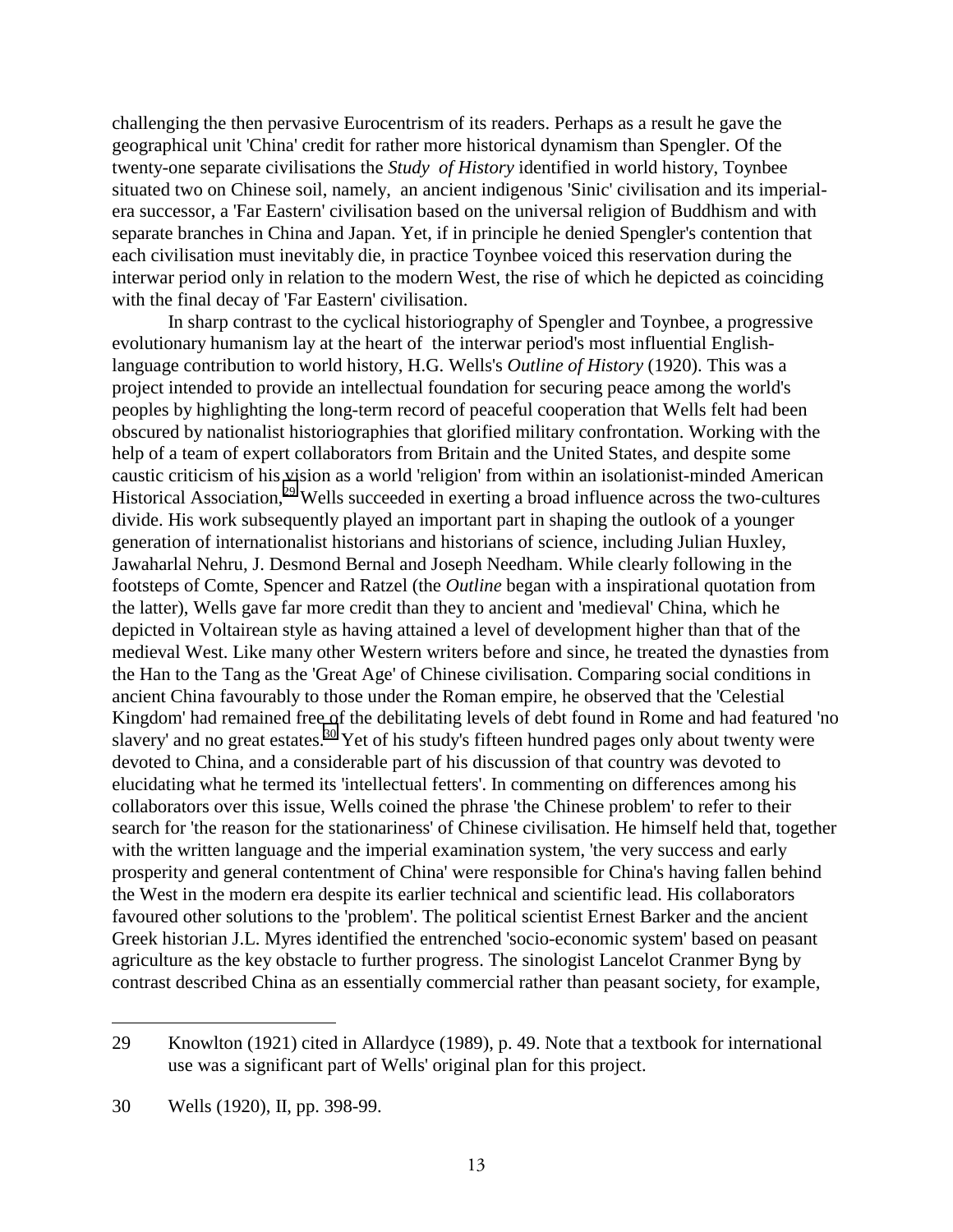challenging the then pervasive Eurocentrism of its readers. Perhaps as a result he gave the geographical unit 'China' credit for rather more historical dynamism than Spengler. Of the twenty-one separate civilisations the *Study of History* identified in world history, Toynbee situated two on Chinese soil, namely, an ancient indigenous 'Sinic' civilisation and its imperial-era successor, a 'Far Eastern' civilisation based on the universal religion of Buddhism and with separate branches in China and Japan. Yet, if in principle he denied Spengler's contention that each civilisation must inevitably die, in practice Toynbee voiced this reservation during the interwar period only in relation to the modern West, the rise of which he depicted as coinciding with the final decay of 'Far Eastern' civilisation.

In sharp contrast to the cyclical historiography of Spengler and Toynbee, a progressive evolutionary humanism lay at the heart of the interwar period's most influential English-language contribution to world history, H.G. Wells's *Outline of History* (1920). This was a project intended to provide an intellectual foundation for securing peace among the world's peoples by highlighting the long-term record of peaceful cooperation that Wells felt had been obscured by nationalist historiographies that glorified military confrontation. Working with the help of a team of expert collaborators from Britain and the United States, and despite some caustic criticism of his vision as a world 'religion' from within an isolationist-minded American Historical Association,[29] Wells succeeded in exerting a broad influence across the two-cultures divide. His work subsequently played an important part in shaping the outlook of a younger generation of internationalist historians and historians of science, including Julian Huxley, Jawaharlal Nehru, J. Desmond Bernal and Joseph Needham. While clearly following in the footsteps of Comte, Spencer and Ratzel (the *Outline* began with a inspirational quotation from the latter), Wells gave far more credit than they to ancient and 'medieval' China, which he depicted in Voltairean style as having attained a level of development higher than that of the medieval West. Like many other Western writers before and since, he treated the dynasties from the Han to the Tang as the 'Great Age' of Chinese civilisation. Comparing social conditions in ancient China favourably to those under the Roman empire, he observed that the 'Celestial Kingdom' had remained free of the debilitating levels of debt found in Rome and had featured 'no slavery' and no great estates.[30] Yet of his study's fifteen hundred pages only about twenty were devoted to China, and a considerable part of his discussion of that country was devoted to elucidating what he termed its 'intellectual fetters'. In commenting on differences among his collaborators over this issue, Wells coined the phrase 'the Chinese problem' to refer to their search for 'the reason for the stationariness' of Chinese civilisation. He himself held that, together with the written language and the imperial examination system, 'the very success and early prosperity and general contentment of China' were responsible for China's having fallen behind the West in the modern era despite its earlier technical and scientific lead. His collaborators favoured other solutions to the 'problem'. The political scientist Ernest Barker and the ancient Greek historian J.L. Myres identified the entrenched 'socio-economic system' based on peasant agriculture as the key obstacle to further progress. The sinologist Lancelot Cranmer Byng by contrast described China as an essentially commercial rather than peasant society, for example,

---

29 Knowlton (1921) cited in Allardyce (1989), p. 49. Note that a textbook for international use was a significant part of Wells' original plan for this project.

30 Wells (1920), II, pp. 398-99.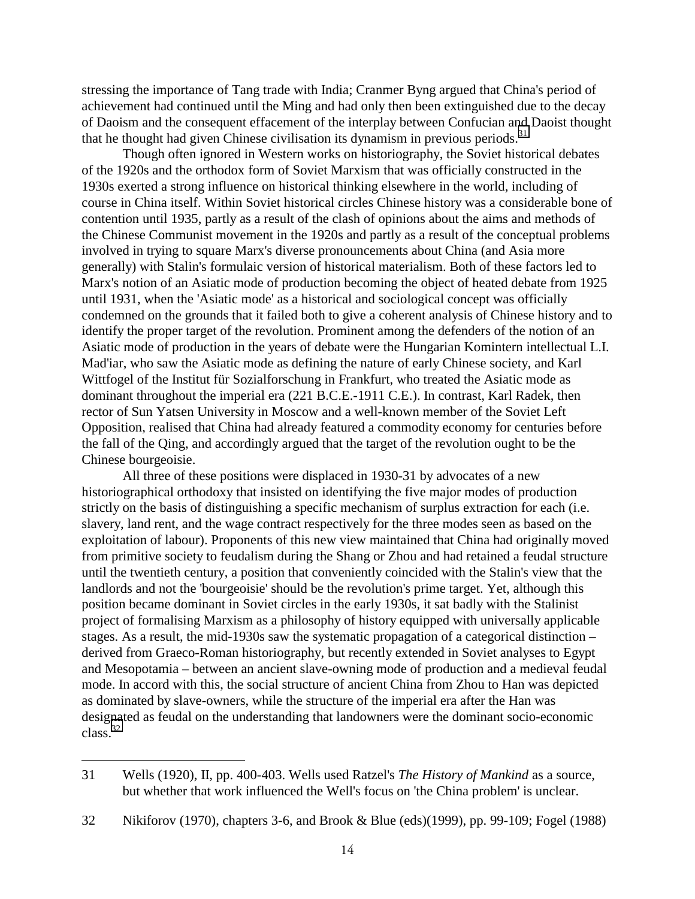stressing the importance of Tang trade with India; Cranmer Byng argued that China's period of achievement had continued until the Ming and had only then been extinguished due to the decay of Daoism and the consequent effacement of the interplay between Confucian and Daoist thought that he thought had given Chinese civilisation its dynamism in previous periods.[31]

Though often ignored in Western works on historiography, the Soviet historical debates of the 1920s and the orthodox form of Soviet Marxism that was officially constructed in the 1930s exerted a strong influence on historical thinking elsewhere in the world, including of course in China itself. Within Soviet historical circles Chinese history was a considerable bone of contention until 1935, partly as a result of the clash of opinions about the aims and methods of the Chinese Communist movement in the 1920s and partly as a result of the conceptual problems involved in trying to square Marx's diverse pronouncements about China (and Asia more generally) with Stalin's formulaic version of historical materialism. Both of these factors led to Marx's notion of an Asiatic mode of production becoming the object of heated debate from 1925 until 1931, when the 'Asiatic mode' as a historical and sociological concept was officially condemned on the grounds that it failed both to give a coherent analysis of Chinese history and to identify the proper target of the revolution. Prominent among the defenders of the notion of an Asiatic mode of production in the years of debate were the Hungarian Komintern intellectual L.I. Mad'iar, who saw the Asiatic mode as defining the nature of early Chinese society, and Karl Wittfogel of the Institut für Sozialforschung in Frankfurt, who treated the Asiatic mode as dominant throughout the imperial era (221 B.C.E.-1911 C.E.). In contrast, Karl Radek, then rector of Sun Yatsen University in Moscow and a well-known member of the Soviet Left Opposition, realised that China had already featured a commodity economy for centuries before the fall of the Qing, and accordingly argued that the target of the revolution ought to be the Chinese bourgeoisie.

All three of these positions were displaced in 1930-31 by advocates of a new historiographical orthodoxy that insisted on identifying the five major modes of production strictly on the basis of distinguishing a specific mechanism of surplus extraction for each (i.e. slavery, land rent, and the wage contract respectively for the three modes seen as based on the exploitation of labour). Proponents of this new view maintained that China had originally moved from primitive society to feudalism during the Shang or Zhou and had retained a feudal structure until the twentieth century, a position that conveniently coincided with the Stalin's view that the landlords and not the 'bourgeoisie' should be the revolution's prime target. Yet, although this position became dominant in Soviet circles in the early 1930s, it sat badly with the Stalinist project of formalising Marxism as a philosophy of history equipped with universally applicable stages. As a result, the mid-1930s saw the systematic propagation of a categorical distinction – derived from Graeco-Roman historiography, but recently extended in Soviet analyses to Egypt and Mesopotamia – between an ancient slave-owning mode of production and a medieval feudal mode. In accord with this, the social structure of ancient China from Zhou to Han was depicted as dominated by slave-owners, while the structure of the imperial era after the Han was designated as feudal on the understanding that landowners were the dominant socio-economic class.[32]

---

31 Wells (1920), II, pp. 400-403. Wells used Ratzel's *The History of Mankind* as a source, but whether that work influenced the Well's focus on 'the China problem' is unclear.

32 Nikiforov (1970), chapters 3-6, and Brook & Blue (eds)(1999), pp. 99-109; Fogel (1988)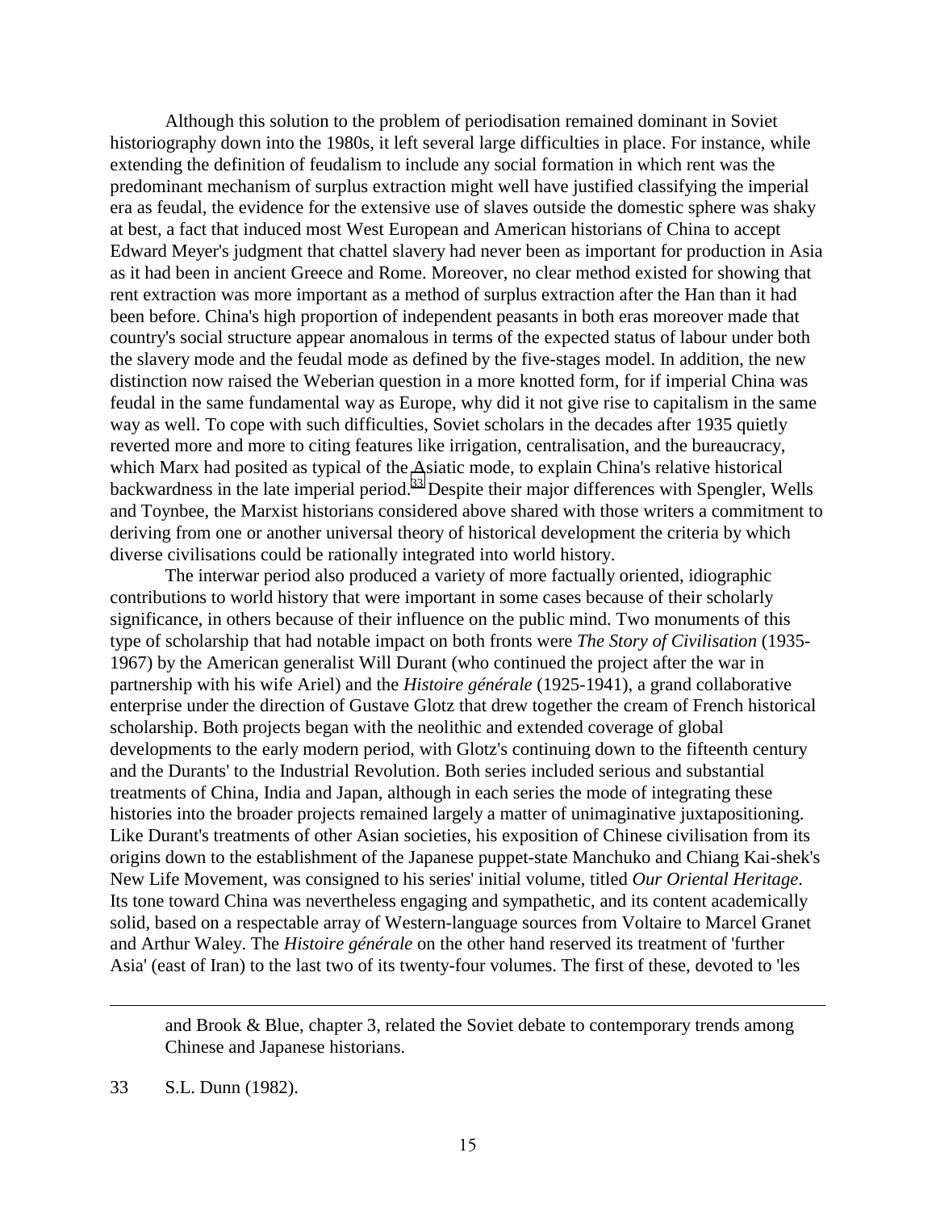Although this solution to the problem of periodisation remained dominant in Soviet historiography down into the 1980s, it left several large difficulties in place. For instance, while extending the definition of feudalism to include any social formation in which rent was the predominant mechanism of surplus extraction might well have justified classifying the imperial era as feudal, the evidence for the extensive use of slaves outside the domestic sphere was shaky at best, a fact that induced most West European and American historians of China to accept Edward Meyer's judgment that chattel slavery had never been as important for production in Asia as it had been in ancient Greece and Rome. Moreover, no clear method existed for showing that rent extraction was more important as a method of surplus extraction after the Han than it had been before. China's high proportion of independent peasants in both eras moreover made that country's social structure appear anomalous in terms of the expected status of labour under both the slavery mode and the feudal mode as defined by the five-stages model. In addition, the new distinction now raised the Weberian question in a more knotted form, for if imperial China was feudal in the same fundamental way as Europe, why did it not give rise to capitalism in the same way as well. To cope with such difficulties, Soviet scholars in the decades after 1935 quietly reverted more and more to citing features like irrigation, centralisation, and the bureaucracy, which Marx had posited as typical of the Asiatic mode, to explain China's relative historical backwardness in the late imperial period.[33] Despite their major differences with Spengler, Wells and Toynbee, the Marxist historians considered above shared with those writers a commitment to deriving from one or another universal theory of historical development the criteria by which diverse civilisations could be rationally integrated into world history.

The interwar period also produced a variety of more factually oriented, idiographic contributions to world history that were important in some cases because of their scholarly significance, in others because of their influence on the public mind. Two monuments of this type of scholarship that had notable impact on both fronts were *The Story of Civilisation* (1935-1967) by the American generalist Will Durant (who continued the project after the war in partnership with his wife Ariel) and the *Histoire générale* (1925-1941), a grand collaborative enterprise under the direction of Gustave Glotz that drew together the cream of French historical scholarship. Both projects began with the neolithic and extended coverage of global developments to the early modern period, with Glotz's continuing down to the fifteenth century and the Durants' to the Industrial Revolution. Both series included serious and substantial treatments of China, India and Japan, although in each series the mode of integrating these histories into the broader projects remained largely a matter of unimaginative juxtapositioning. Like Durant's treatments of other Asian societies, his exposition of Chinese civilisation from its origins down to the establishment of the Japanese puppet-state Manchuko and Chiang Kai-shek's New Life Movement, was consigned to his series' initial volume, titled *Our Oriental Heritage*. Its tone toward China was nevertheless engaging and sympathetic, and its content academically solid, based on a respectable array of Western-language sources from Voltaire to Marcel Granet and Arthur Waley. The *Histoire générale* on the other hand reserved its treatment of 'further Asia' (east of Iran) to the last two of its twenty-four volumes. The first of these, devoted to 'les

---

and Brook & Blue, chapter 3, related the Soviet debate to contemporary trends among Chinese and Japanese historians.

33 S.L. Dunn (1982).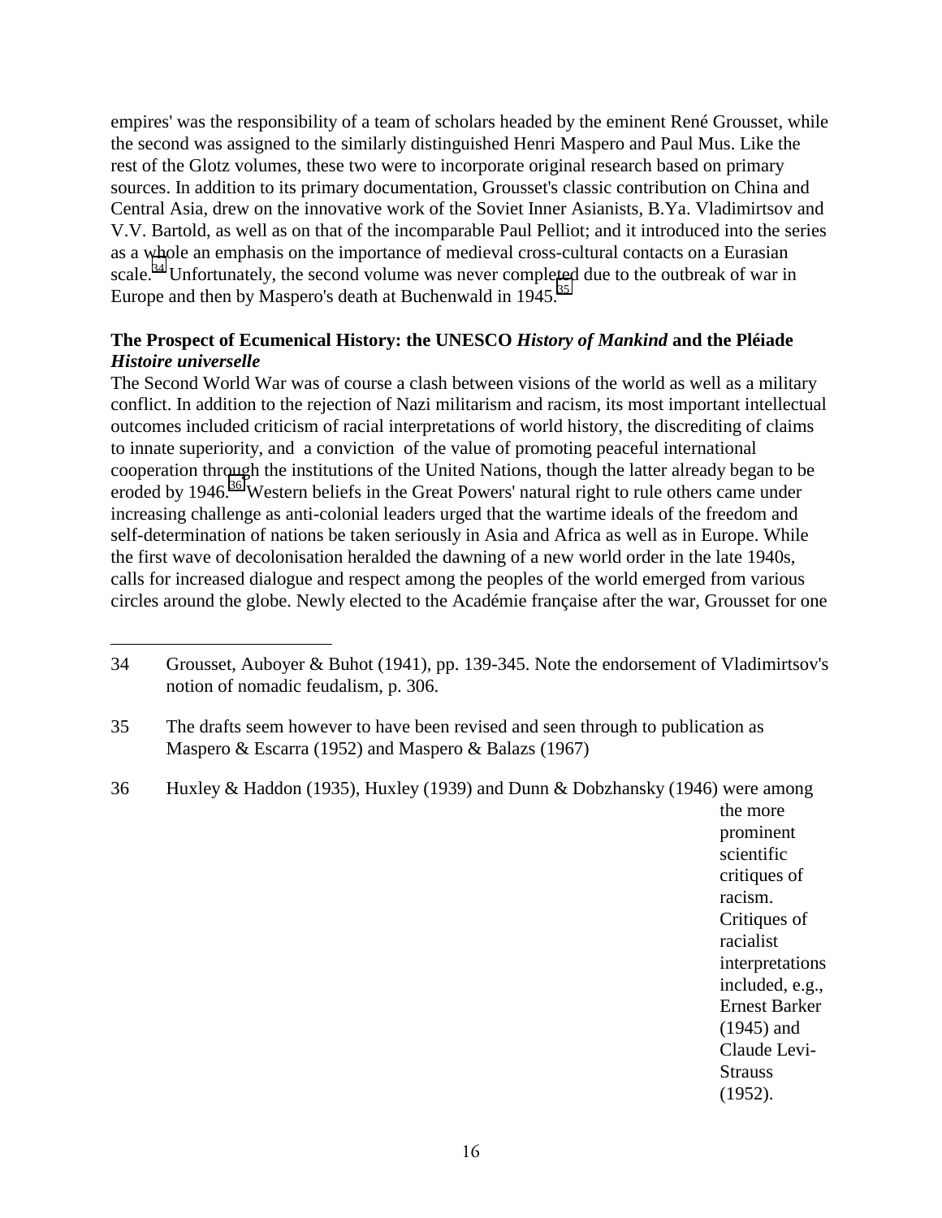empires' was the responsibility of a team of scholars headed by the eminent René Grousset, while the second was assigned to the similarly distinguished Henri Maspero and Paul Mus. Like the rest of the Glotz volumes, these two were to incorporate original research based on primary sources. In addition to its primary documentation, Grousset's classic contribution on China and Central Asia, drew on the innovative work of the Soviet Inner Asianists, B.Ya. Vladimirtsov and V.V. Bartold, as well as on that of the incomparable Paul Pelliot; and it introduced into the series as a whole an emphasis on the importance of medieval cross-cultural contacts on a Eurasian scale.[34] Unfortunately, the second volume was never completed due to the outbreak of war in Europe and then by Maspero's death at Buchenwald in 1945.[35]

**The Prospect of Ecumenical History: the UNESCO *History of Mankind* and the Pléiade *Histoire universelle***

The Second World War was of course a clash between visions of the world as well as a military conflict. In addition to the rejection of Nazi militarism and racism, its most important intellectual outcomes included criticism of racial interpretations of world history, the discrediting of claims to innate superiority, and a conviction of the value of promoting peaceful international cooperation through the institutions of the United Nations, though the latter already began to be eroded by 1946.[36] Western beliefs in the Great Powers' natural right to rule others came under increasing challenge as anti-colonial leaders urged that the wartime ideals of the freedom and self-determination of nations be taken seriously in Asia and Africa as well as in Europe. While the first wave of decolonisation heralded the dawning of a new world order in the late 1940s, calls for increased dialogue and respect among the peoples of the world emerged from various circles around the globe. Newly elected to the Académie française after the war, Grousset for one

---

34 Grousset, Auboyer & Buhot (1941), pp. 139-345. Note the endorsement of Vladimirtsov's notion of nomadic feudalism, p. 306.

35 The drafts seem however to have been revised and seen through to publication as Maspero & Escarra (1952) and Maspero & Balazs (1967)

36 Huxley & Haddon (1935), Huxley (1939) and Dunn & Dobzhansky (1946) were among the more prominent scientific critiques of racism. Critiques of racialist interpretations included, e.g., Ernest Barker (1945) and Claude Levi-Strauss (1952).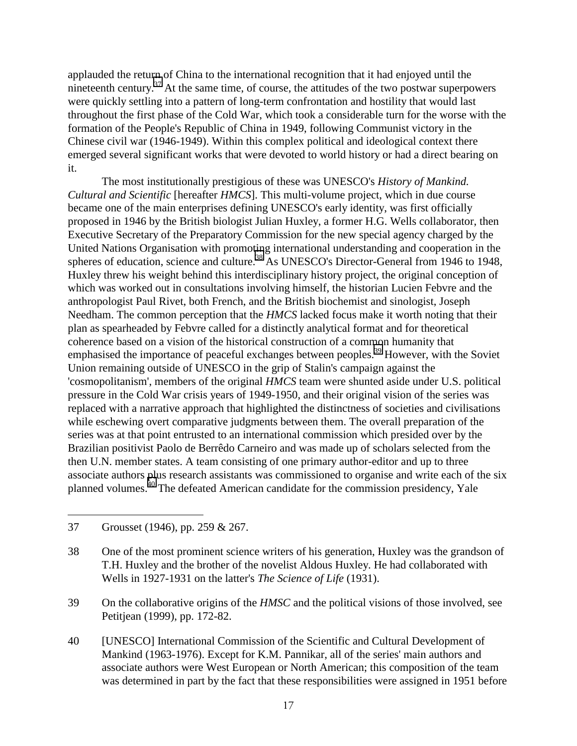applauded the return of China to the international recognition that it had enjoyed until the nineteenth century.[37] At the same time, of course, the attitudes of the two postwar superpowers were quickly settling into a pattern of long-term confrontation and hostility that would last throughout the first phase of the Cold War, which took a considerable turn for the worse with the formation of the People's Republic of China in 1949, following Communist victory in the Chinese civil war (1946-1949). Within this complex political and ideological context there emerged several significant works that were devoted to world history or had a direct bearing on it.

The most institutionally prestigious of these was UNESCO's *History of Mankind. Cultural and Scientific* [hereafter *HMCS*]. This multi-volume project, which in due course became one of the main enterprises defining UNESCO's early identity, was first officially proposed in 1946 by the British biologist Julian Huxley, a former H.G. Wells collaborator, then Executive Secretary of the Preparatory Commission for the new special agency charged by the United Nations Organisation with promoting international understanding and cooperation in the spheres of education, science and culture.[38] As UNESCO's Director-General from 1946 to 1948, Huxley threw his weight behind this interdisciplinary history project, the original conception of which was worked out in consultations involving himself, the historian Lucien Febvre and the anthropologist Paul Rivet, both French, and the British biochemist and sinologist, Joseph Needham. The common perception that the *HMCS* lacked focus make it worth noting that their plan as spearheaded by Febvre called for a distinctly analytical format and for theoretical coherence based on a vision of the historical construction of a common humanity that emphasised the importance of peaceful exchanges between peoples.[39] However, with the Soviet Union remaining outside of UNESCO in the grip of Stalin's campaign against the 'cosmopolitanism', members of the original *HMCS* team were shunted aside under U.S. political pressure in the Cold War crisis years of 1949-1950, and their original vision of the series was replaced with a narrative approach that highlighted the distinctness of societies and civilisations while eschewing overt comparative judgments between them. The overall preparation of the series was at that point entrusted to an international commission which presided over by the Brazilian positivist Paolo de Berrêdo Carneiro and was made up of scholars selected from the then U.N. member states. A team consisting of one primary author-editor and up to three associate authors plus research assistants was commissioned to organise and write each of the six planned volumes.[40] The defeated American candidate for the commission presidency, Yale

---

37 Grousset (1946), pp. 259 & 267.

38 One of the most prominent science writers of his generation, Huxley was the grandson of T.H. Huxley and the brother of the novelist Aldous Huxley. He had collaborated with Wells in 1927-1931 on the latter's *The Science of Life* (1931).

39 On the collaborative origins of the *HMSC* and the political visions of those involved, see Petitjean (1999), pp. 172-82.

40 [UNESCO] International Commission of the Scientific and Cultural Development of Mankind (1963-1976). Except for K.M. Pannikar, all of the series' main authors and associate authors were West European or North American; this composition of the team was determined in part by the fact that these responsibilities were assigned in 1951 before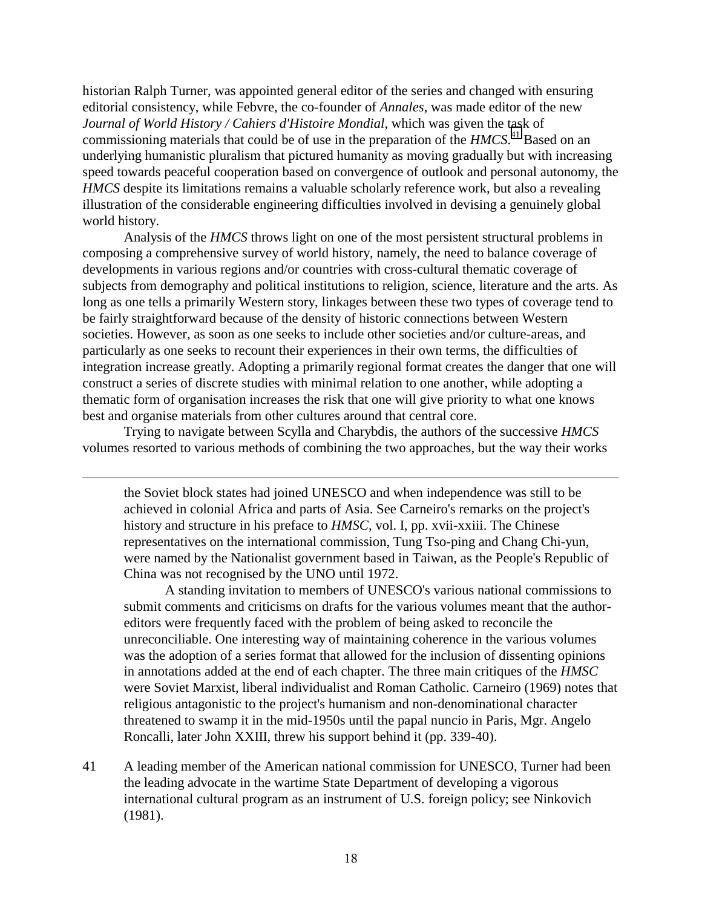historian Ralph Turner, was appointed general editor of the series and changed with ensuring editorial consistency, while Febvre, the co-founder of *Annales*, was made editor of the new *Journal of World History / Cahiers d'Histoire Mondial*, which was given the task of commissioning materials that could be of use in the preparation of the *HMCS*.[41] Based on an underlying humanistic pluralism that pictured humanity as moving gradually but with increasing speed towards peaceful cooperation based on convergence of outlook and personal autonomy, the *HMCS* despite its limitations remains a valuable scholarly reference work, but also a revealing illustration of the considerable engineering difficulties involved in devising a genuinely global world history.

Analysis of the *HMCS* throws light on one of the most persistent structural problems in composing a comprehensive survey of world history, namely, the need to balance coverage of developments in various regions and/or countries with cross-cultural thematic coverage of subjects from demography and political institutions to religion, science, literature and the arts. As long as one tells a primarily Western story, linkages between these two types of coverage tend to be fairly straightforward because of the density of historic connections between Western societies. However, as soon as one seeks to include other societies and/or culture-areas, and particularly as one seeks to recount their experiences in their own terms, the difficulties of integration increase greatly. Adopting a primarily regional format creates the danger that one will construct a series of discrete studies with minimal relation to one another, while adopting a thematic form of organisation increases the risk that one will give priority to what one knows best and organise materials from other cultures around that central core.

Trying to navigate between Scylla and Charybdis, the authors of the successive *HMCS* volumes resorted to various methods of combining the two approaches, but the way their works

---

the Soviet block states had joined UNESCO and when independence was still to be achieved in colonial Africa and parts of Asia. See Carneiro's remarks on the project's history and structure in his preface to *HMSC*, vol. I, pp. xvii-xxiii. The Chinese representatives on the international commission, Tung Tso-ping and Chang Chi-yun, were named by the Nationalist government based in Taiwan, as the People's Republic of China was not recognised by the UNO until 1972.

A standing invitation to members of UNESCO's various national commissions to submit comments and criticisms on drafts for the various volumes meant that the author-editors were frequently faced with the problem of being asked to reconcile the unreconciliable. One interesting way of maintaining coherence in the various volumes was the adoption of a series format that allowed for the inclusion of dissenting opinions in annotations added at the end of each chapter. The three main critiques of the *HMSC* were Soviet Marxist, liberal individualist and Roman Catholic. Carneiro (1969) notes that religious antagonistic to the project's humanism and non-denominational character threatened to swamp it in the mid-1950s until the papal nuncio in Paris, Mgr. Angelo Roncalli, later John XXIII, threw his support behind it (pp. 339-40).

41 A leading member of the American national commission for UNESCO, Turner had been the leading advocate in the wartime State Department of developing a vigorous international cultural program as an instrument of U.S. foreign policy; see Ninkovich (1981).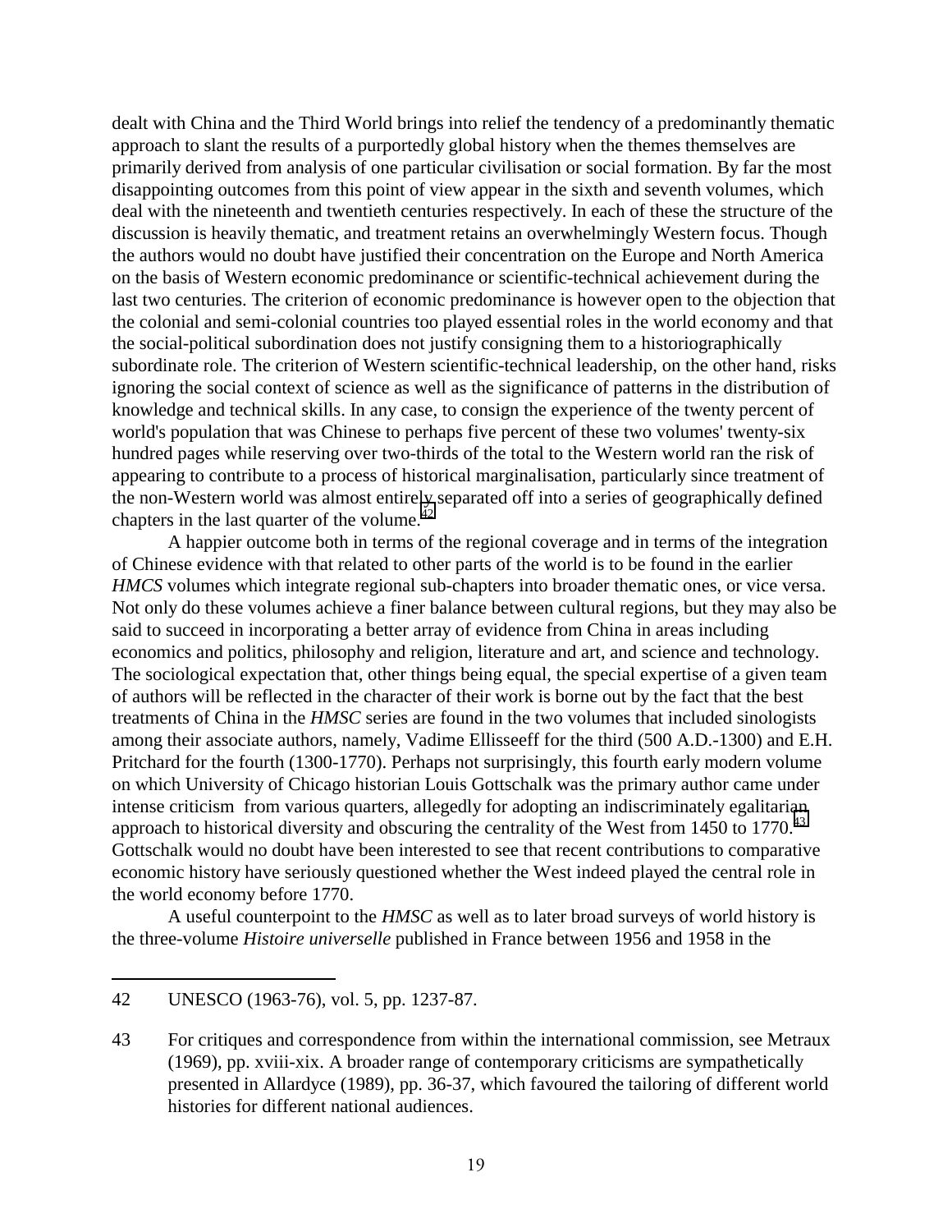dealt with China and the Third World brings into relief the tendency of a predominantly thematic approach to slant the results of a purportedly global history when the themes themselves are primarily derived from analysis of one particular civilisation or social formation. By far the most disappointing outcomes from this point of view appear in the sixth and seventh volumes, which deal with the nineteenth and twentieth centuries respectively. In each of these the structure of the discussion is heavily thematic, and treatment retains an overwhelmingly Western focus. Though the authors would no doubt have justified their concentration on the Europe and North America on the basis of Western economic predominance or scientific-technical achievement during the last two centuries. The criterion of economic predominance is however open to the objection that the colonial and semi-colonial countries too played essential roles in the world economy and that the social-political subordination does not justify consigning them to a historiographically subordinate role. The criterion of Western scientific-technical leadership, on the other hand, risks ignoring the social context of science as well as the significance of patterns in the distribution of knowledge and technical skills. In any case, to consign the experience of the twenty percent of world's population that was Chinese to perhaps five percent of these two volumes' twenty-six hundred pages while reserving over two-thirds of the total to the Western world ran the risk of appearing to contribute to a process of historical marginalisation, particularly since treatment of the non-Western world was almost entirely separated off into a series of geographically defined chapters in the last quarter of the volume.[42]

A happier outcome both in terms of the regional coverage and in terms of the integration of Chinese evidence with that related to other parts of the world is to be found in the earlier *HMCS* volumes which integrate regional sub-chapters into broader thematic ones, or vice versa. Not only do these volumes achieve a finer balance between cultural regions, but they may also be said to succeed in incorporating a better array of evidence from China in areas including economics and politics, philosophy and religion, literature and art, and science and technology. The sociological expectation that, other things being equal, the special expertise of a given team of authors will be reflected in the character of their work is borne out by the fact that the best treatments of China in the *HMSC* series are found in the two volumes that included sinologists among their associate authors, namely, Vadime Ellisseeff for the third (500 A.D.-1300) and E.H. Pritchard for the fourth (1300-1770). Perhaps not surprisingly, this fourth early modern volume on which University of Chicago historian Louis Gottschalk was the primary author came under intense criticism from various quarters, allegedly for adopting an indiscriminately egalitarian approach to historical diversity and obscuring the centrality of the West from 1450 to 1770.[43] Gottschalk would no doubt have been interested to see that recent contributions to comparative economic history have seriously questioned whether the West indeed played the central role in the world economy before 1770.

A useful counterpoint to the *HMSC* as well as to later broad surveys of world history is the three-volume *Histoire universelle* published in France between 1956 and 1958 in the

---

42 UNESCO (1963-76), vol. 5, pp. 1237-87.

43 For critiques and correspondence from within the international commission, see Metraux (1969), pp. xviii-xix. A broader range of contemporary criticisms are sympathetically presented in Allardyce (1989), pp. 36-37, which favoured the tailoring of different world histories for different national audiences.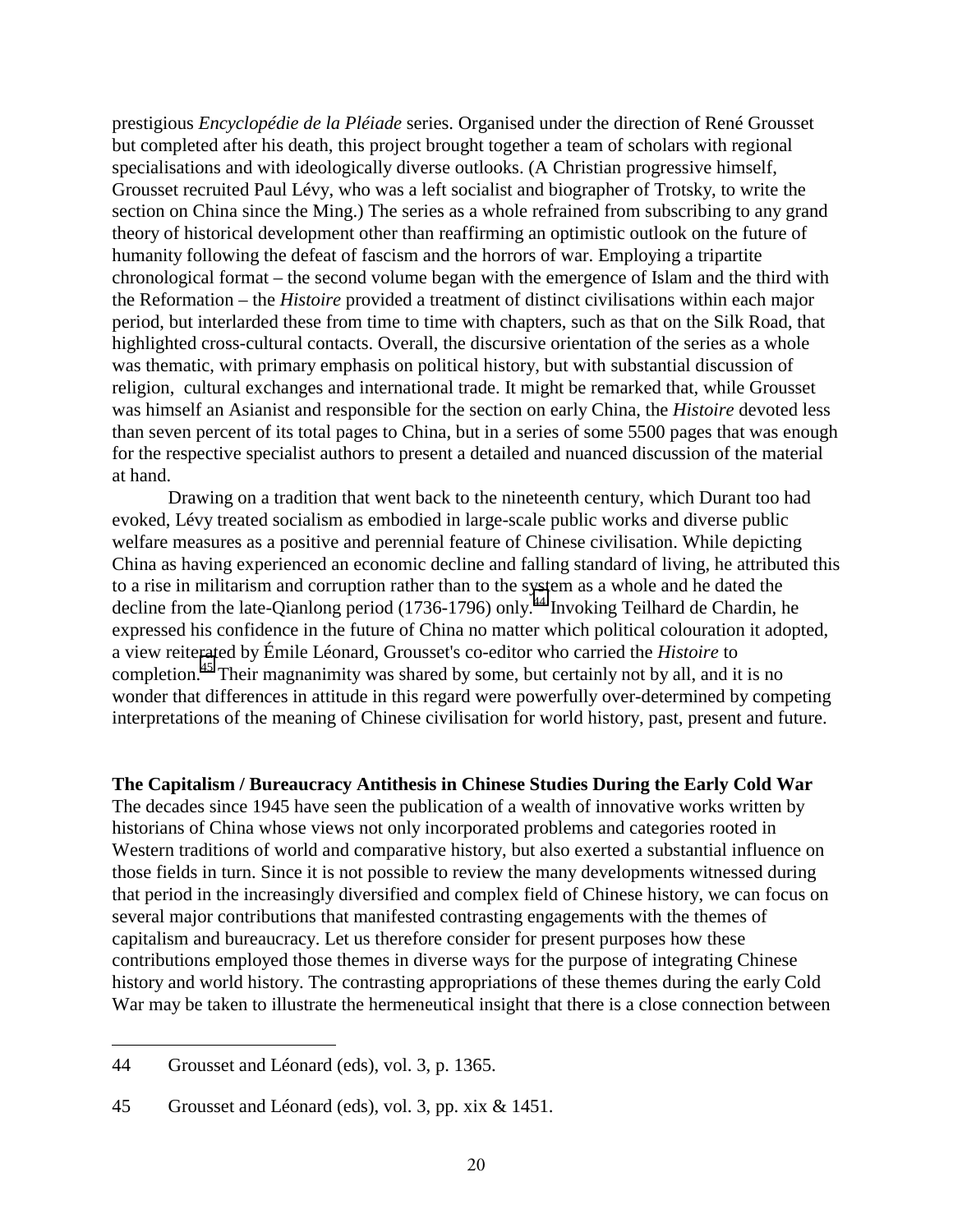prestigious *Encyclopédie de la Pléiade* series. Organised under the direction of René Grousset but completed after his death, this project brought together a team of scholars with regional specialisations and with ideologically diverse outlooks. (A Christian progressive himself, Grousset recruited Paul Lévy, who was a left socialist and biographer of Trotsky, to write the section on China since the Ming.) The series as a whole refrained from subscribing to any grand theory of historical development other than reaffirming an optimistic outlook on the future of humanity following the defeat of fascism and the horrors of war. Employing a tripartite chronological format – the second volume began with the emergence of Islam and the third with the Reformation – the *Histoire* provided a treatment of distinct civilisations within each major period, but interlarded these from time to time with chapters, such as that on the Silk Road, that highlighted cross-cultural contacts. Overall, the discursive orientation of the series as a whole was thematic, with primary emphasis on political history, but with substantial discussion of religion, cultural exchanges and international trade. It might be remarked that, while Grousset was himself an Asianist and responsible for the section on early China, the *Histoire* devoted less than seven percent of its total pages to China, but in a series of some 5500 pages that was enough for the respective specialist authors to present a detailed and nuanced discussion of the material at hand.

Drawing on a tradition that went back to the nineteenth century, which Durant too had evoked, Lévy treated socialism as embodied in large-scale public works and diverse public welfare measures as a positive and perennial feature of Chinese civilisation. While depicting China as having experienced an economic decline and falling standard of living, he attributed this to a rise in militarism and corruption rather than to the system as a whole and he dated the decline from the late-Qianlong period (1736-1796) only.[44] Invoking Teilhard de Chardin, he expressed his confidence in the future of China no matter which political colouration it adopted, a view reiterated by Émile Léonard, Grousset's co-editor who carried the *Histoire* to completion.[45] Their magnanimity was shared by some, but certainly not by all, and it is no wonder that differences in attitude in this regard were powerfully over-determined by competing interpretations of the meaning of Chinese civilisation for world history, past, present and future.

**The Capitalism / Bureaucracy Antithesis in Chinese Studies During the Early Cold War**

The decades since 1945 have seen the publication of a wealth of innovative works written by historians of China whose views not only incorporated problems and categories rooted in Western traditions of world and comparative history, but also exerted a substantial influence on those fields in turn. Since it is not possible to review the many developments witnessed during that period in the increasingly diversified and complex field of Chinese history, we can focus on several major contributions that manifested contrasting engagements with the themes of capitalism and bureaucracy. Let us therefore consider for present purposes how these contributions employed those themes in diverse ways for the purpose of integrating Chinese history and world history. The contrasting appropriations of these themes during the early Cold War may be taken to illustrate the hermeneutical insight that there is a close connection between

---

44 Grousset and Léonard (eds), vol. 3, p. 1365.

45 Grousset and Léonard (eds), vol. 3, pp. xix & 1451.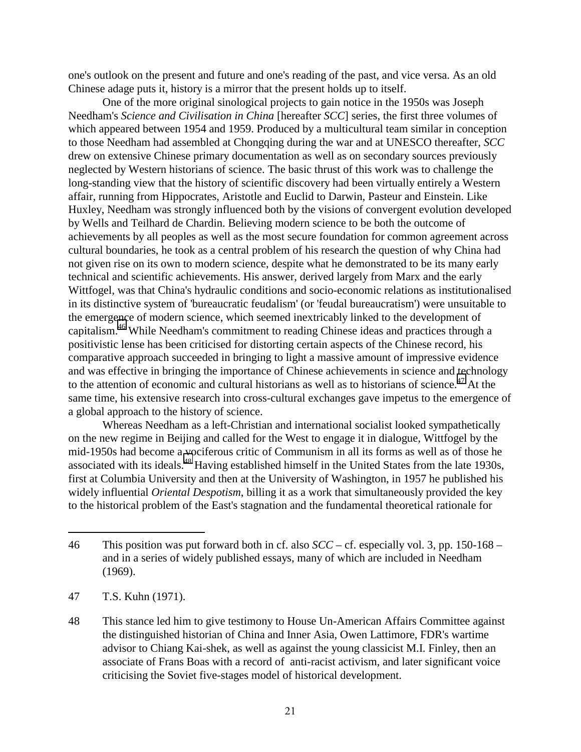one's outlook on the present and future and one's reading of the past, and vice versa. As an old Chinese adage puts it, history is a mirror that the present holds up to itself.

One of the more original sinological projects to gain notice in the 1950s was Joseph Needham's *Science and Civilisation in China* [hereafter *SCC*] series, the first three volumes of which appeared between 1954 and 1959. Produced by a multicultural team similar in conception to those Needham had assembled at Chongqing during the war and at UNESCO thereafter, *SCC* drew on extensive Chinese primary documentation as well as on secondary sources previously neglected by Western historians of science. The basic thrust of this work was to challenge the long-standing view that the history of scientific discovery had been virtually entirely a Western affair, running from Hippocrates, Aristotle and Euclid to Darwin, Pasteur and Einstein. Like Huxley, Needham was strongly influenced both by the visions of convergent evolution developed by Wells and Teilhard de Chardin. Believing modern science to be both the outcome of achievements by all peoples as well as the most secure foundation for common agreement across cultural boundaries, he took as a central problem of his research the question of why China had not given rise on its own to modern science, despite what he demonstrated to be its many early technical and scientific achievements. His answer, derived largely from Marx and the early Wittfogel, was that China's hydraulic conditions and socio-economic relations as institutionalised in its distinctive system of 'bureaucratic feudalism' (or 'feudal bureaucratism') were unsuitable to the emergence of modern science, which seemed inextricably linked to the development of capitalism.[46] While Needham's commitment to reading Chinese ideas and practices through a positivistic lense has been criticised for distorting certain aspects of the Chinese record, his comparative approach succeeded in bringing to light a massive amount of impressive evidence and was effective in bringing the importance of Chinese achievements in science and technology to the attention of economic and cultural historians as well as to historians of science.[47] At the same time, his extensive research into cross-cultural exchanges gave impetus to the emergence of a global approach to the history of science.

Whereas Needham as a left-Christian and international socialist looked sympathetically on the new regime in Beijing and called for the West to engage it in dialogue, Wittfogel by the mid-1950s had become a vociferous critic of Communism in all its forms as well as of those he associated with its ideals.[48] Having established himself in the United States from the late 1930s, first at Columbia University and then at the University of Washington, in 1957 he published his widely influential *Oriental Despotism*, billing it as a work that simultaneously provided the key to the historical problem of the East's stagnation and the fundamental theoretical rationale for

---

46 This position was put forward both in cf. also *SCC* – cf. especially vol. 3, pp. 150-168 – and in a series of widely published essays, many of which are included in Needham (1969).

47 T.S. Kuhn (1971).

48 This stance led him to give testimony to House Un-American Affairs Committee against the distinguished historian of China and Inner Asia, Owen Lattimore, FDR's wartime advisor to Chiang Kai-shek, as well as against the young classicist M.I. Finley, then an associate of Frans Boas with a record of anti-racist activism, and later significant voice criticising the Soviet five-stages model of historical development.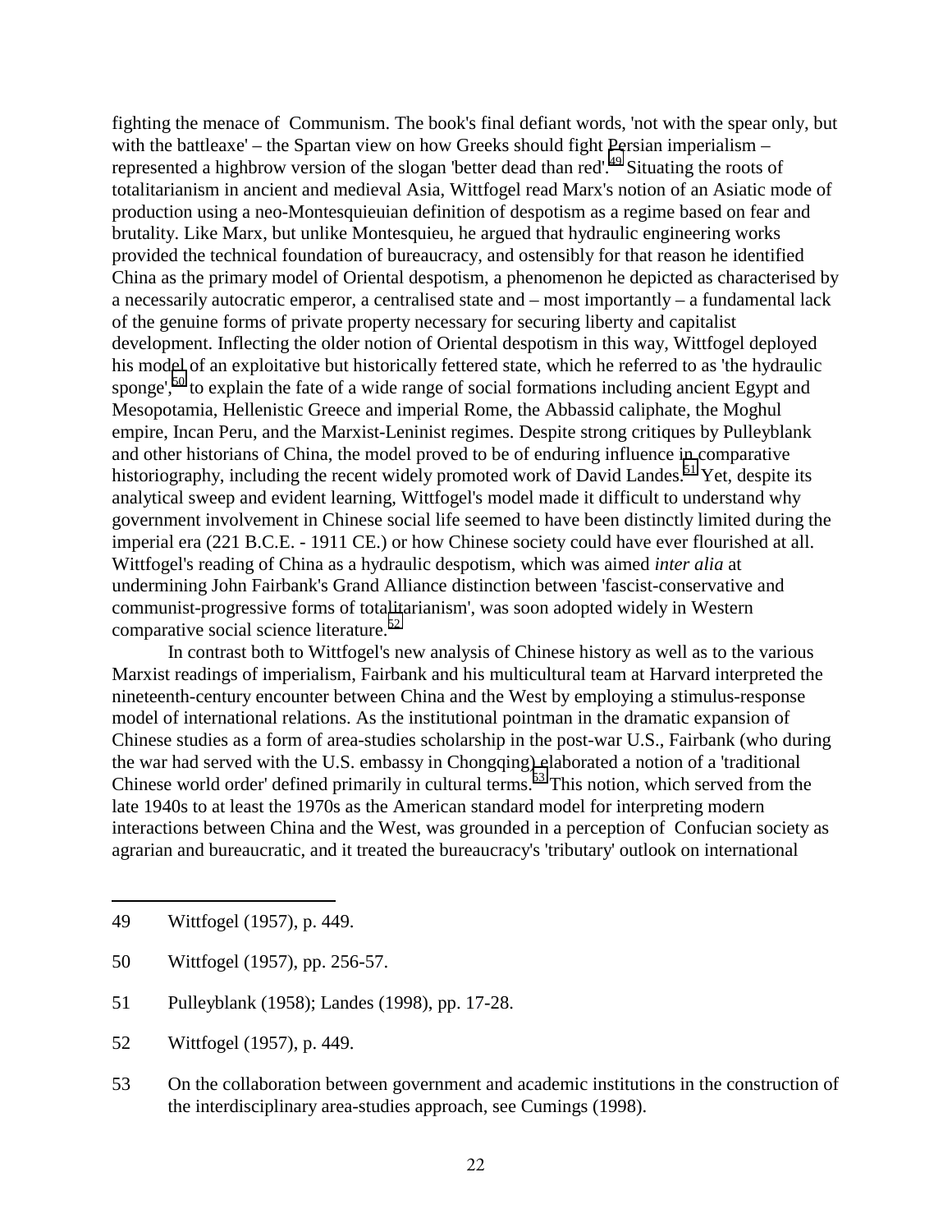fighting the menace of Communism. The book's final defiant words, 'not with the spear only, but with the battleaxe' – the Spartan view on how Greeks should fight Persian imperialism – represented a highbrow version of the slogan 'better dead than red'.[49] Situating the roots of totalitarianism in ancient and medieval Asia, Wittfogel read Marx's notion of an Asiatic mode of production using a neo-Montesquieuian definition of despotism as a regime based on fear and brutality. Like Marx, but unlike Montesquieu, he argued that hydraulic engineering works provided the technical foundation of bureaucracy, and ostensibly for that reason he identified China as the primary model of Oriental despotism, a phenomenon he depicted as characterised by a necessarily autocratic emperor, a centralised state and – most importantly – a fundamental lack of the genuine forms of private property necessary for securing liberty and capitalist development. Inflecting the older notion of Oriental despotism in this way, Wittfogel deployed his model of an exploitative but historically fettered state, which he referred to as 'the hydraulic sponge',[50] to explain the fate of a wide range of social formations including ancient Egypt and Mesopotamia, Hellenistic Greece and imperial Rome, the Abbassid caliphate, the Moghul empire, Incan Peru, and the Marxist-Leninist regimes. Despite strong critiques by Pulleyblank and other historians of China, the model proved to be of enduring influence in comparative historiography, including the recent widely promoted work of David Landes.[51] Yet, despite its analytical sweep and evident learning, Wittfogel's model made it difficult to understand why government involvement in Chinese social life seemed to have been distinctly limited during the imperial era (221 B.C.E. - 1911 CE.) or how Chinese society could have ever flourished at all. Wittfogel's reading of China as a hydraulic despotism, which was aimed *inter alia* at undermining John Fairbank's Grand Alliance distinction between 'fascist-conservative and communist-progressive forms of totalitarianism', was soon adopted widely in Western comparative social science literature.[52]

In contrast both to Wittfogel's new analysis of Chinese history as well as to the various Marxist readings of imperialism, Fairbank and his multicultural team at Harvard interpreted the nineteenth-century encounter between China and the West by employing a stimulus-response model of international relations. As the institutional pointman in the dramatic expansion of Chinese studies as a form of area-studies scholarship in the post-war U.S., Fairbank (who during the war had served with the U.S. embassy in Chongqing) elaborated a notion of a 'traditional Chinese world order' defined primarily in cultural terms.[53] This notion, which served from the late 1940s to at least the 1970s as the American standard model for interpreting modern interactions between China and the West, was grounded in a perception of Confucian society as agrarian and bureaucratic, and it treated the bureaucracy's 'tributary' outlook on international

---

49 Wittfogel (1957), p. 449.

50 Wittfogel (1957), pp. 256-57.

51 Pulleyblank (1958); Landes (1998), pp. 17-28.

52 Wittfogel (1957), p. 449.

53 On the collaboration between government and academic institutions in the construction of the interdisciplinary area-studies approach, see Cumings (1998).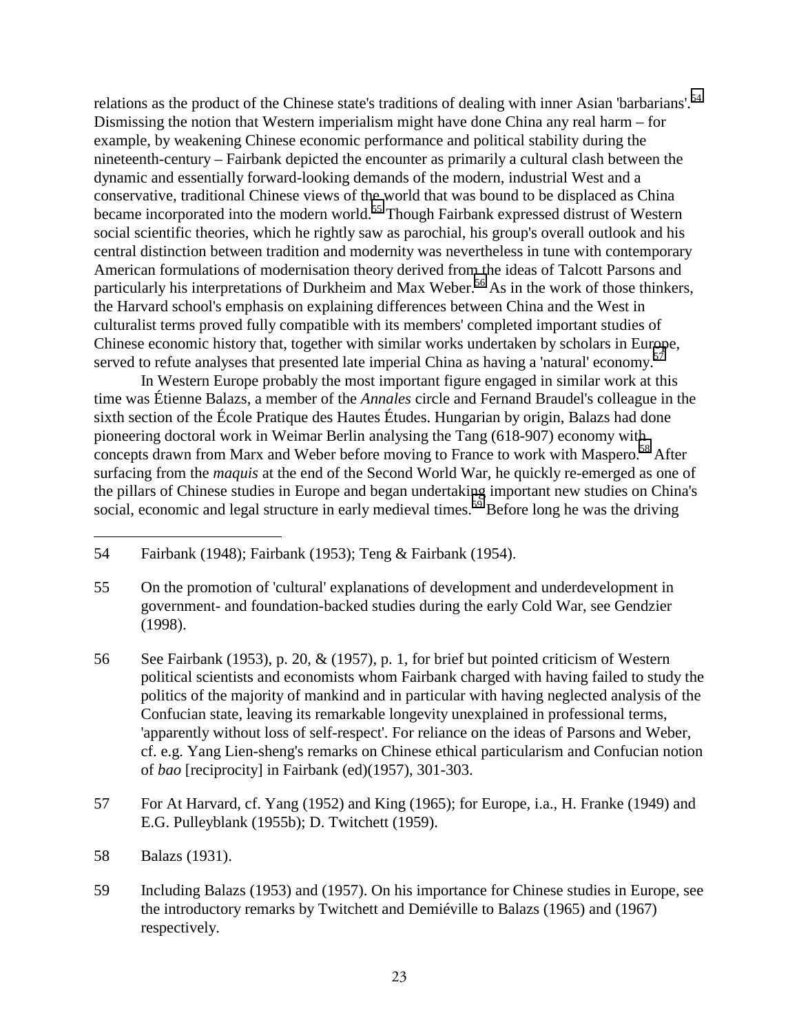relations as the product of the Chinese state's traditions of dealing with inner Asian 'barbarians'.[54] Dismissing the notion that Western imperialism might have done China any real harm – for example, by weakening Chinese economic performance and political stability during the nineteenth-century – Fairbank depicted the encounter as primarily a cultural clash between the dynamic and essentially forward-looking demands of the modern, industrial West and a conservative, traditional Chinese views of the world that was bound to be displaced as China became incorporated into the modern world.[55] Though Fairbank expressed distrust of Western social scientific theories, which he rightly saw as parochial, his group's overall outlook and his central distinction between tradition and modernity was nevertheless in tune with contemporary American formulations of modernisation theory derived from the ideas of Talcott Parsons and particularly his interpretations of Durkheim and Max Weber.[56] As in the work of those thinkers, the Harvard school's emphasis on explaining differences between China and the West in culturalist terms proved fully compatible with its members' completed important studies of Chinese economic history that, together with similar works undertaken by scholars in Europe, served to refute analyses that presented late imperial China as having a 'natural' economy.[57]

In Western Europe probably the most important figure engaged in similar work at this time was Étienne Balazs, a member of the *Annales* circle and Fernand Braudel's colleague in the sixth section of the École Pratique des Hautes Études. Hungarian by origin, Balazs had done pioneering doctoral work in Weimar Berlin analysing the Tang (618-907) economy with concepts drawn from Marx and Weber before moving to France to work with Maspero.[58] After surfacing from the *maquis* at the end of the Second World War, he quickly re-emerged as one of the pillars of Chinese studies in Europe and began undertaking important new studies on China's social, economic and legal structure in early medieval times.[59] Before long he was the driving

---

54 Fairbank (1948); Fairbank (1953); Teng & Fairbank (1954).

55 On the promotion of 'cultural' explanations of development and underdevelopment in government- and foundation-backed studies during the early Cold War, see Gendzier (1998).

56 See Fairbank (1953), p. 20, & (1957), p. 1, for brief but pointed criticism of Western political scientists and economists whom Fairbank charged with having failed to study the politics of the majority of mankind and in particular with having neglected analysis of the Confucian state, leaving its remarkable longevity unexplained in professional terms, 'apparently without loss of self-respect'. For reliance on the ideas of Parsons and Weber, cf. e.g. Yang Lien-sheng's remarks on Chinese ethical particularism and Confucian notion of *bao* [reciprocity] in Fairbank (ed)(1957), 301-303.

57 For At Harvard, cf. Yang (1952) and King (1965); for Europe, i.a., H. Franke (1949) and E.G. Pulleyblank (1955b); D. Twitchett (1959).

58 Balazs (1931).

59 Including Balazs (1953) and (1957). On his importance for Chinese studies in Europe, see the introductory remarks by Twitchett and Demiéville to Balazs (1965) and (1967) respectively.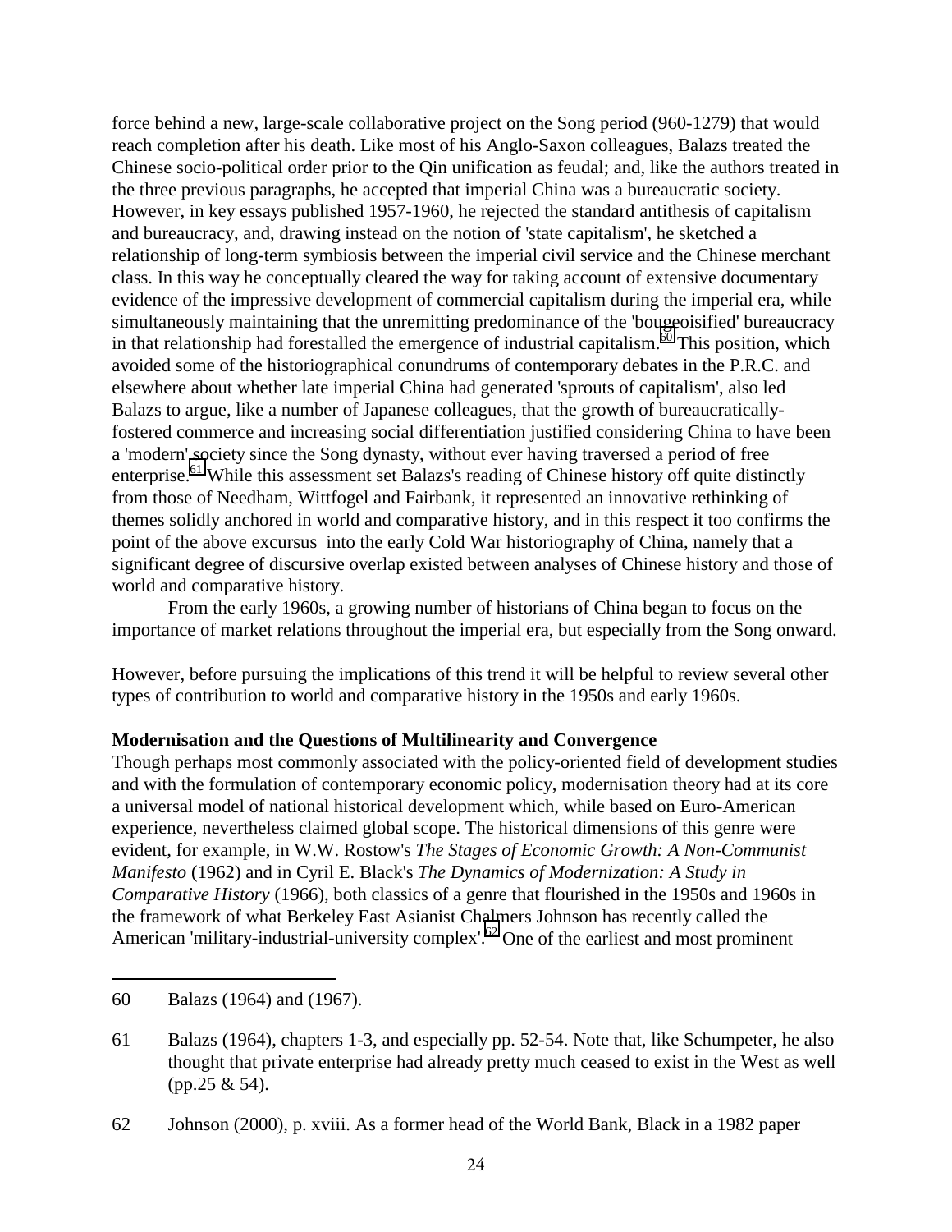force behind a new, large-scale collaborative project on the Song period (960-1279) that would reach completion after his death. Like most of his Anglo-Saxon colleagues, Balazs treated the Chinese socio-political order prior to the Qin unification as feudal; and, like the authors treated in the three previous paragraphs, he accepted that imperial China was a bureaucratic society. However, in key essays published 1957-1960, he rejected the standard antithesis of capitalism and bureaucracy, and, drawing instead on the notion of 'state capitalism', he sketched a relationship of long-term symbiosis between the imperial civil service and the Chinese merchant class. In this way he conceptually cleared the way for taking account of extensive documentary evidence of the impressive development of commercial capitalism during the imperial era, while simultaneously maintaining that the unremitting predominance of the 'bourgeoisified' bureaucracy in that relationship had forestalled the emergence of industrial capitalism.[60] This position, which avoided some of the historiographical conundrums of contemporary debates in the P.R.C. and elsewhere about whether late imperial China had generated 'sprouts of capitalism', also led Balazs to argue, like a number of Japanese colleagues, that the growth of bureaucratically-fostered commerce and increasing social differentiation justified considering China to have been a 'modern' society since the Song dynasty, without ever having traversed a period of free enterprise.[61] While this assessment set Balazs's reading of Chinese history off quite distinctly from those of Needham, Wittfogel and Fairbank, it represented an innovative rethinking of themes solidly anchored in world and comparative history, and in this respect it too confirms the point of the above excursus into the early Cold War historiography of China, namely that a significant degree of discursive overlap existed between analyses of Chinese history and those of world and comparative history.

From the early 1960s, a growing number of historians of China began to focus on the importance of market relations throughout the imperial era, but especially from the Song onward.

However, before pursuing the implications of this trend it will be helpful to review several other types of contribution to world and comparative history in the 1950s and early 1960s.

**Modernisation and the Questions of Multilinearity and Convergence**

Though perhaps most commonly associated with the policy-oriented field of development studies and with the formulation of contemporary economic policy, modernisation theory had at its core a universal model of national historical development which, while based on Euro-American experience, nevertheless claimed global scope. The historical dimensions of this genre were evident, for example, in W.W. Rostow's *The Stages of Economic Growth: A Non-Communist Manifesto* (1962) and in Cyril E. Black's *The Dynamics of Modernization: A Study in Comparative History* (1966), both classics of a genre that flourished in the 1950s and 1960s in the framework of what Berkeley East Asianist Chalmers Johnson has recently called the American 'military-industrial-university complex'.[62] One of the earliest and most prominent

---

60 Balazs (1964) and (1967).

61 Balazs (1964), chapters 1-3, and especially pp. 52-54. Note that, like Schumpeter, he also thought that private enterprise had already pretty much ceased to exist in the West as well (pp.25 & 54).

62 Johnson (2000), p. xviii. As a former head of the World Bank, Black in a 1982 paper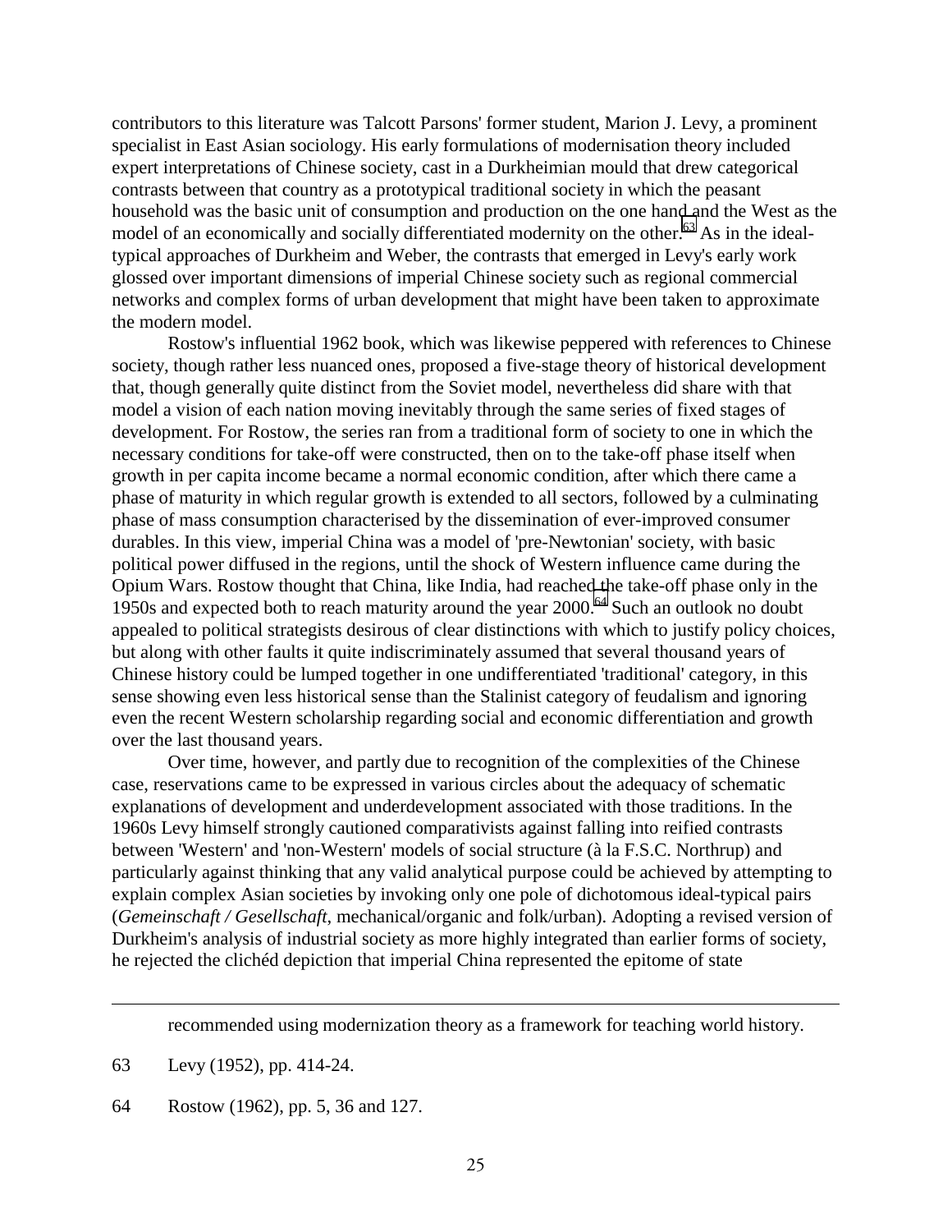contributors to this literature was Talcott Parsons' former student, Marion J. Levy, a prominent specialist in East Asian sociology. His early formulations of modernisation theory included expert interpretations of Chinese society, cast in a Durkheimian mould that drew categorical contrasts between that country as a prototypical traditional society in which the peasant household was the basic unit of consumption and production on the one hand and the West as the model of an economically and socially differentiated modernity on the other.[63] As in the ideal-typical approaches of Durkheim and Weber, the contrasts that emerged in Levy's early work glossed over important dimensions of imperial Chinese society such as regional commercial networks and complex forms of urban development that might have been taken to approximate the modern model.

Rostow's influential 1962 book, which was likewise peppered with references to Chinese society, though rather less nuanced ones, proposed a five-stage theory of historical development that, though generally quite distinct from the Soviet model, nevertheless did share with that model a vision of each nation moving inevitably through the same series of fixed stages of development. For Rostow, the series ran from a traditional form of society to one in which the necessary conditions for take-off were constructed, then on to the take-off phase itself when growth in per capita income became a normal economic condition, after which there came a phase of maturity in which regular growth is extended to all sectors, followed by a culminating phase of mass consumption characterised by the dissemination of ever-improved consumer durables. In this view, imperial China was a model of 'pre-Newtonian' society, with basic political power diffused in the regions, until the shock of Western influence came during the Opium Wars. Rostow thought that China, like India, had reached the take-off phase only in the 1950s and expected both to reach maturity around the year 2000.[64] Such an outlook no doubt appealed to political strategists desirous of clear distinctions with which to justify policy choices, but along with other faults it quite indiscriminately assumed that several thousand years of Chinese history could be lumped together in one undifferentiated 'traditional' category, in this sense showing even less historical sense than the Stalinist category of feudalism and ignoring even the recent Western scholarship regarding social and economic differentiation and growth over the last thousand years.

Over time, however, and partly due to recognition of the complexities of the Chinese case, reservations came to be expressed in various circles about the adequacy of schematic explanations of development and underdevelopment associated with those traditions. In the 1960s Levy himself strongly cautioned comparativists against falling into reified contrasts between 'Western' and 'non-Western' models of social structure (à la F.S.C. Northrup) and particularly against thinking that any valid analytical purpose could be achieved by attempting to explain complex Asian societies by invoking only one pole of dichotomous ideal-typical pairs (*Gemeinschaft / Gesellschaft*, mechanical/organic and folk/urban). Adopting a revised version of Durkheim's analysis of industrial society as more highly integrated than earlier forms of society, he rejected the clichéd depiction that imperial China represented the epitome of state

---

recommended using modernization theory as a framework for teaching world history.

63 Levy (1952), pp. 414-24.

64 Rostow (1962), pp. 5, 36 and 127.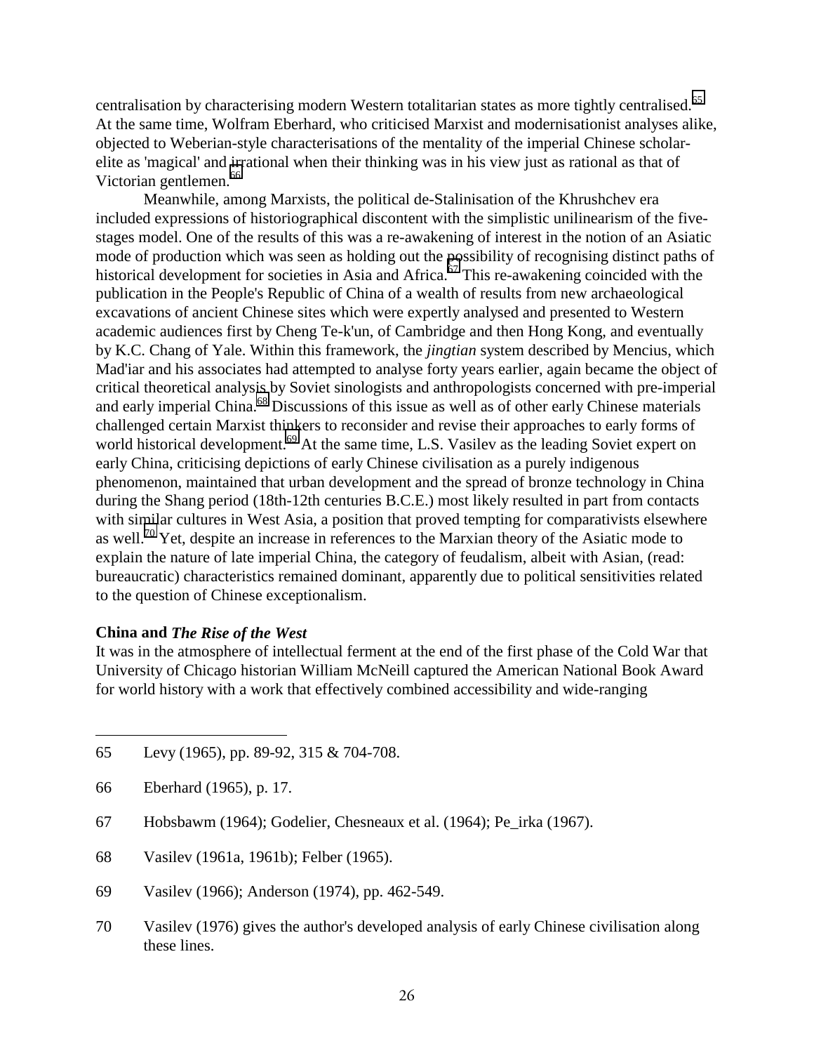centralisation by characterising modern Western totalitarian states as more tightly centralised.[65] At the same time, Wolfram Eberhard, who criticised Marxist and modernisationist analyses alike, objected to Weberian-style characterisations of the mentality of the imperial Chinese scholar-elite as 'magical' and irrational when their thinking was in his view just as rational as that of Victorian gentlemen.[66]

Meanwhile, among Marxists, the political de-Stalinisation of the Khrushchev era included expressions of historiographical discontent with the simplistic unilinearism of the five-stages model. One of the results of this was a re-awakening of interest in the notion of an Asiatic mode of production which was seen as holding out the possibility of recognising distinct paths of historical development for societies in Asia and Africa.[67] This re-awakening coincided with the publication in the People's Republic of China of a wealth of results from new archaeological excavations of ancient Chinese sites which were expertly analysed and presented to Western academic audiences first by Cheng Te-k'un, of Cambridge and then Hong Kong, and eventually by K.C. Chang of Yale. Within this framework, the *jingtian* system described by Mencius, which Mad'iar and his associates had attempted to analyse forty years earlier, again became the object of critical theoretical analysis by Soviet sinologists and anthropologists concerned with pre-imperial and early imperial China.[68] Discussions of this issue as well as of other early Chinese materials challenged certain Marxist thinkers to reconsider and revise their approaches to early forms of world historical development.[69] At the same time, L.S. Vasilev as the leading Soviet expert on early China, criticising depictions of early Chinese civilisation as a purely indigenous phenomenon, maintained that urban development and the spread of bronze technology in China during the Shang period (18th-12th centuries B.C.E.) most likely resulted in part from contacts with similar cultures in West Asia, a position that proved tempting for comparativists elsewhere as well.[70] Yet, despite an increase in references to the Marxian theory of the Asiatic mode to explain the nature of late imperial China, the category of feudalism, albeit with Asian, (read: bureaucratic) characteristics remained dominant, apparently due to political sensitivities related to the question of Chinese exceptionalism.

### China and *The Rise of the West*

It was in the atmosphere of intellectual ferment at the end of the first phase of the Cold War that University of Chicago historian William McNeill captured the American National Book Award for world history with a work that effectively combined accessibility and wide-ranging

---

65 Levy (1965), pp. 89-92, 315 & 704-708.

66 Eberhard (1965), p. 17.

67 Hobsbawm (1964); Godelier, Chesneaux et al. (1964); Pe_irka (1967).

68 Vasilev (1961a, 1961b); Felber (1965).

69 Vasilev (1966); Anderson (1974), pp. 462-549.

70 Vasilev (1976) gives the author's developed analysis of early Chinese civilisation along these lines.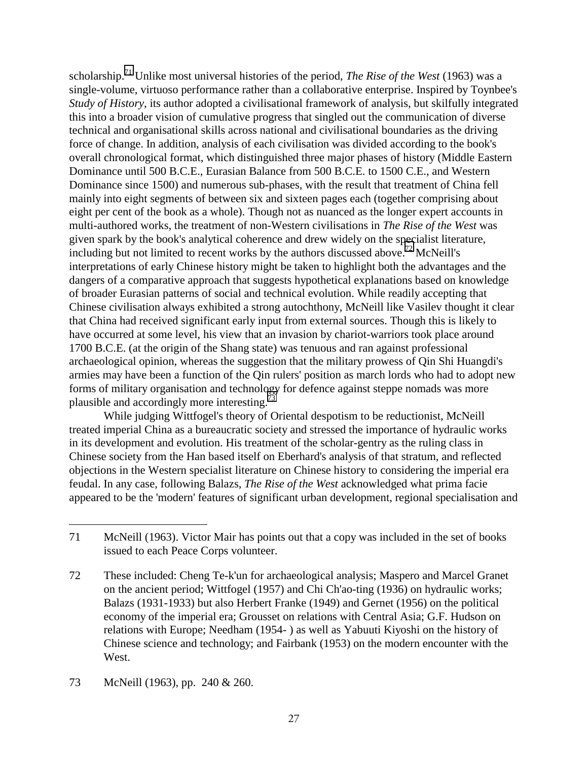scholarship.[71] Unlike most universal histories of the period, *The Rise of the West* (1963) was a single-volume, virtuoso performance rather than a collaborative enterprise. Inspired by Toynbee's *Study of History*, its author adopted a civilisational framework of analysis, but skilfully integrated this into a broader vision of cumulative progress that singled out the communication of diverse technical and organisational skills across national and civilisational boundaries as the driving force of change. In addition, analysis of each civilisation was divided according to the book's overall chronological format, which distinguished three major phases of history (Middle Eastern Dominance until 500 B.C.E., Eurasian Balance from 500 B.C.E. to 1500 C.E., and Western Dominance since 1500) and numerous sub-phases, with the result that treatment of China fell mainly into eight segments of between six and sixteen pages each (together comprising about eight per cent of the book as a whole). Though not as nuanced as the longer expert accounts in multi-authored works, the treatment of non-Western civilisations in *The Rise of the West* was given spark by the book's analytical coherence and drew widely on the specialist literature, including but not limited to recent works by the authors discussed above.[72] McNeill's interpretations of early Chinese history might be taken to highlight both the advantages and the dangers of a comparative approach that suggests hypothetical explanations based on knowledge of broader Eurasian patterns of social and technical evolution. While readily accepting that Chinese civilisation always exhibited a strong autochthony, McNeill like Vasilev thought it clear that China had received significant early input from external sources. Though this is likely to have occurred at some level, his view that an invasion by chariot-warriors took place around 1700 B.C.E. (at the origin of the Shang state) was tenuous and ran against professional archaeological opinion, whereas the suggestion that the military prowess of Qin Shi Huangdi's armies may have been a function of the Qin rulers' position as march lords who had to adopt new forms of military organisation and technology for defence against steppe nomads was more plausible and accordingly more interesting.[73]

While judging Wittfogel's theory of Oriental despotism to be reductionist, McNeill treated imperial China as a bureaucratic society and stressed the importance of hydraulic works in its development and evolution. His treatment of the scholar-gentry as the ruling class in Chinese society from the Han based itself on Eberhard's analysis of that stratum, and reflected objections in the Western specialist literature on Chinese history to considering the imperial era feudal. In any case, following Balazs, *The Rise of the West* acknowledged what prima facie appeared to be the 'modern' features of significant urban development, regional specialisation and

---

71 McNeill (1963). Victor Mair has points out that a copy was included in the set of books issued to each Peace Corps volunteer.

72 These included: Cheng Te-k'un for archaeological analysis; Maspero and Marcel Granet on the ancient period; Wittfogel (1957) and Chi Ch'ao-ting (1936) on hydraulic works; Balazs (1931-1933) but also Herbert Franke (1949) and Gernet (1956) on the political economy of the imperial era; Grousset on relations with Central Asia; G.F. Hudson on relations with Europe; Needham (1954- ) as well as Yabuuti Kiyoshi on the history of Chinese science and technology; and Fairbank (1953) on the modern encounter with the West.

73 McNeill (1963), pp. 240 & 260.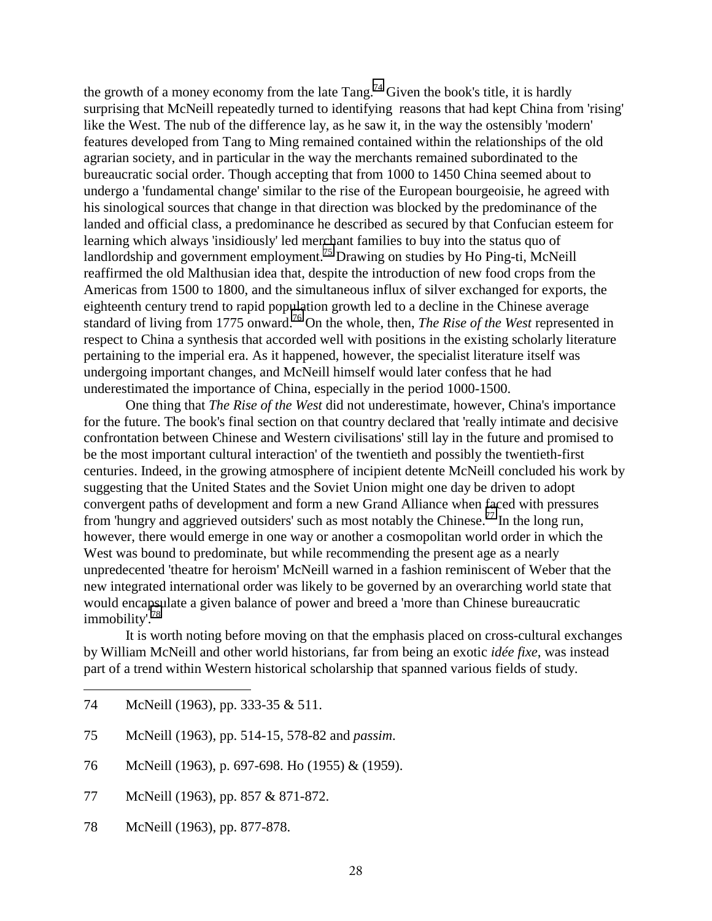the growth of a money economy from the late Tang.[74] Given the book's title, it is hardly surprising that McNeill repeatedly turned to identifying reasons that had kept China from 'rising' like the West. The nub of the difference lay, as he saw it, in the way the ostensibly 'modern' features developed from Tang to Ming remained contained within the relationships of the old agrarian society, and in particular in the way the merchants remained subordinated to the bureaucratic social order. Though accepting that from 1000 to 1450 China seemed about to undergo a 'fundamental change' similar to the rise of the European bourgeoisie, he agreed with his sinological sources that change in that direction was blocked by the predominance of the landed and official class, a predominance he described as secured by that Confucian esteem for learning which always 'insidiously' led merchant families to buy into the status quo of landlordship and government employment.[75] Drawing on studies by Ho Ping-ti, McNeill reaffirmed the old Malthusian idea that, despite the introduction of new food crops from the Americas from 1500 to 1800, and the simultaneous influx of silver exchanged for exports, the eighteenth century trend to rapid population growth led to a decline in the Chinese average standard of living from 1775 onward.[76] On the whole, then, *The Rise of the West* represented in respect to China a synthesis that accorded well with positions in the existing scholarly literature pertaining to the imperial era. As it happened, however, the specialist literature itself was undergoing important changes, and McNeill himself would later confess that he had underestimated the importance of China, especially in the period 1000-1500.

One thing that *The Rise of the West* did not underestimate, however, China's importance for the future. The book's final section on that country declared that 'really intimate and decisive confrontation between Chinese and Western civilisations' still lay in the future and promised to be the most important cultural interaction' of the twentieth and possibly the twentieth-first centuries. Indeed, in the growing atmosphere of incipient detente McNeill concluded his work by suggesting that the United States and the Soviet Union might one day be driven to adopt convergent paths of development and form a new Grand Alliance when faced with pressures from 'hungry and aggrieved outsiders' such as most notably the Chinese.[77] In the long run, however, there would emerge in one way or another a cosmopolitan world order in which the West was bound to predominate, but while recommending the present age as a nearly unpredecented 'theatre for heroism' McNeill warned in a fashion reminiscent of Weber that the new integrated international order was likely to be governed by an overarching world state that would encapsulate a given balance of power and breed a 'more than Chinese bureaucratic immobility'.[78]

It is worth noting before moving on that the emphasis placed on cross-cultural exchanges by William McNeill and other world historians, far from being an exotic *idée fixe*, was instead part of a trend within Western historical scholarship that spanned various fields of study.

---

74 McNeill (1963), pp. 333-35 & 511.

75 McNeill (1963), pp. 514-15, 578-82 and *passim*.

76 McNeill (1963), p. 697-698. Ho (1955) & (1959).

77 McNeill (1963), pp. 857 & 871-872.

78 McNeill (1963), pp. 877-878.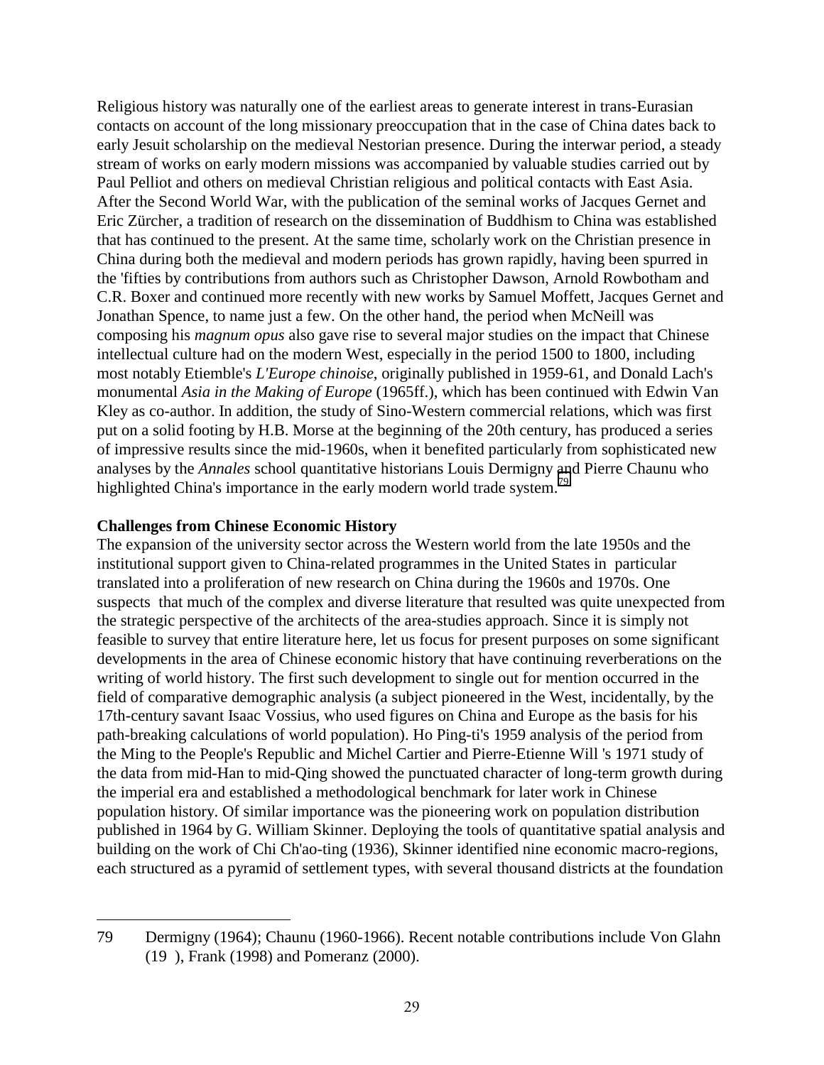Religious history was naturally one of the earliest areas to generate interest in trans-Eurasian contacts on account of the long missionary preoccupation that in the case of China dates back to early Jesuit scholarship on the medieval Nestorian presence. During the interwar period, a steady stream of works on early modern missions was accompanied by valuable studies carried out by Paul Pelliot and others on medieval Christian religious and political contacts with East Asia. After the Second World War, with the publication of the seminal works of Jacques Gernet and Eric Zürcher, a tradition of research on the dissemination of Buddhism to China was established that has continued to the present. At the same time, scholarly work on the Christian presence in China during both the medieval and modern periods has grown rapidly, having been spurred in the 'fifties by contributions from authors such as Christopher Dawson, Arnold Rowbotham and C.R. Boxer and continued more recently with new works by Samuel Moffett, Jacques Gernet and Jonathan Spence, to name just a few. On the other hand, the period when McNeill was composing his *magnum opus* also gave rise to several major studies on the impact that Chinese intellectual culture had on the modern West, especially in the period 1500 to 1800, including most notably Etiemble's *L'Europe chinoise*, originally published in 1959-61, and Donald Lach's monumental *Asia in the Making of Europe* (1965ff.), which has been continued with Edwin Van Kley as co-author. In addition, the study of Sino-Western commercial relations, which was first put on a solid footing by H.B. Morse at the beginning of the 20th century, has produced a series of impressive results since the mid-1960s, when it benefited particularly from sophisticated new analyses by the *Annales* school quantitative historians Louis Dermigny and Pierre Chaunu who highlighted China's importance in the early modern world trade system.[79]

### Challenges from Chinese Economic History

The expansion of the university sector across the Western world from the late 1950s and the institutional support given to China-related programmes in the United States in particular translated into a proliferation of new research on China during the 1960s and 1970s. One suspects that much of the complex and diverse literature that resulted was quite unexpected from the strategic perspective of the architects of the area-studies approach. Since it is simply not feasible to survey that entire literature here, let us focus for present purposes on some significant developments in the area of Chinese economic history that have continuing reverberations on the writing of world history. The first such development to single out for mention occurred in the field of comparative demographic analysis (a subject pioneered in the West, incidentally, by the 17th-century savant Isaac Vossius, who used figures on China and Europe as the basis for his path-breaking calculations of world population). Ho Ping-ti's 1959 analysis of the period from the Ming to the People's Republic and Michel Cartier and Pierre-Etienne Will 's 1971 study of the data from mid-Han to mid-Qing showed the punctuated character of long-term growth during the imperial era and established a methodological benchmark for later work in Chinese population history. Of similar importance was the pioneering work on population distribution published in 1964 by G. William Skinner. Deploying the tools of quantitative spatial analysis and building on the work of Chi Ch'ao-ting (1936), Skinner identified nine economic macro-regions, each structured as a pyramid of settlement types, with several thousand districts at the foundation

---

79 Dermigny (1964); Chaunu (1960-1966). Recent notable contributions include Von Glahn (19 ), Frank (1998) and Pomeranz (2000).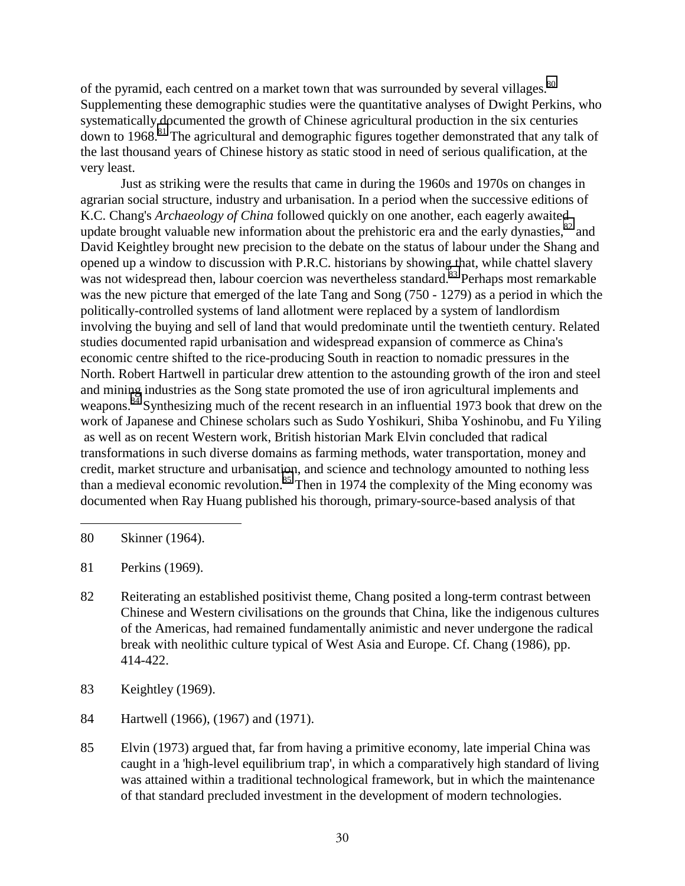of the pyramid, each centred on a market town that was surrounded by several villages.[80] Supplementing these demographic studies were the quantitative analyses of Dwight Perkins, who systematically documented the growth of Chinese agricultural production in the six centuries down to 1968.[81] The agricultural and demographic figures together demonstrated that any talk of the last thousand years of Chinese history as static stood in need of serious qualification, at the very least.

Just as striking were the results that came in during the 1960s and 1970s on changes in agrarian social structure, industry and urbanisation. In a period when the successive editions of K.C. Chang's *Archaeology of China* followed quickly on one another, each eagerly awaited update brought valuable new information about the prehistoric era and the early dynasties,[82] and David Keightley brought new precision to the debate on the status of labour under the Shang and opened up a window to discussion with P.R.C. historians by showing that, while chattel slavery was not widespread then, labour coercion was nevertheless standard.[83] Perhaps most remarkable was the new picture that emerged of the late Tang and Song (750 - 1279) as a period in which the politically-controlled systems of land allotment were replaced by a system of landlordism involving the buying and sell of land that would predominate until the twentieth century. Related studies documented rapid urbanisation and widespread expansion of commerce as China's economic centre shifted to the rice-producing South in reaction to nomadic pressures in the North. Robert Hartwell in particular drew attention to the astounding growth of the iron and steel and mining industries as the Song state promoted the use of iron agricultural implements and weapons.[84] Synthesizing much of the recent research in an influential 1973 book that drew on the work of Japanese and Chinese scholars such as Sudo Yoshikuri, Shiba Yoshinobu, and Fu Yiling as well as on recent Western work, British historian Mark Elvin concluded that radical transformations in such diverse domains as farming methods, water transportation, money and credit, market structure and urbanisation, and science and technology amounted to nothing less than a medieval economic revolution.[85] Then in 1974 the complexity of the Ming economy was documented when Ray Huang published his thorough, primary-source-based analysis of that

---

80 Skinner (1964).

81 Perkins (1969).

82 Reiterating an established positivist theme, Chang posited a long-term contrast between Chinese and Western civilisations on the grounds that China, like the indigenous cultures of the Americas, had remained fundamentally animistic and never undergone the radical break with neolithic culture typical of West Asia and Europe. Cf. Chang (1986), pp. 414-422.

83 Keightley (1969).

84 Hartwell (1966), (1967) and (1971).

85 Elvin (1973) argued that, far from having a primitive economy, late imperial China was caught in a 'high-level equilibrium trap', in which a comparatively high standard of living was attained within a traditional technological framework, but in which the maintenance of that standard precluded investment in the development of modern technologies.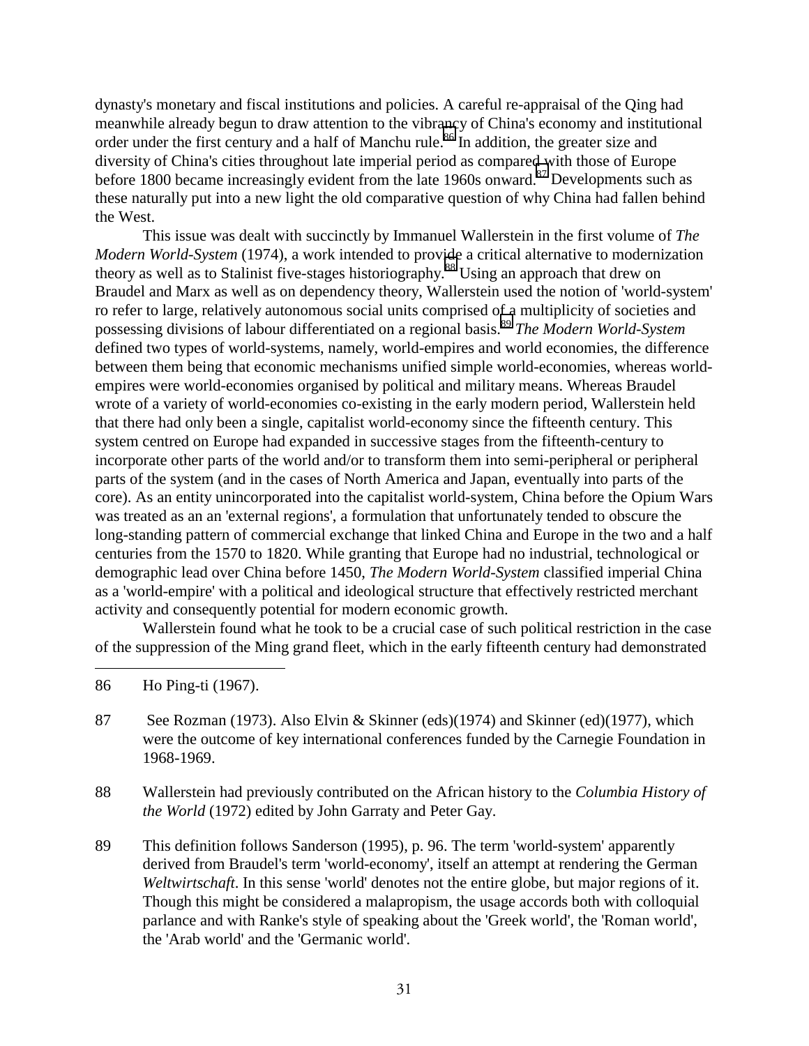dynasty's monetary and fiscal institutions and policies. A careful re-appraisal of the Qing had meanwhile already begun to draw attention to the vibrancy of China's economy and institutional order under the first century and a half of Manchu rule.[86] In addition, the greater size and diversity of China's cities throughout late imperial period as compared with those of Europe before 1800 became increasingly evident from the late 1960s onward.[87] Developments such as these naturally put into a new light the old comparative question of why China had fallen behind the West.

This issue was dealt with succinctly by Immanuel Wallerstein in the first volume of *The Modern World-System* (1974), a work intended to provide a critical alternative to modernization theory as well as to Stalinist five-stages historiography.[88] Using an approach that drew on Braudel and Marx as well as on dependency theory, Wallerstein used the notion of 'world-system' ro refer to large, relatively autonomous social units comprised of a multiplicity of societies and possessing divisions of labour differentiated on a regional basis.[89] *The Modern World-System* defined two types of world-systems, namely, world-empires and world economies, the difference between them being that economic mechanisms unified simple world-economies, whereas world-empires were world-economies organised by political and military means. Whereas Braudel wrote of a variety of world-economies co-existing in the early modern period, Wallerstein held that there had only been a single, capitalist world-economy since the fifteenth century. This system centred on Europe had expanded in successive stages from the fifteenth-century to incorporate other parts of the world and/or to transform them into semi-peripheral or peripheral parts of the system (and in the cases of North America and Japan, eventually into parts of the core). As an entity unincorporated into the capitalist world-system, China before the Opium Wars was treated as an an 'external regions', a formulation that unfortunately tended to obscure the long-standing pattern of commercial exchange that linked China and Europe in the two and a half centuries from the 1570 to 1820. While granting that Europe had no industrial, technological or demographic lead over China before 1450, *The Modern World-System* classified imperial China as a 'world-empire' with a political and ideological structure that effectively restricted merchant activity and consequently potential for modern economic growth.

Wallerstein found what he took to be a crucial case of such political restriction in the case of the suppression of the Ming grand fleet, which in the early fifteenth century had demonstrated

---

86 Ho Ping-ti (1967).

87 See Rozman (1973). Also Elvin & Skinner (eds)(1974) and Skinner (ed)(1977), which were the outcome of key international conferences funded by the Carnegie Foundation in 1968-1969.

88 Wallerstein had previously contributed on the African history to the *Columbia History of the World* (1972) edited by John Garraty and Peter Gay.

89 This definition follows Sanderson (1995), p. 96. The term 'world-system' apparently derived from Braudel's term 'world-economy', itself an attempt at rendering the German *Weltwirtschaft*. In this sense 'world' denotes not the entire globe, but major regions of it. Though this might be considered a malapropism, the usage accords both with colloquial parlance and with Ranke's style of speaking about the 'Greek world', the 'Roman world', the 'Arab world' and the 'Germanic world'.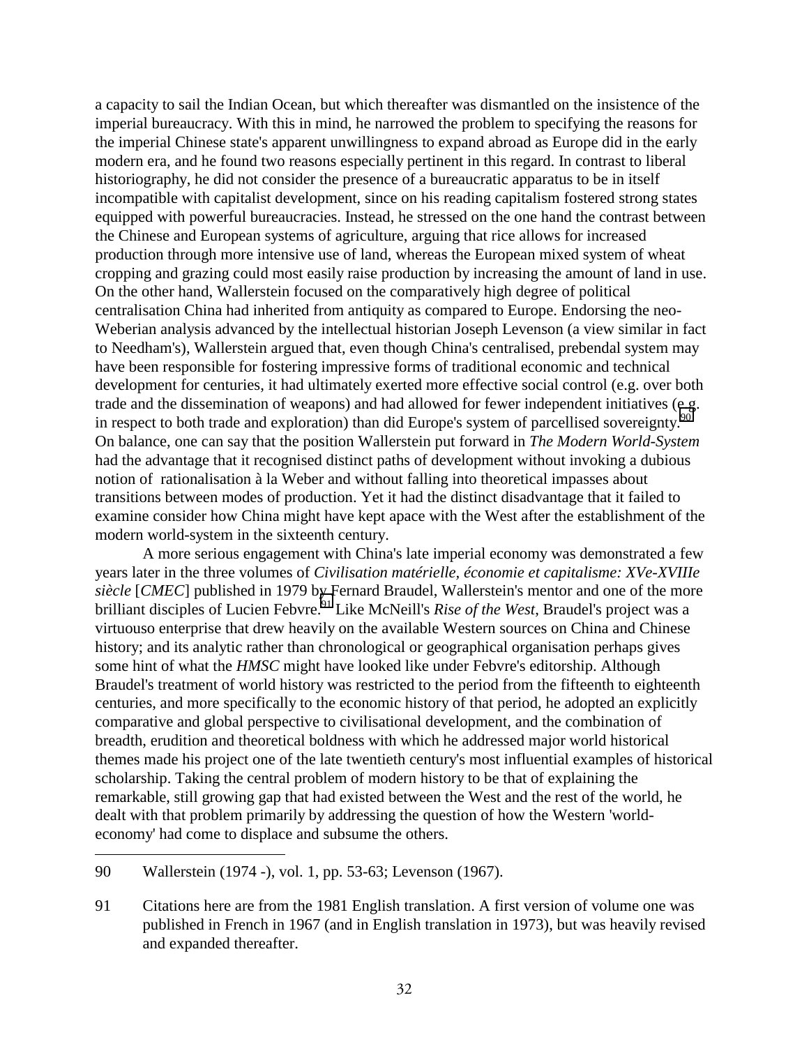a capacity to sail the Indian Ocean, but which thereafter was dismantled on the insistence of the imperial bureaucracy. With this in mind, he narrowed the problem to specifying the reasons for the imperial Chinese state's apparent unwillingness to expand abroad as Europe did in the early modern era, and he found two reasons especially pertinent in this regard. In contrast to liberal historiography, he did not consider the presence of a bureaucratic apparatus to be in itself incompatible with capitalist development, since on his reading capitalism fostered strong states equipped with powerful bureaucracies. Instead, he stressed on the one hand the contrast between the Chinese and European systems of agriculture, arguing that rice allows for increased production through more intensive use of land, whereas the European mixed system of wheat cropping and grazing could most easily raise production by increasing the amount of land in use. On the other hand, Wallerstein focused on the comparatively high degree of political centralisation China had inherited from antiquity as compared to Europe. Endorsing the neo-Weberian analysis advanced by the intellectual historian Joseph Levenson (a view similar in fact to Needham's), Wallerstein argued that, even though China's centralised, prebendal system may have been responsible for fostering impressive forms of traditional economic and technical development for centuries, it had ultimately exerted more effective social control (e.g. over both trade and the dissemination of weapons) and had allowed for fewer independent initiatives (e.g. in respect to both trade and exploration) than did Europe's system of parcellised sovereignty.[90] On balance, one can say that the position Wallerstein put forward in *The Modern World-System* had the advantage that it recognised distinct paths of development without invoking a dubious notion of rationalisation à la Weber and without falling into theoretical impasses about transitions between modes of production. Yet it had the distinct disadvantage that it failed to examine consider how China might have kept apace with the West after the establishment of the modern world-system in the sixteenth century.

A more serious engagement with China's late imperial economy was demonstrated a few years later in the three volumes of *Civilisation matérielle, économie et capitalisme: XVe-XVIIIe siècle* [*CMEC*] published in 1979 by Fernard Braudel, Wallerstein's mentor and one of the more brilliant disciples of Lucien Febvre.[91] Like McNeill's *Rise of the West*, Braudel's project was a virtuouso enterprise that drew heavily on the available Western sources on China and Chinese history; and its analytic rather than chronological or geographical organisation perhaps gives some hint of what the *HMSC* might have looked like under Febvre's editorship. Although Braudel's treatment of world history was restricted to the period from the fifteenth to eighteenth centuries, and more specifically to the economic history of that period, he adopted an explicitly comparative and global perspective to civilisational development, and the combination of breadth, erudition and theoretical boldness with which he addressed major world historical themes made his project one of the late twentieth century's most influential examples of historical scholarship. Taking the central problem of modern history to be that of explaining the remarkable, still growing gap that had existed between the West and the rest of the world, he dealt with that problem primarily by addressing the question of how the Western 'world-economy' had come to displace and subsume the others.

---

90 Wallerstein (1974 -), vol. 1, pp. 53-63; Levenson (1967).

91 Citations here are from the 1981 English translation. A first version of volume one was published in French in 1967 (and in English translation in 1973), but was heavily revised and expanded thereafter.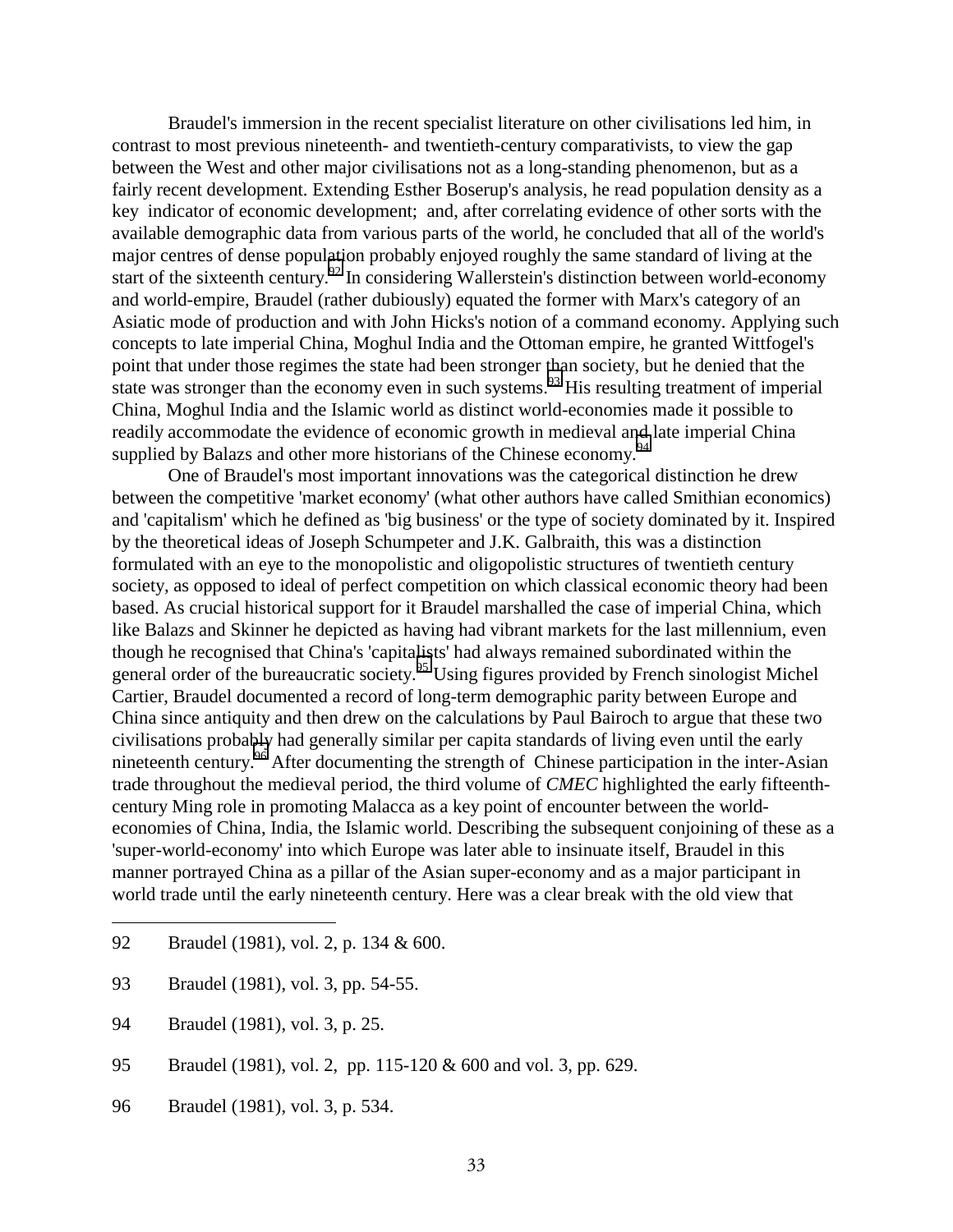Braudel's immersion in the recent specialist literature on other civilisations led him, in contrast to most previous nineteenth- and twentieth-century comparativists, to view the gap between the West and other major civilisations not as a long-standing phenomenon, but as a fairly recent development. Extending Esther Boserup's analysis, he read population density as a key indicator of economic development; and, after correlating evidence of other sorts with the available demographic data from various parts of the world, he concluded that all of the world's major centres of dense population probably enjoyed roughly the same standard of living at the start of the sixteenth century.[92] In considering Wallerstein's distinction between world-economy and world-empire, Braudel (rather dubiously) equated the former with Marx's category of an Asiatic mode of production and with John Hicks's notion of a command economy. Applying such concepts to late imperial China, Moghul India and the Ottoman empire, he granted Wittfogel's point that under those regimes the state had been stronger than society, but he denied that the state was stronger than the economy even in such systems.[93] His resulting treatment of imperial China, Moghul India and the Islamic world as distinct world-economies made it possible to readily accommodate the evidence of economic growth in medieval and late imperial China supplied by Balazs and other more historians of the Chinese economy.[94]

One of Braudel's most important innovations was the categorical distinction he drew between the competitive 'market economy' (what other authors have called Smithian economics) and 'capitalism' which he defined as 'big business' or the type of society dominated by it. Inspired by the theoretical ideas of Joseph Schumpeter and J.K. Galbraith, this was a distinction formulated with an eye to the monopolistic and oligopolistic structures of twentieth century society, as opposed to ideal of perfect competition on which classical economic theory had been based. As crucial historical support for it Braudel marshalled the case of imperial China, which like Balazs and Skinner he depicted as having had vibrant markets for the last millennium, even though he recognised that China's 'capitalists' had always remained subordinated within the general order of the bureaucratic society.[95] Using figures provided by French sinologist Michel Cartier, Braudel documented a record of long-term demographic parity between Europe and China since antiquity and then drew on the calculations by Paul Bairoch to argue that these two civilisations probably had generally similar per capita standards of living even until the early nineteenth century.[96] After documenting the strength of Chinese participation in the inter-Asian trade throughout the medieval period, the third volume of *CMEC* highlighted the early fifteenth-century Ming role in promoting Malacca as a key point of encounter between the world-economies of China, India, the Islamic world. Describing the subsequent conjoining of these as a 'super-world-economy' into which Europe was later able to insinuate itself, Braudel in this manner portrayed China as a pillar of the Asian super-economy and as a major participant in world trade until the early nineteenth century. Here was a clear break with the old view that

---

92 Braudel (1981), vol. 2, p. 134 & 600.

93 Braudel (1981), vol. 3, pp. 54-55.

94 Braudel (1981), vol. 3, p. 25.

95 Braudel (1981), vol. 2, pp. 115-120 & 600 and vol. 3, pp. 629.

96 Braudel (1981), vol. 3, p. 534.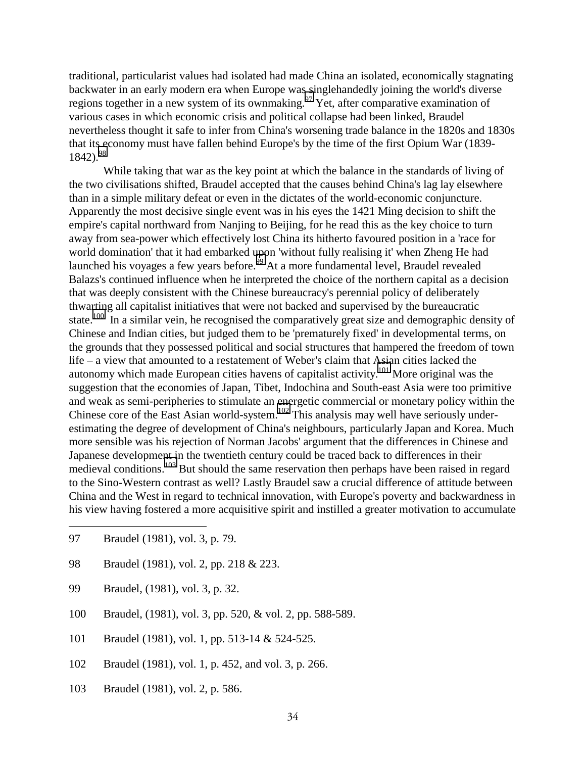traditional, particularist values had isolated had made China an isolated, economically stagnating backwater in an early modern era when Europe was singlehandedly joining the world's diverse regions together in a new system of its ownmaking.[97] Yet, after comparative examination of various cases in which economic crisis and political collapse had been linked, Braudel nevertheless thought it safe to infer from China's worsening trade balance in the 1820s and 1830s that its economy must have fallen behind Europe's by the time of the first Opium War (1839-1842).[98]

While taking that war as the key point at which the balance in the standards of living of the two civilisations shifted, Braudel accepted that the causes behind China's lag lay elsewhere than in a simple military defeat or even in the dictates of the world-economic conjuncture. Apparently the most decisive single event was in his eyes the 1421 Ming decision to shift the empire's capital northward from Nanjing to Beijing, for he read this as the key choice to turn away from sea-power which effectively lost China its hitherto favoured position in a 'race for world domination' that it had embarked upon 'without fully realising it' when Zheng He had launched his voyages a few years before.[99] At a more fundamental level, Braudel revealed Balazs's continued influence when he interpreted the choice of the northern capital as a decision that was deeply consistent with the Chinese bureaucracy's perennial policy of deliberately thwarting all capitalist initiatives that were not backed and supervised by the bureaucratic state.[100] In a similar vein, he recognised the comparatively great size and demographic density of Chinese and Indian cities, but judged them to be 'prematurely fixed' in developmental terms, on the grounds that they possessed political and social structures that hampered the freedom of town life – a view that amounted to a restatement of Weber's claim that Asian cities lacked the autonomy which made European cities havens of capitalist activity.[101] More original was the suggestion that the economies of Japan, Tibet, Indochina and South-east Asia were too primitive and weak as semi-peripheries to stimulate an energetic commercial or monetary policy within the Chinese core of the East Asian world-system.[102] This analysis may well have seriously under-estimating the degree of development of China's neighbours, particularly Japan and Korea. Much more sensible was his rejection of Norman Jacobs' argument that the differences in Chinese and Japanese development in the twentieth century could be traced back to differences in their medieval conditions.[103] But should the same reservation then perhaps have been raised in regard to the Sino-Western contrast as well? Lastly Braudel saw a crucial difference of attitude between China and the West in regard to technical innovation, with Europe's poverty and backwardness in his view having fostered a more acquisitive spirit and instilled a greater motivation to accumulate

---

97 Braudel (1981), vol. 3, p. 79.

98 Braudel (1981), vol. 2, pp. 218 & 223.

99 Braudel, (1981), vol. 3, p. 32.

100 Braudel, (1981), vol. 3, pp. 520, & vol. 2, pp. 588-589.

101 Braudel (1981), vol. 1, pp. 513-14 & 524-525.

102 Braudel (1981), vol. 1, p. 452, and vol. 3, p. 266.

103 Braudel (1981), vol. 2, p. 586.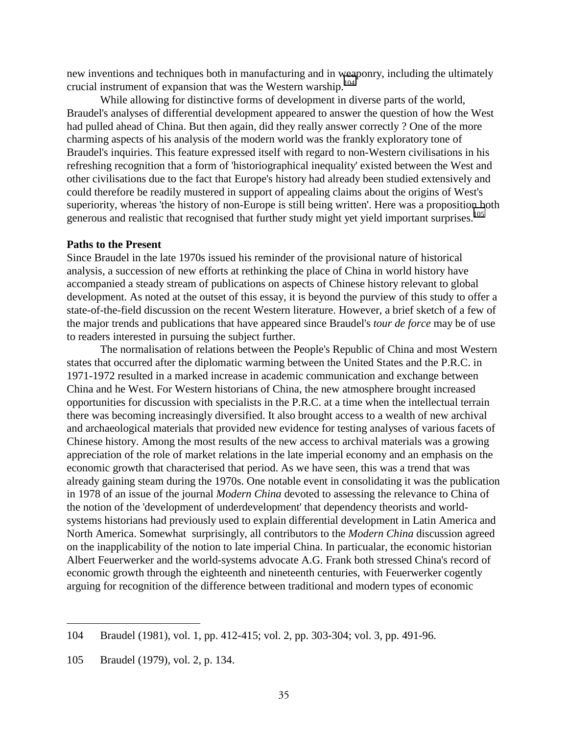new inventions and techniques both in manufacturing and in weaponry, including the ultimately crucial instrument of expansion that was the Western warship.[104]

While allowing for distinctive forms of development in diverse parts of the world, Braudel's analyses of differential development appeared to answer the question of how the West had pulled ahead of China. But then again, did they really answer correctly ? One of the more charming aspects of his analysis of the modern world was the frankly exploratory tone of Braudel's inquiries. This feature expressed itself with regard to non-Western civilisations in his refreshing recognition that a form of 'historiographical inequality' existed between the West and other civilisations due to the fact that Europe's history had already been studied extensively and could therefore be readily mustered in support of appealing claims about the origins of West's superiority, whereas 'the history of non-Europe is still being written'. Here was a proposition both generous and realistic that recognised that further study might yet yield important surprises.[105]

**Paths to the Present**

Since Braudel in the late 1970s issued his reminder of the provisional nature of historical analysis, a succession of new efforts at rethinking the place of China in world history have accompanied a steady stream of publications on aspects of Chinese history relevant to global development. As noted at the outset of this essay, it is beyond the purview of this study to offer a state-of-the-field discussion on the recent Western literature. However, a brief sketch of a few of the major trends and publications that have appeared since Braudel's *tour de force* may be of use to readers interested in pursuing the subject further.

The normalisation of relations between the People's Republic of China and most Western states that occurred after the diplomatic warming between the United States and the P.R.C. in 1971-1972 resulted in a marked increase in academic communication and exchange between China and he West. For Western historians of China, the new atmosphere brought increased opportunities for discussion with specialists in the P.R.C. at a time when the intellectual terrain there was becoming increasingly diversified. It also brought access to a wealth of new archival and archaeological materials that provided new evidence for testing analyses of various facets of Chinese history. Among the most results of the new access to archival materials was a growing appreciation of the role of market relations in the late imperial economy and an emphasis on the economic growth that characterised that period. As we have seen, this was a trend that was already gaining steam during the 1970s. One notable event in consolidating it was the publication in 1978 of an issue of the journal *Modern China* devoted to assessing the relevance to China of the notion of the 'development of underdevelopment' that dependency theorists and world-systems historians had previously used to explain differential development in Latin America and North America. Somewhat surprisingly, all contributors to the *Modern China* discussion agreed on the inapplicability of the notion to late imperial China. In particualar, the economic historian Albert Feuerwerker and the world-systems advocate A.G. Frank both stressed China's record of economic growth through the eighteenth and nineteenth centuries, with Feuerwerker cogently arguing for recognition of the difference between traditional and modern types of economic

---

104 Braudel (1981), vol. 1, pp. 412-415; vol. 2, pp. 303-304; vol. 3, pp. 491-96.

105 Braudel (1979), vol. 2, p. 134.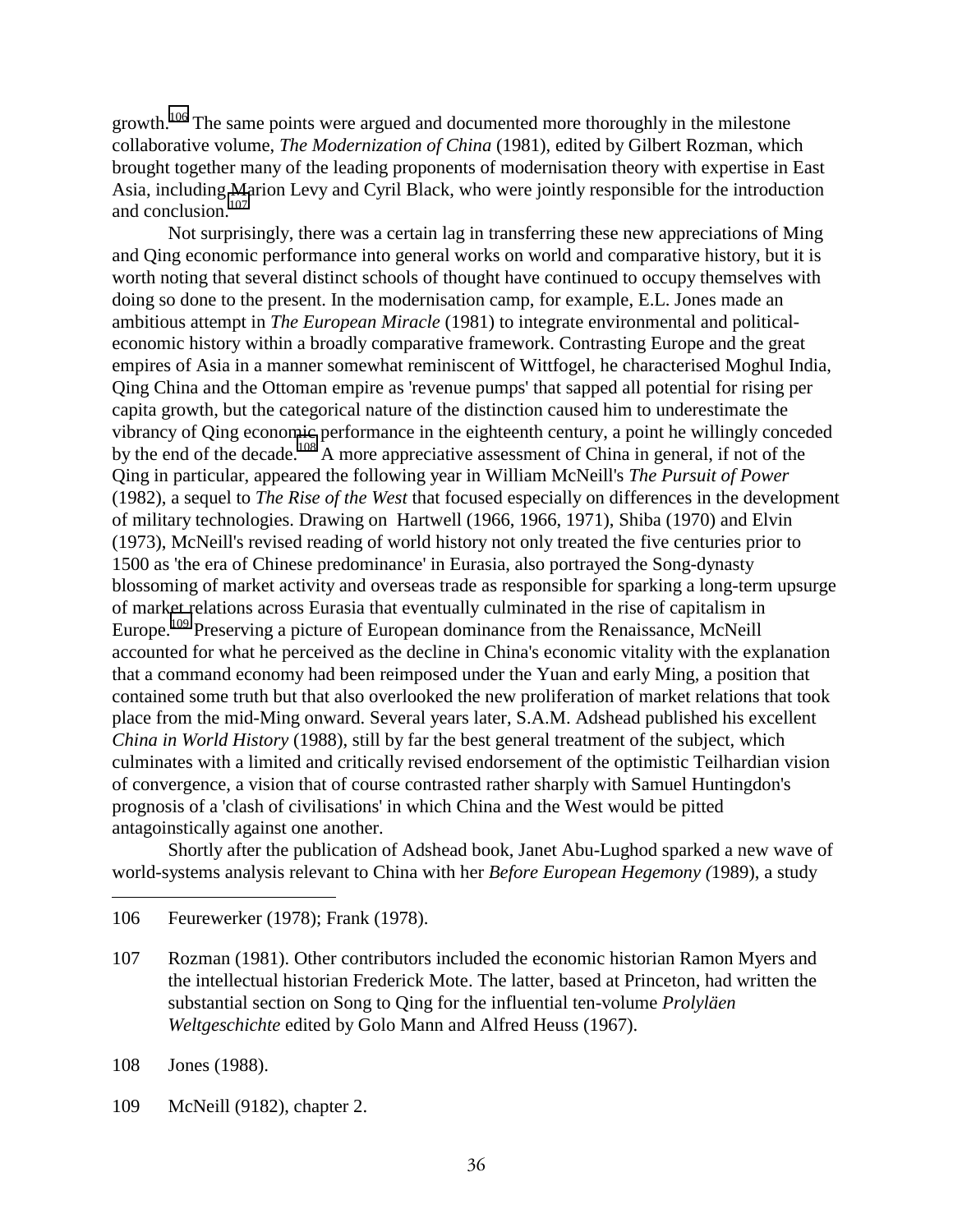growth.[106] The same points were argued and documented more thoroughly in the milestone collaborative volume, *The Modernization of China* (1981), edited by Gilbert Rozman, which brought together many of the leading proponents of modernisation theory with expertise in East Asia, including Marion Levy and Cyril Black, who were jointly responsible for the introduction and conclusion.[107]

Not surprisingly, there was a certain lag in transferring these new appreciations of Ming and Qing economic performance into general works on world and comparative history, but it is worth noting that several distinct schools of thought have continued to occupy themselves with doing so done to the present. In the modernisation camp, for example, E.L. Jones made an ambitious attempt in *The European Miracle* (1981) to integrate environmental and political-economic history within a broadly comparative framework. Contrasting Europe and the great empires of Asia in a manner somewhat reminiscent of Wittfogel, he characterised Moghul India, Qing China and the Ottoman empire as 'revenue pumps' that sapped all potential for rising per capita growth, but the categorical nature of the distinction caused him to underestimate the vibrancy of Qing economic performance in the eighteenth century, a point he willingly conceded by the end of the decade.[108] A more appreciative assessment of China in general, if not of the Qing in particular, appeared the following year in William McNeill's *The Pursuit of Power* (1982), a sequel to *The Rise of the West* that focused especially on differences in the development of military technologies. Drawing on Hartwell (1966, 1966, 1971), Shiba (1970) and Elvin (1973), McNeill's revised reading of world history not only treated the five centuries prior to 1500 as 'the era of Chinese predominance' in Eurasia, also portrayed the Song-dynasty blossoming of market activity and overseas trade as responsible for sparking a long-term upsurge of market relations across Eurasia that eventually culminated in the rise of capitalism in Europe.[109] Preserving a picture of European dominance from the Renaissance, McNeill accounted for what he perceived as the decline in China's economic vitality with the explanation that a command economy had been reimposed under the Yuan and early Ming, a position that contained some truth but that also overlooked the new proliferation of market relations that took place from the mid-Ming onward. Several years later, S.A.M. Adshead published his excellent *China in World History* (1988), still by far the best general treatment of the subject, which culminates with a limited and critically revised endorsement of the optimistic Teilhardian vision of convergence, a vision that of course contrasted rather sharply with Samuel Huntingdon's prognosis of a 'clash of civilisations' in which China and the West would be pitted antagoinstically against one another.

Shortly after the publication of Adshead book, Janet Abu-Lughod sparked a new wave of world-systems analysis relevant to China with her *Before European Hegemony (*1989), a study

---

106 Feurewerker (1978); Frank (1978).

107 Rozman (1981). Other contributors included the economic historian Ramon Myers and the intellectual historian Frederick Mote. The latter, based at Princeton, had written the substantial section on Song to Qing for the influential ten-volume *Prolyläen Weltgeschichte* edited by Golo Mann and Alfred Heuss (1967).

108 Jones (1988).

109 McNeill (9182), chapter 2.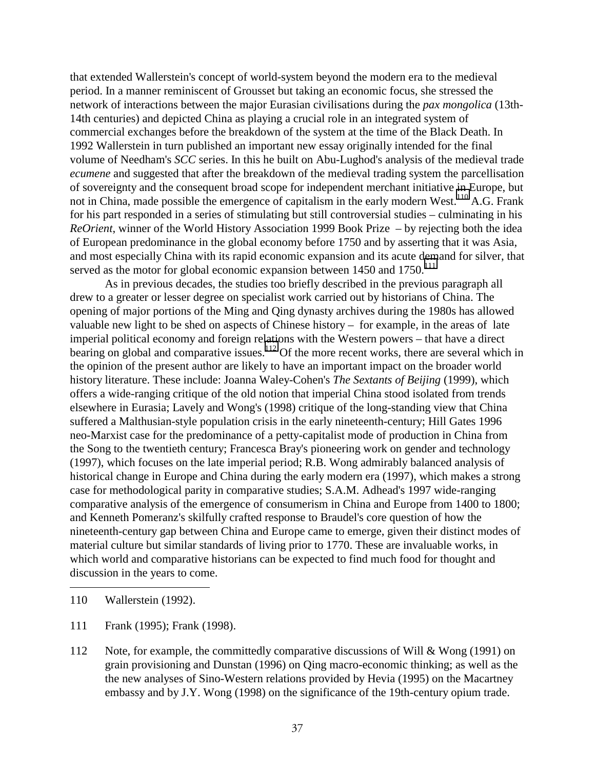that extended Wallerstein's concept of world-system beyond the modern era to the medieval period. In a manner reminiscent of Grousset but taking an economic focus, she stressed the network of interactions between the major Eurasian civilisations during the *pax mongolica* (13th-14th centuries) and depicted China as playing a crucial role in an integrated system of commercial exchanges before the breakdown of the system at the time of the Black Death. In 1992 Wallerstein in turn published an important new essay originally intended for the final volume of Needham's *SCC* series. In this he built on Abu-Lughod's analysis of the medieval trade *ecumene* and suggested that after the breakdown of the medieval trading system the parcellisation of sovereignty and the consequent broad scope for independent merchant initiative in Europe, but not in China, made possible the emergence of capitalism in the early modern West.[110] A.G. Frank for his part responded in a series of stimulating but still controversial studies – culminating in his *ReOrient*, winner of the World History Association 1999 Book Prize – by rejecting both the idea of European predominance in the global economy before 1750 and by asserting that it was Asia, and most especially China with its rapid economic expansion and its acute demand for silver, that served as the motor for global economic expansion between 1450 and 1750.[111]

As in previous decades, the studies too briefly described in the previous paragraph all drew to a greater or lesser degree on specialist work carried out by historians of China. The opening of major portions of the Ming and Qing dynasty archives during the 1980s has allowed valuable new light to be shed on aspects of Chinese history – for example, in the areas of late imperial political economy and foreign relations with the Western powers – that have a direct bearing on global and comparative issues.[112] Of the more recent works, there are several which in the opinion of the present author are likely to have an important impact on the broader world history literature. These include: Joanna Waley-Cohen's *The Sextants of Beijing* (1999), which offers a wide-ranging critique of the old notion that imperial China stood isolated from trends elsewhere in Eurasia; Lavely and Wong's (1998) critique of the long-standing view that China suffered a Malthusian-style population crisis in the early nineteenth-century; Hill Gates 1996 neo-Marxist case for the predominance of a petty-capitalist mode of production in China from the Song to the twentieth century; Francesca Bray's pioneering work on gender and technology (1997), which focuses on the late imperial period; R.B. Wong admirably balanced analysis of historical change in Europe and China during the early modern era (1997), which makes a strong case for methodological parity in comparative studies; S.A.M. Adhead's 1997 wide-ranging comparative analysis of the emergence of consumerism in China and Europe from 1400 to 1800; and Kenneth Pomeranz's skilfully crafted response to Braudel's core question of how the nineteenth-century gap between China and Europe came to emerge, given their distinct modes of material culture but similar standards of living prior to 1770. These are invaluable works, in which world and comparative historians can be expected to find much food for thought and discussion in the years to come.

---

110 Wallerstein (1992).

111 Frank (1995); Frank (1998).

112 Note, for example, the committedly comparative discussions of Will & Wong (1991) on grain provisioning and Dunstan (1996) on Qing macro-economic thinking; as well as the the new analyses of Sino-Western relations provided by Hevia (1995) on the Macartney embassy and by J.Y. Wong (1998) on the significance of the 19th-century opium trade.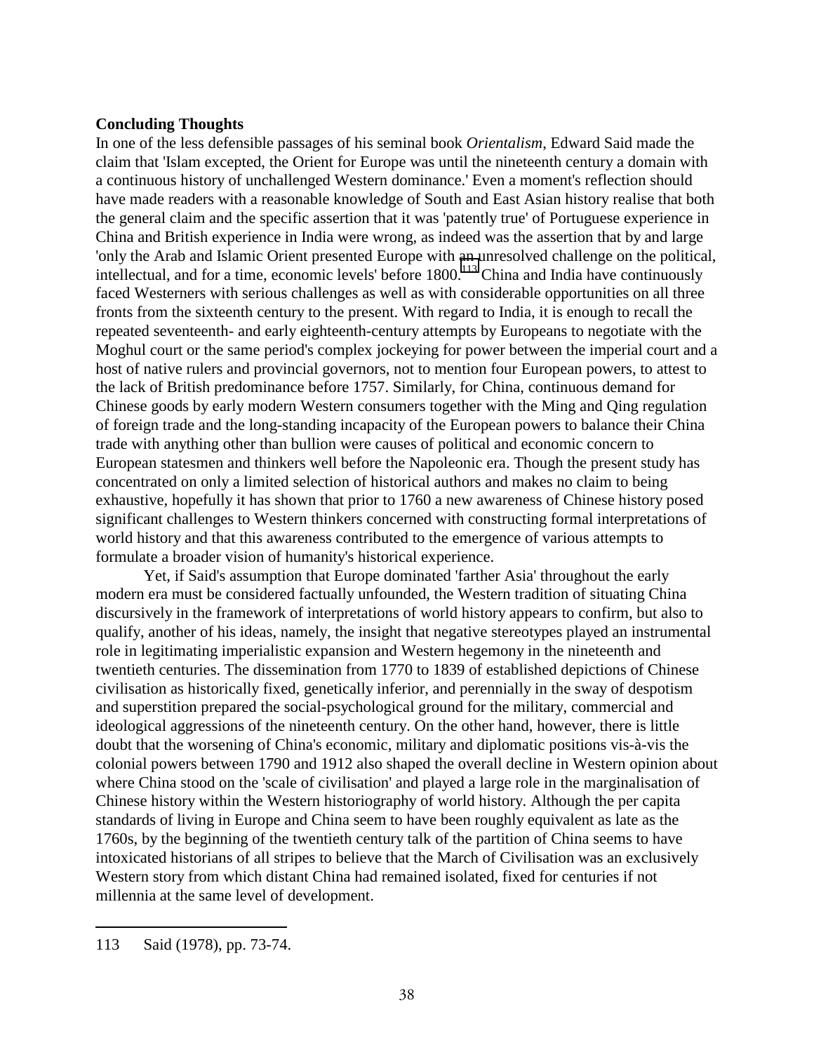**Concluding Thoughts**

In one of the less defensible passages of his seminal book *Orientalism*, Edward Said made the claim that 'Islam excepted, the Orient for Europe was until the nineteenth century a domain with a continuous history of unchallenged Western dominance.' Even a moment's reflection should have made readers with a reasonable knowledge of South and East Asian history realise that both the general claim and the specific assertion that it was 'patently true' of Portuguese experience in China and British experience in India were wrong, as indeed was the assertion that by and large 'only the Arab and Islamic Orient presented Europe with an unresolved challenge on the political, intellectual, and for a time, economic levels' before 1800.[113] China and India have continuously faced Westerners with serious challenges as well as with considerable opportunities on all three fronts from the sixteenth century to the present. With regard to India, it is enough to recall the repeated seventeenth- and early eighteenth-century attempts by Europeans to negotiate with the Moghul court or the same period's complex jockeying for power between the imperial court and a host of native rulers and provincial governors, not to mention four European powers, to attest to the lack of British predominance before 1757. Similarly, for China, continuous demand for Chinese goods by early modern Western consumers together with the Ming and Qing regulation of foreign trade and the long-standing incapacity of the European powers to balance their China trade with anything other than bullion were causes of political and economic concern to European statesmen and thinkers well before the Napoleonic era. Though the present study has concentrated on only a limited selection of historical authors and makes no claim to being exhaustive, hopefully it has shown that prior to 1760 a new awareness of Chinese history posed significant challenges to Western thinkers concerned with constructing formal interpretations of world history and that this awareness contributed to the emergence of various attempts to formulate a broader vision of humanity's historical experience.

Yet, if Said's assumption that Europe dominated 'farther Asia' throughout the early modern era must be considered factually unfounded, the Western tradition of situating China discursively in the framework of interpretations of world history appears to confirm, but also to qualify, another of his ideas, namely, the insight that negative stereotypes played an instrumental role in legitimating imperialistic expansion and Western hegemony in the nineteenth and twentieth centuries. The dissemination from 1770 to 1839 of established depictions of Chinese civilisation as historically fixed, genetically inferior, and perennially in the sway of despotism and superstition prepared the social-psychological ground for the military, commercial and ideological aggressions of the nineteenth century. On the other hand, however, there is little doubt that the worsening of China's economic, military and diplomatic positions vis-à-vis the colonial powers between 1790 and 1912 also shaped the overall decline in Western opinion about where China stood on the 'scale of civilisation' and played a large role in the marginalisation of Chinese history within the Western historiography of world history. Although the per capita standards of living in Europe and China seem to have been roughly equivalent as late as the 1760s, by the beginning of the twentieth century talk of the partition of China seems to have intoxicated historians of all stripes to believe that the March of Civilisation was an exclusively Western story from which distant China had remained isolated, fixed for centuries if not millennia at the same level of development.

---

113 Said (1978), pp. 73-74.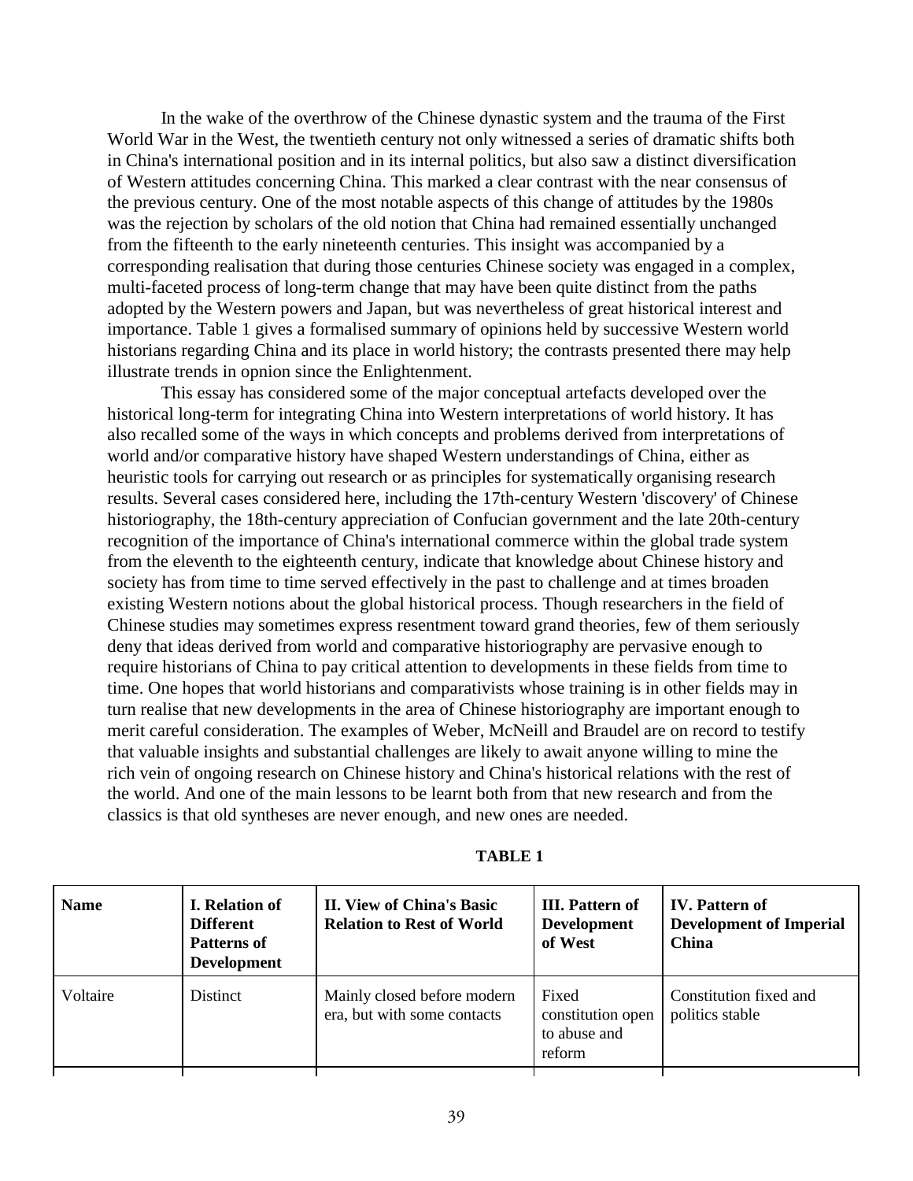In the wake of the overthrow of the Chinese dynastic system and the trauma of the First World War in the West, the twentieth century not only witnessed a series of dramatic shifts both in China's international position and in its internal politics, but also saw a distinct diversification of Western attitudes concerning China. This marked a clear contrast with the near consensus of the previous century. One of the most notable aspects of this change of attitudes by the 1980s was the rejection by scholars of the old notion that China had remained essentially unchanged from the fifteenth to the early nineteenth centuries. This insight was accompanied by a corresponding realisation that during those centuries Chinese society was engaged in a complex, multi-faceted process of long-term change that may have been quite distinct from the paths adopted by the Western powers and Japan, but was nevertheless of great historical interest and importance. Table 1 gives a formalised summary of opinions held by successive Western world historians regarding China and its place in world history; the contrasts presented there may help illustrate trends in opnion since the Enlightenment.

This essay has considered some of the major conceptual artefacts developed over the historical long-term for integrating China into Western interpretations of world history. It has also recalled some of the ways in which concepts and problems derived from interpretations of world and/or comparative history have shaped Western understandings of China, either as heuristic tools for carrying out research or as principles for systematically organising research results. Several cases considered here, including the 17th-century Western 'discovery' of Chinese historiography, the 18th-century appreciation of Confucian government and the late 20th-century recognition of the importance of China's international commerce within the global trade system from the eleventh to the eighteenth century, indicate that knowledge about Chinese history and society has from time to time served effectively in the past to challenge and at times broaden existing Western notions about the global historical process. Though researchers in the field of Chinese studies may sometimes express resentment toward grand theories, few of them seriously deny that ideas derived from world and comparative historiography are pervasive enough to require historians of China to pay critical attention to developments in these fields from time to time. One hopes that world historians and comparativists whose training is in other fields may in turn realise that new developments in the area of Chinese historiography are important enough to merit careful consideration. The examples of Weber, McNeill and Braudel are on record to testify that valuable insights and substantial challenges are likely to await anyone willing to mine the rich vein of ongoing research on Chinese history and China's historical relations with the rest of the world. And one of the main lessons to be learnt both from that new research and from the classics is that old syntheses are never enough, and new ones are needed.

**TABLE 1**

| Name | I. Relation of Different Patterns of Development | II. View of China's Basic Relation to Rest of World | III. Pattern of Development of West | IV. Pattern of Development of Imperial China |
|---|---|---|---|---|
| Voltaire | Distinct | Mainly closed before modern era, but with some contacts | Fixed constitution open to abuse and reform | Constitution fixed and politics stable |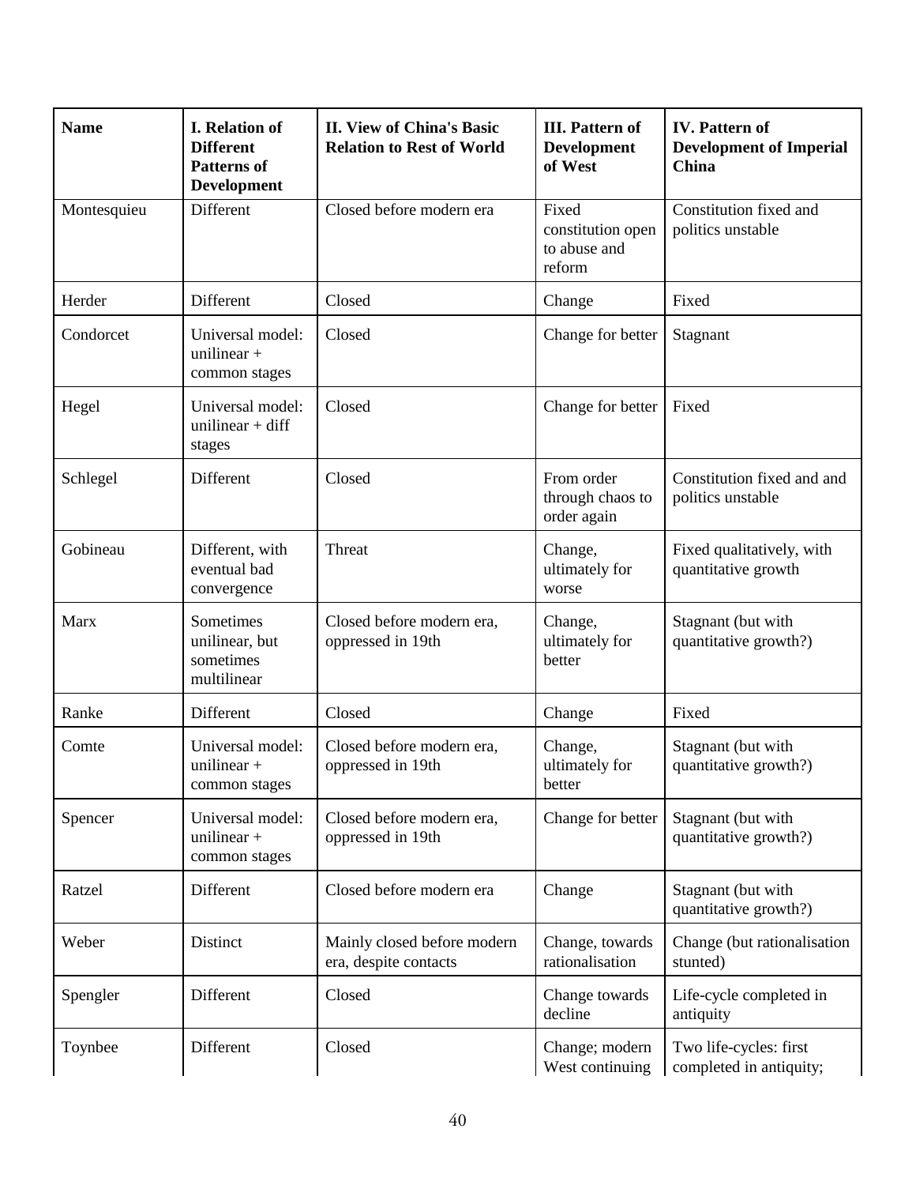| Name | I. Relation of Different Patterns of Development | II. View of China's Basic Relation to Rest of World | III. Pattern of Development of West | IV. Pattern of Development of Imperial China |
|---|---|---|---|---|
| Montesquieu | Different | Closed before modern era | Fixed constitution open to abuse and reform | Constitution fixed and politics unstable |
| Herder | Different | Closed | Change | Fixed |
| Condorcet | Universal model: unilinear + common stages | Closed | Change for better | Stagnant |
| Hegel | Universal model: unilinear + diff stages | Closed | Change for better | Fixed |
| Schlegel | Different | Closed | From order through chaos to order again | Constitution fixed and and politics unstable |
| Gobineau | Different, with eventual bad convergence | Threat | Change, ultimately for worse | Fixed qualitatively, with quantitative growth |
| Marx | Sometimes unilinear, but sometimes multilinear | Closed before modern era, oppressed in 19th | Change, ultimately for better | Stagnant (but with quantitative growth?) |
| Ranke | Different | Closed | Change | Fixed |
| Comte | Universal model: unilinear + common stages | Closed before modern era, oppressed in 19th | Change, ultimately for better | Stagnant (but with quantitative growth?) |
| Spencer | Universal model: unilinear + common stages | Closed before modern era, oppressed in 19th | Change for better | Stagnant (but with quantitative growth?) |
| Ratzel | Different | Closed before modern era | Change | Stagnant (but with quantitative growth?) |
| Weber | Distinct | Mainly closed before modern era, despite contacts | Change, towards rationalisation | Change (but rationalisation stunted) |
| Spengler | Different | Closed | Change towards decline | Life-cycle completed in antiquity |
| Toynbee | Different | Closed | Change; modern West continuing | Two life-cycles: first completed in antiquity; |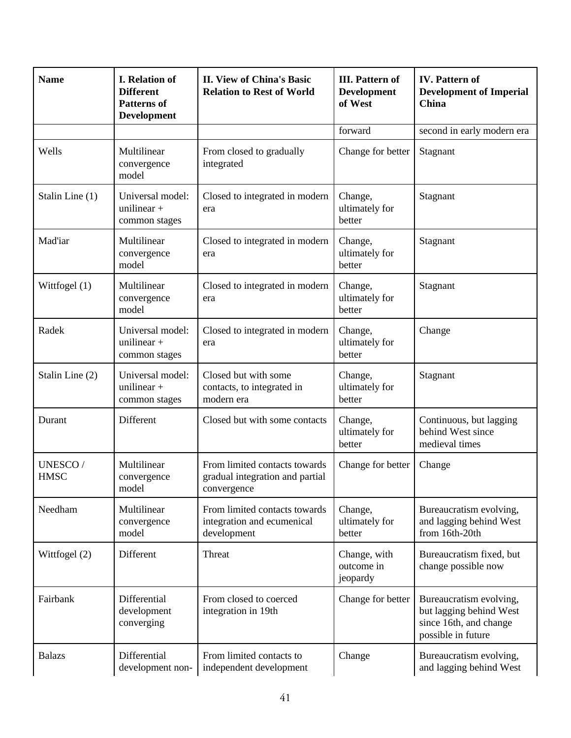| Name | I. Relation of Different Patterns of Development | II. View of China's Basic Relation to Rest of World | III. Pattern of Development of West | IV. Pattern of Development of Imperial China |
|---|---|---|---|---|
| | | | forward | second in early modern era |
| Wells | Multilinear convergence model | From closed to gradually integrated | Change for better | Stagnant |
| Stalin Line (1) | Universal model: unilinear + common stages | Closed to integrated in modern era | Change, ultimately for better | Stagnant |
| Mad'iar | Multilinear convergence model | Closed to integrated in modern era | Change, ultimately for better | Stagnant |
| Wittfogel (1) | Multilinear convergence model | Closed to integrated in modern era | Change, ultimately for better | Stagnant |
| Radek | Universal model: unilinear + common stages | Closed to integrated in modern era | Change, ultimately for better | Change |
| Stalin Line (2) | Universal model: unilinear + common stages | Closed but with some contacts, to integrated in modern era | Change, ultimately for better | Stagnant |
| Durant | Different | Closed but with some contacts | Change, ultimately for better | Continuous, but lagging behind West since medieval times |
| UNESCO / HMSC | Multilinear convergence model | From limited contacts towards gradual integration and partial convergence | Change for better | Change |
| Needham | Multilinear convergence model | From limited contacts towards integration and ecumenical development | Change, ultimately for better | Bureaucratism evolving, and lagging behind West from 16th-20th |
| Wittfogel (2) | Different | Threat | Change, with outcome in jeopardy | Bureaucratism fixed, but change possible now |
| Fairbank | Differential development converging | From closed to coerced integration in 19th | Change for better | Bureaucratism evolving, but lagging behind West since 16th, and change possible in future |
| Balazs | Differential development non- | From limited contacts to independent development | Change | Bureaucratism evolving, and lagging behind West |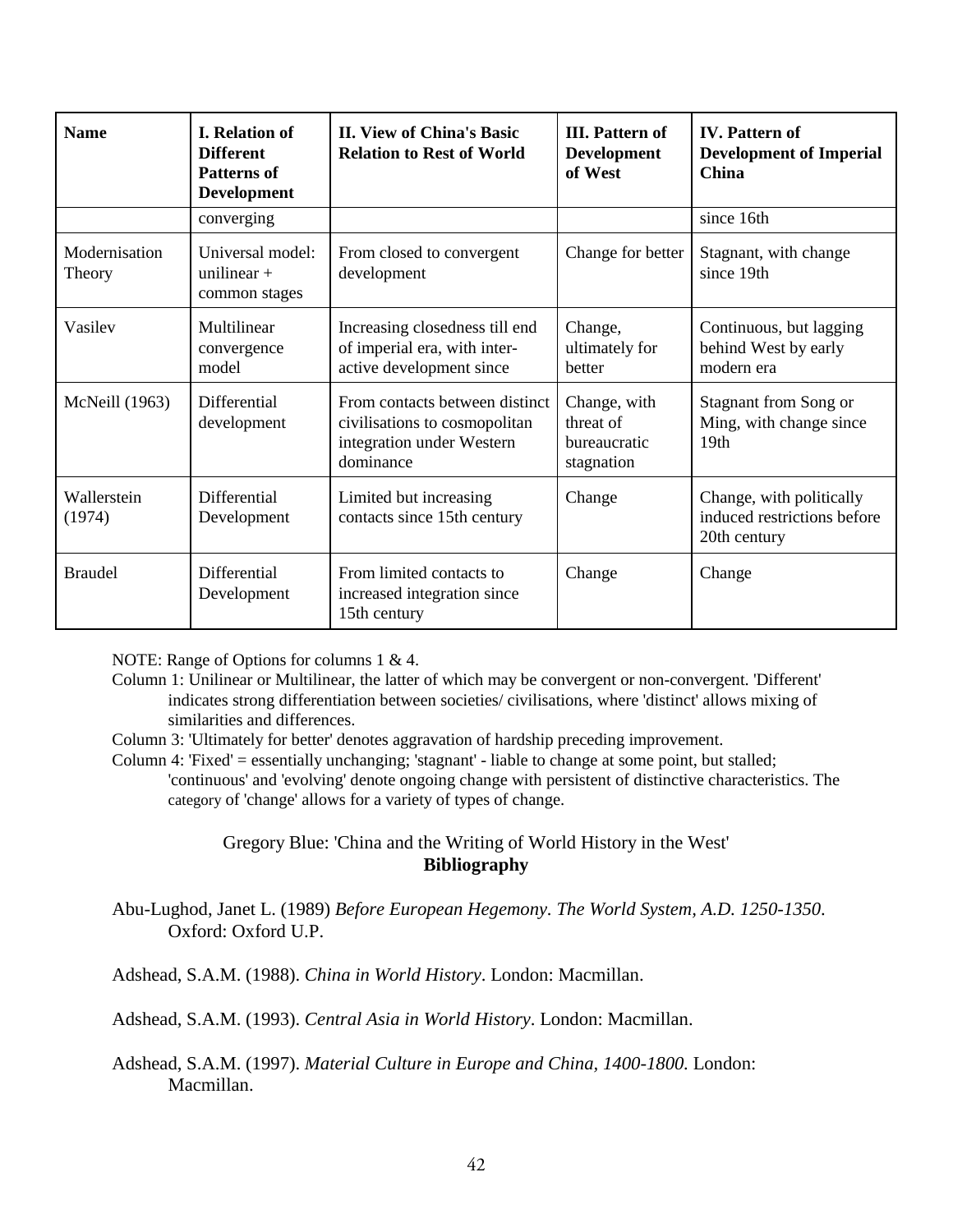| Name | I. Relation of Different Patterns of Development | II. View of China's Basic Relation to Rest of World | III. Pattern of Development of West | IV. Pattern of Development of Imperial China |
|---|---|---|---|---|
| | converging | | | since 16th |
| Modernisation Theory | Universal model: unilinear + common stages | From closed to convergent development | Change for better | Stagnant, with change since 19th |
| Vasilev | Multilinear convergence model | Increasing closedness till end of imperial era, with inter-active development since | Change, ultimately for better | Continuous, but lagging behind West by early modern era |
| McNeill (1963) | Differential development | From contacts between distinct civilisations to cosmopolitan integration under Western dominance | Change, with threat of bureaucratic stagnation | Stagnant from Song or Ming, with change since 19th |
| Wallerstein (1974) | Differential Development | Limited but increasing contacts since 15th century | Change | Change, with politically induced restrictions before 20th century |
| Braudel | Differential Development | From limited contacts to increased integration since 15th century | Change | Change |

NOTE: Range of Options for columns 1 & 4.

Column 1: Unilinear or Multilinear, the latter of which may be convergent or non-convergent. 'Different' indicates strong differentiation between societies/ civilisations, where 'distinct' allows mixing of similarities and differences.

Column 3: 'Ultimately for better' denotes aggravation of hardship preceding improvement.

Column 4: 'Fixed' = essentially unchanging; 'stagnant' - liable to change at some point, but stalled; 'continuous' and 'evolving' denote ongoing change with persistent of distinctive characteristics. The category of 'change' allows for a variety of types of change.

Gregory Blue: 'China and the Writing of World History in the West'

**Bibliography**

Abu-Lughod, Janet L. (1989) *Before European Hegemony. The World System, A.D. 1250-1350*. Oxford: Oxford U.P.

Adshead, S.A.M. (1988). *China in World History*. London: Macmillan.

Adshead, S.A.M. (1993). *Central Asia in World History*. London: Macmillan.

Adshead, S.A.M. (1997). *Material Culture in Europe and China, 1400-1800*. London: Macmillan.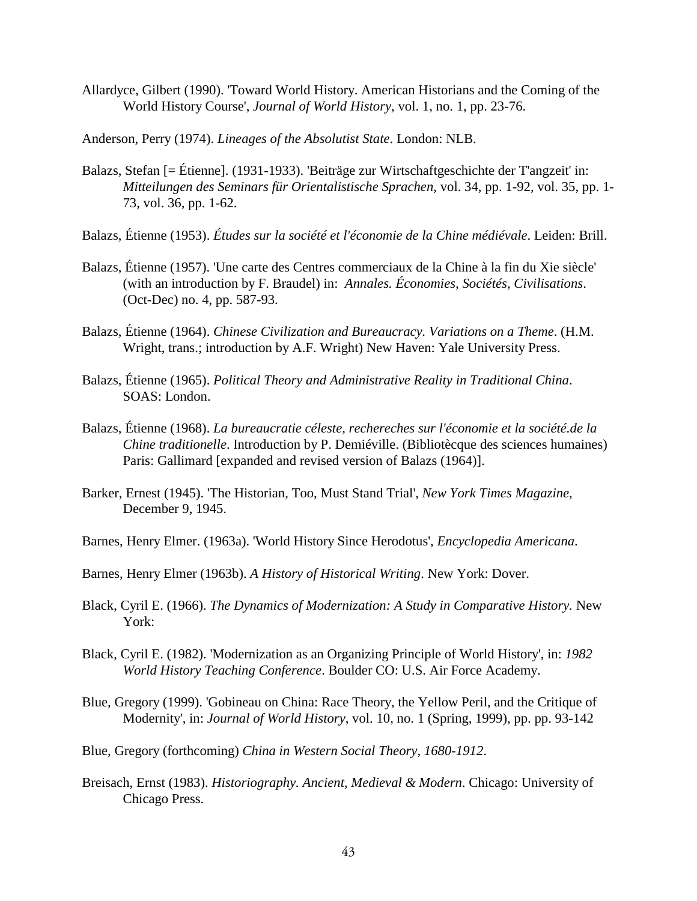Allardyce, Gilbert (1990). 'Toward World History. American Historians and the Coming of the World History Course', *Journal of World History*, vol. 1, no. 1, pp. 23-76.

Anderson, Perry (1974). *Lineages of the Absolutist State*. London: NLB.

Balazs, Stefan [= Étienne]. (1931-1933). 'Beiträge zur Wirtschaftgeschichte der T'angzeit' in: *Mitteilungen des Seminars für Orientalistische Sprachen*, vol. 34, pp. 1-92, vol. 35, pp. 1-73, vol. 36, pp. 1-62.

Balazs, Étienne (1953). *Études sur la société et l'économie de la Chine médiévale*. Leiden: Brill.

Balazs, Étienne (1957). 'Une carte des Centres commerciaux de la Chine à la fin du Xie siècle' (with an introduction by F. Braudel) in: *Annales. Économies, Sociétés, Civilisations*. (Oct-Dec) no. 4, pp. 587-93.

Balazs, Étienne (1964). *Chinese Civilization and Bureaucracy. Variations on a Theme*. (H.M. Wright, trans.; introduction by A.F. Wright) New Haven: Yale University Press.

Balazs, Étienne (1965). *Political Theory and Administrative Reality in Traditional China*. SOAS: London.

Balazs, Étienne (1968). *La bureaucratie céleste, rechereches sur l'économie et la société.de la Chine traditionelle*. Introduction by P. Demiéville. (Bibliotècque des sciences humaines) Paris: Gallimard [expanded and revised version of Balazs (1964)].

Barker, Ernest (1945). 'The Historian, Too, Must Stand Trial', *New York Times Magazine*, December 9, 1945.

Barnes, Henry Elmer. (1963a). 'World History Since Herodotus', *Encyclopedia Americana*.

Barnes, Henry Elmer (1963b). *A History of Historical Writing*. New York: Dover.

Black, Cyril E. (1966). *The Dynamics of Modernization: A Study in Comparative History.* New York:

Black, Cyril E. (1982). 'Modernization as an Organizing Principle of World History', in: *1982 World History Teaching Conference*. Boulder CO: U.S. Air Force Academy.

Blue, Gregory (1999). 'Gobineau on China: Race Theory, the Yellow Peril, and the Critique of Modernity', in: *Journal of World History*, vol. 10, no. 1 (Spring, 1999), pp. pp. 93-142

Blue, Gregory (forthcoming) *China in Western Social Theory, 1680-1912*.

Breisach, Ernst (1983). *Historiography. Ancient, Medieval & Modern*. Chicago: University of Chicago Press.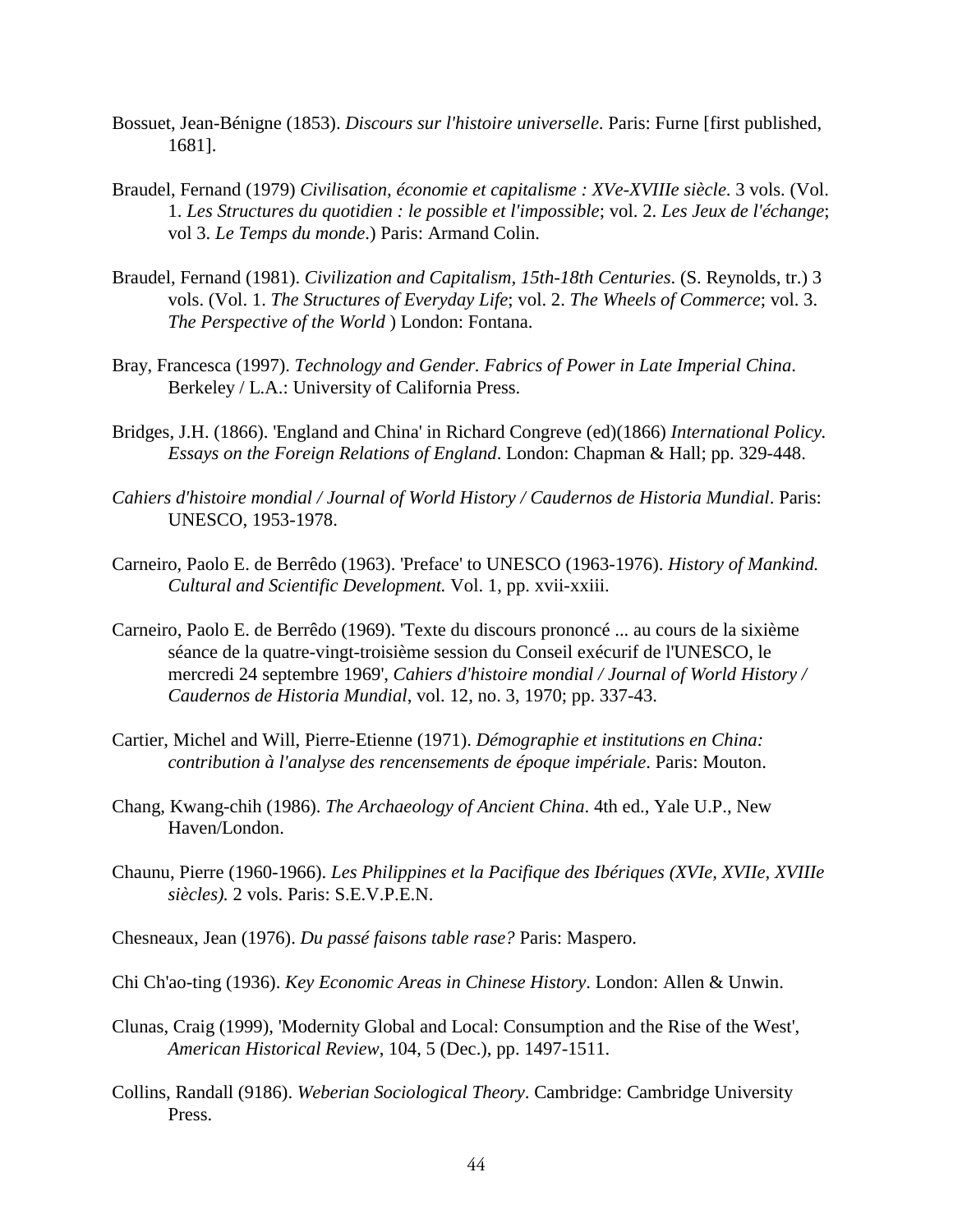Bossuet, Jean-Bénigne (1853). *Discours sur l'histoire universelle*. Paris: Furne [first published, 1681].

Braudel, Fernand (1979) *Civilisation, économie et capitalisme : XVe-XVIIIe siècle*. 3 vols. (Vol. 1. *Les Structures du quotidien : le possible et l'impossible*; vol. 2. *Les Jeux de l'échange*; vol 3. *Le Temps du monde*.) Paris: Armand Colin.

Braudel, Fernand (1981). *Civilization and Capitalism, 15th-18th Centuries*. (S. Reynolds, tr.) 3 vols. (Vol. 1. *The Structures of Everyday Life*; vol. 2. *The Wheels of Commerce*; vol. 3. *The Perspective of the World* ) London: Fontana.

Bray, Francesca (1997). *Technology and Gender. Fabrics of Power in Late Imperial China*. Berkeley / L.A.: University of California Press.

Bridges, J.H. (1866). 'England and China' in Richard Congreve (ed)(1866) *International Policy. Essays on the Foreign Relations of England*. London: Chapman & Hall; pp. 329-448.

*Cahiers d'histoire mondial / Journal of World History / Caudernos de Historia Mundial*. Paris: UNESCO, 1953-1978.

Carneiro, Paolo E. de Berrêdo (1963). 'Preface' to UNESCO (1963-1976). *History of Mankind. Cultural and Scientific Development.* Vol. 1, pp. xvii-xxiii.

Carneiro, Paolo E. de Berrêdo (1969). 'Texte du discours prononcé ... au cours de la sixième séance de la quatre-vingt-troisième session du Conseil exécurif de l'UNESCO, le mercredi 24 septembre 1969', *Cahiers d'histoire mondial / Journal of World History / Caudernos de Historia Mundial*, vol. 12, no. 3, 1970; pp. 337-43.

Cartier, Michel and Will, Pierre-Etienne (1971). *Démographie et institutions en China: contribution à l'analyse des rencensements de époque impériale*. Paris: Mouton.

Chang, Kwang-chih (1986). *The Archaeology of Ancient China*. 4th ed., Yale U.P., New Haven/London.

Chaunu, Pierre (1960-1966). *Les Philippines et la Pacifique des Ibériques (XVIe, XVIIe, XVIIIe siècles).* 2 vols. Paris: S.E.V.P.E.N.

Chesneaux, Jean (1976). *Du passé faisons table rase?* Paris: Maspero.

Chi Ch'ao-ting (1936). *Key Economic Areas in Chinese History*. London: Allen & Unwin.

Clunas, Craig (1999), 'Modernity Global and Local: Consumption and the Rise of the West', *American Historical Review*, 104, 5 (Dec.), pp. 1497-1511.

Collins, Randall (9186). *Weberian Sociological Theory*. Cambridge: Cambridge University Press.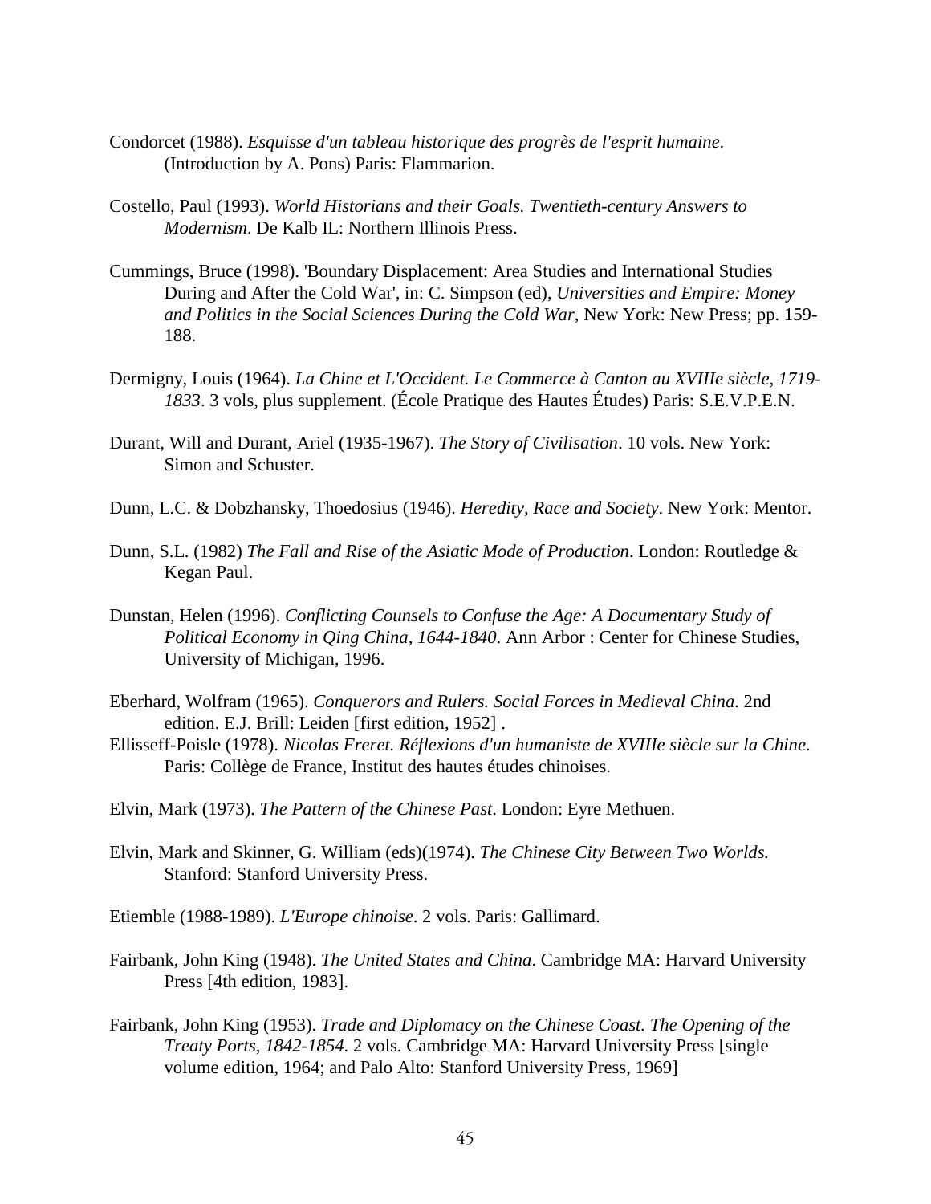Condorcet (1988). *Esquisse d'un tableau historique des progrès de l'esprit humaine.* (Introduction by A. Pons) Paris: Flammarion.

Costello, Paul (1993). *World Historians and their Goals. Twentieth-century Answers to Modernism*. De Kalb IL: Northern Illinois Press.

Cummings, Bruce (1998). 'Boundary Displacement: Area Studies and International Studies During and After the Cold War', in: C. Simpson (ed), *Universities and Empire: Money and Politics in the Social Sciences During the Cold War*, New York: New Press; pp. 159-188.

Dermigny, Louis (1964). *La Chine et L'Occident. Le Commerce à Canton au XVIIIe siècle, 1719-1833*. 3 vols, plus supplement. (École Pratique des Hautes Études) Paris: S.E.V.P.E.N.

Durant, Will and Durant, Ariel (1935-1967). *The Story of Civilisation*. 10 vols. New York: Simon and Schuster.

Dunn, L.C. & Dobzhansky, Thoedosius (1946). *Heredity, Race and Society*. New York: Mentor.

Dunn, S.L. (1982) *The Fall and Rise of the Asiatic Mode of Production*. London: Routledge & Kegan Paul.

Dunstan, Helen (1996). *Conflicting Counsels to Confuse the Age: A Documentary Study of Political Economy in Qing China, 1644-1840*. Ann Arbor : Center for Chinese Studies, University of Michigan, 1996.

Eberhard, Wolfram (1965). *Conquerors and Rulers. Social Forces in Medieval China*. 2nd edition. E.J. Brill: Leiden [first edition, 1952] .

Ellisseff-Poisle (1978). *Nicolas Freret. Réflexions d'un humaniste de XVIIIe siècle sur la Chine*. Paris: Collège de France, Institut des hautes études chinoises.

Elvin, Mark (1973). *The Pattern of the Chinese Past*. London: Eyre Methuen.

Elvin, Mark and Skinner, G. William (eds)(1974). *The Chinese City Between Two Worlds.* Stanford: Stanford University Press.

Etiemble (1988-1989). *L'Europe chinoise*. 2 vols. Paris: Gallimard.

Fairbank, John King (1948). *The United States and China*. Cambridge MA: Harvard University Press [4th edition, 1983].

Fairbank, John King (1953). *Trade and Diplomacy on the Chinese Coast. The Opening of the Treaty Ports, 1842-1854*. 2 vols. Cambridge MA: Harvard University Press [single volume edition, 1964; and Palo Alto: Stanford University Press, 1969]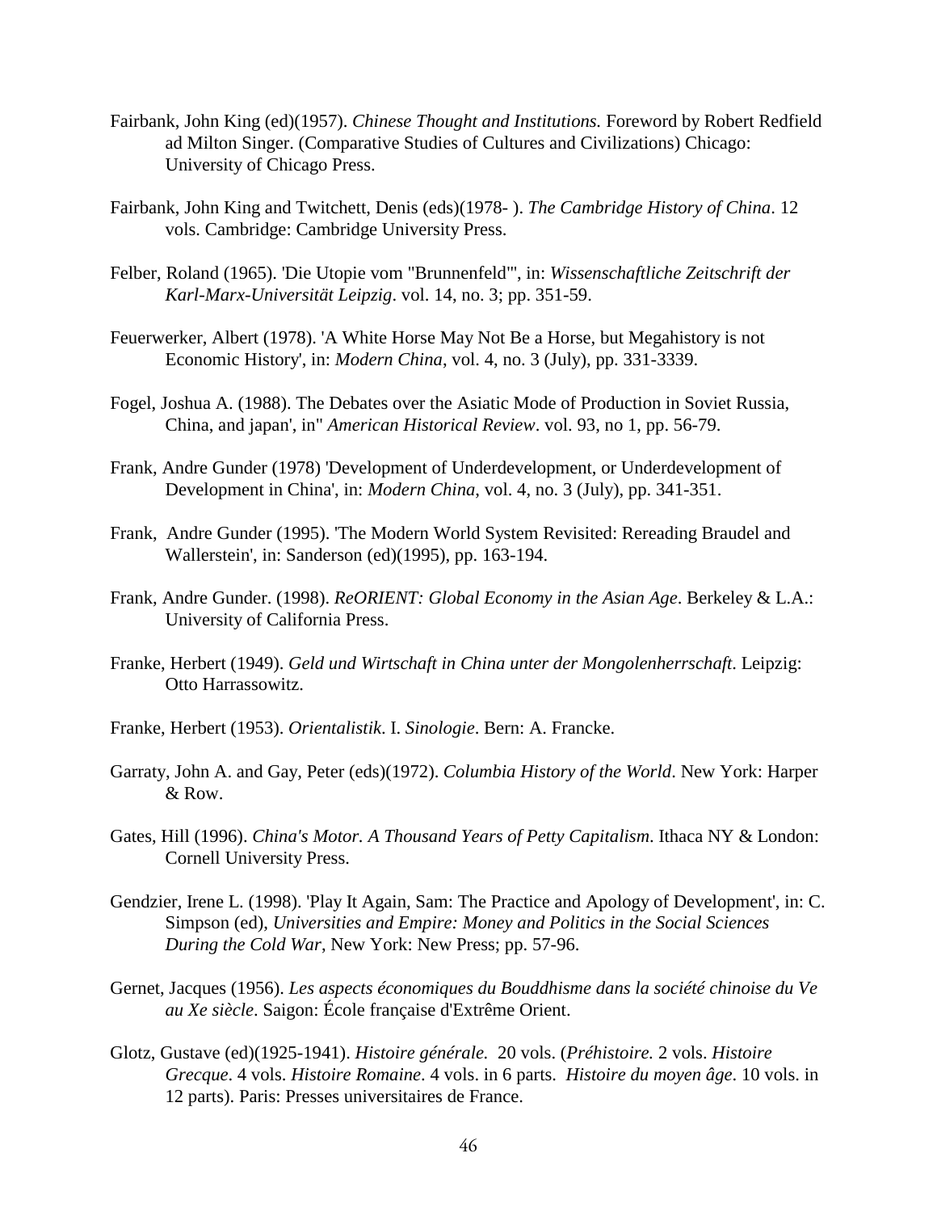Fairbank, John King (ed)(1957). *Chinese Thought and Institutions.* Foreword by Robert Redfield ad Milton Singer. (Comparative Studies of Cultures and Civilizations) Chicago: University of Chicago Press.

Fairbank, John King and Twitchett, Denis (eds)(1978- ). *The Cambridge History of China*. 12 vols. Cambridge: Cambridge University Press.

Felber, Roland (1965). 'Die Utopie vom "Brunnenfeld"', in: *Wissenschaftliche Zeitschrift der Karl-Marx-Universität Leipzig*. vol. 14, no. 3; pp. 351-59.

Feuerwerker, Albert (1978). 'A White Horse May Not Be a Horse, but Megahistory is not Economic History', in: *Modern China*, vol. 4, no. 3 (July), pp. 331-3339.

Fogel, Joshua A. (1988). The Debates over the Asiatic Mode of Production in Soviet Russia, China, and japan', in" *American Historical Review*. vol. 93, no 1, pp. 56-79.

Frank, Andre Gunder (1978) 'Development of Underdevelopment, or Underdevelopment of Development in China', in: *Modern China*, vol. 4, no. 3 (July), pp. 341-351.

Frank, Andre Gunder (1995). 'The Modern World System Revisited: Rereading Braudel and Wallerstein', in: Sanderson (ed)(1995), pp. 163-194.

Frank, Andre Gunder. (1998). *ReORIENT: Global Economy in the Asian Age*. Berkeley & L.A.: University of California Press.

Franke, Herbert (1949). *Geld und Wirtschaft in China unter der Mongolenherrschaft*. Leipzig: Otto Harrassowitz.

Franke, Herbert (1953). *Orientalistik*. I. *Sinologie*. Bern: A. Francke.

Garraty, John A. and Gay, Peter (eds)(1972). *Columbia History of the World*. New York: Harper & Row.

Gates, Hill (1996). *China's Motor. A Thousand Years of Petty Capitalism*. Ithaca NY & London: Cornell University Press.

Gendzier, Irene L. (1998). 'Play It Again, Sam: The Practice and Apology of Development', in: C. Simpson (ed), *Universities and Empire: Money and Politics in the Social Sciences During the Cold War*, New York: New Press; pp. 57-96.

Gernet, Jacques (1956). *Les aspects économiques du Bouddhisme dans la société chinoise du Ve au Xe siècle*. Saigon: École française d'Extrême Orient.

Glotz, Gustave (ed)(1925-1941). *Histoire générale.* 20 vols. (*Préhistoire.* 2 vols. *Histoire Grecque*. 4 vols. *Histoire Romaine*. 4 vols. in 6 parts. *Histoire du moyen âge*. 10 vols. in 12 parts). Paris: Presses universitaires de France.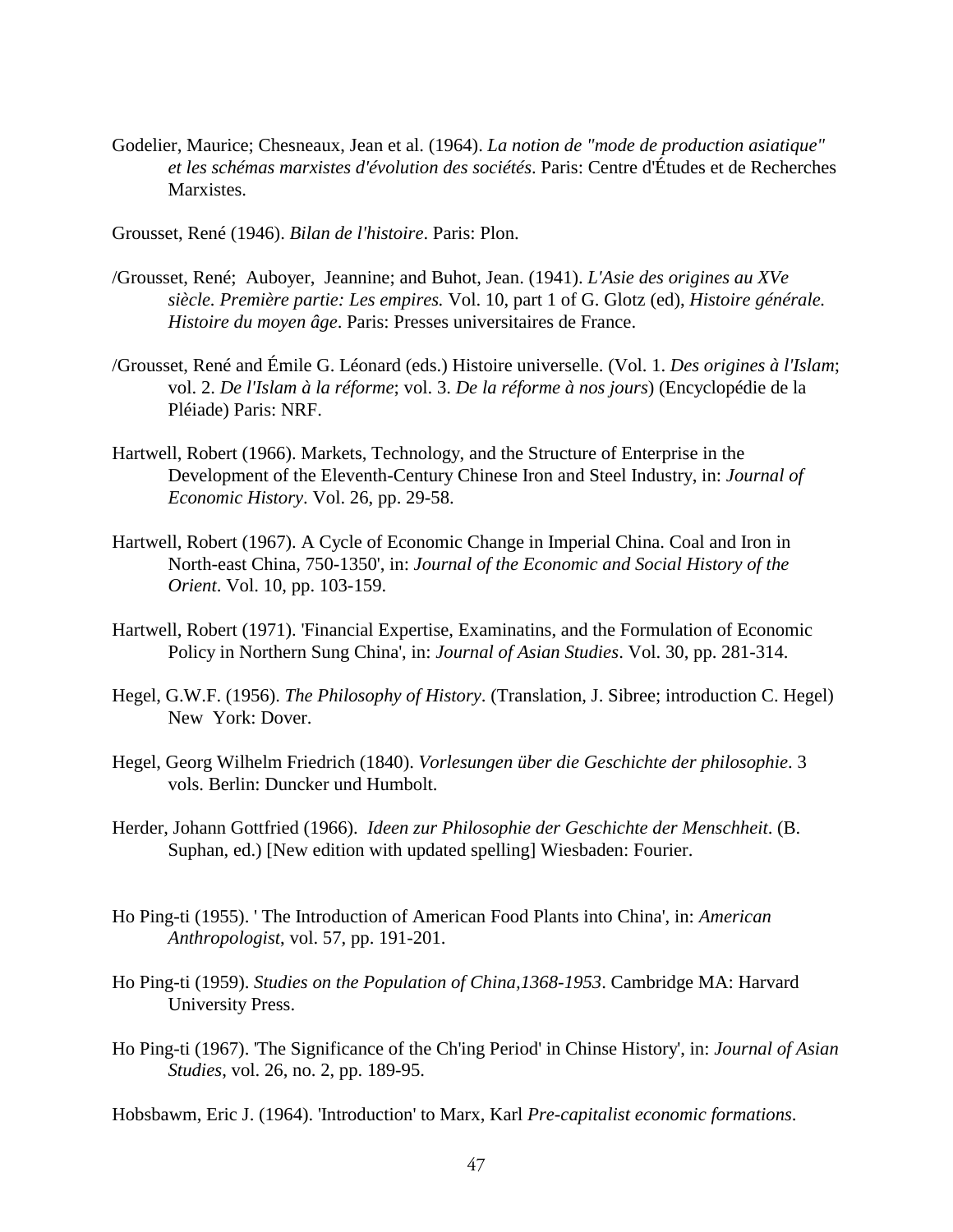Godelier, Maurice; Chesneaux, Jean et al. (1964). *La notion de "mode de production asiatique" et les schémas marxistes d'évolution des sociétés*. Paris: Centre d'Études et de Recherches Marxistes.

Grousset, René (1946). *Bilan de l'histoire*. Paris: Plon.

/Grousset, René; Auboyer, Jeannine; and Buhot, Jean. (1941). *L'Asie des origines au XVe siècle. Première partie: Les empires.* Vol. 10, part 1 of G. Glotz (ed), *Histoire générale. Histoire du moyen âge*. Paris: Presses universitaires de France.

/Grousset, René and Émile G. Léonard (eds.) Histoire universelle. (Vol. 1. *Des origines à l'Islam*; vol. 2. *De l'Islam à la réforme*; vol. 3. *De la réforme à nos jours*) (Encyclopédie de la Pléiade) Paris: NRF.

Hartwell, Robert (1966). Markets, Technology, and the Structure of Enterprise in the Development of the Eleventh-Century Chinese Iron and Steel Industry, in: *Journal of Economic History*. Vol. 26, pp. 29-58.

Hartwell, Robert (1967). A Cycle of Economic Change in Imperial China. Coal and Iron in North-east China, 750-1350', in: *Journal of the Economic and Social History of the Orient*. Vol. 10, pp. 103-159.

Hartwell, Robert (1971). 'Financial Expertise, Examinatins, and the Formulation of Economic Policy in Northern Sung China', in: *Journal of Asian Studies*. Vol. 30, pp. 281-314.

Hegel, G.W.F. (1956). *The Philosophy of History*. (Translation, J. Sibree; introduction C. Hegel) New York: Dover.

Hegel, Georg Wilhelm Friedrich (1840). *Vorlesungen über die Geschichte der philosophie*. 3 vols. Berlin: Duncker und Humbolt.

Herder, Johann Gottfried (1966). *Ideen zur Philosophie der Geschichte der Menschheit*. (B. Suphan, ed.) [New edition with updated spelling] Wiesbaden: Fourier.

Ho Ping-ti (1955). ' The Introduction of American Food Plants into China', in: *American Anthropologist*, vol. 57, pp. 191-201.

Ho Ping-ti (1959). *Studies on the Population of China,1368-1953*. Cambridge MA: Harvard University Press.

Ho Ping-ti (1967). 'The Significance of the Ch'ing Period' in Chinse History', in: *Journal of Asian Studies*, vol. 26, no. 2, pp. 189-95.

Hobsbawm, Eric J. (1964). 'Introduction' to Marx, Karl *Pre-capitalist economic formations*.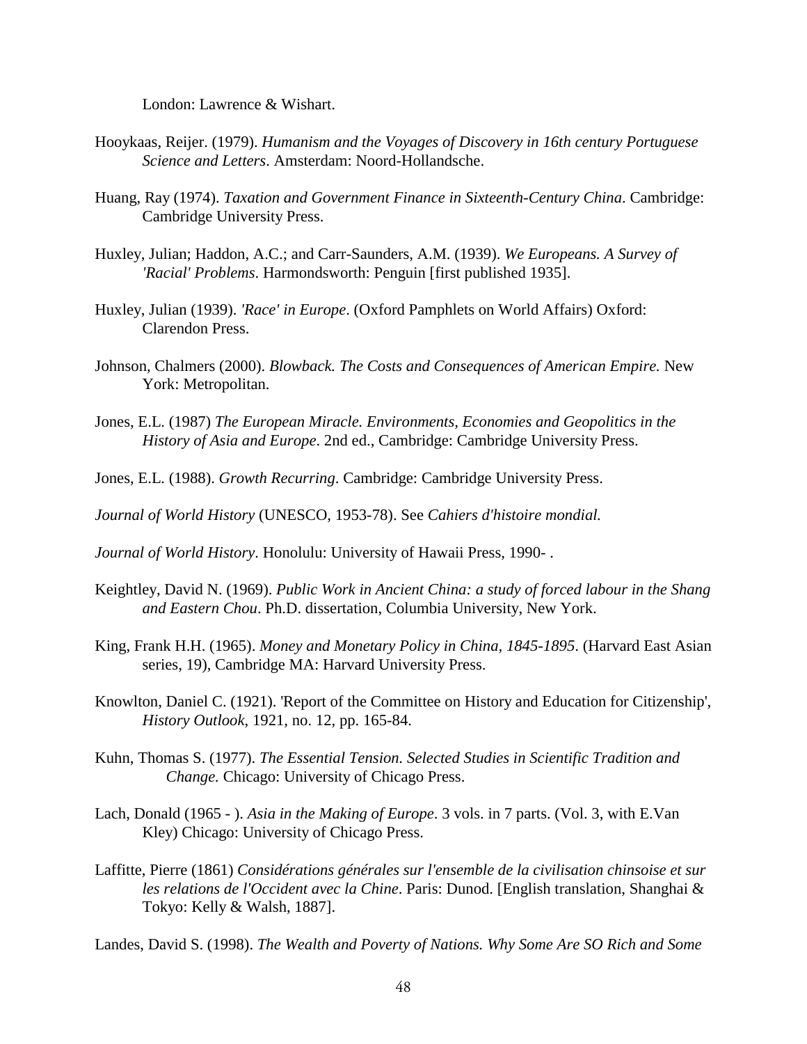London: Lawrence & Wishart.

Hooykaas, Reijer. (1979). *Humanism and the Voyages of Discovery in 16th century Portuguese Science and Letters*. Amsterdam: Noord-Hollandsche.

Huang, Ray (1974). *Taxation and Government Finance in Sixteenth-Century China*. Cambridge: Cambridge University Press.

Huxley, Julian; Haddon, A.C.; and Carr-Saunders, A.M. (1939). *We Europeans. A Survey of 'Racial' Problems*. Harmondsworth: Penguin [first published 1935].

Huxley, Julian (1939). *'Race' in Europe*. (Oxford Pamphlets on World Affairs) Oxford: Clarendon Press.

Johnson, Chalmers (2000). *Blowback. The Costs and Consequences of American Empire.* New York: Metropolitan.

Jones, E.L. (1987) *The European Miracle. Environments, Economies and Geopolitics in the History of Asia and Europe*. 2nd ed., Cambridge: Cambridge University Press.

Jones, E.L. (1988). *Growth Recurring*. Cambridge: Cambridge University Press.

*Journal of World History* (UNESCO, 1953-78). See *Cahiers d'histoire mondial.*

*Journal of World History*. Honolulu: University of Hawaii Press, 1990- .

Keightley, David N. (1969). *Public Work in Ancient China: a study of forced labour in the Shang and Eastern Chou*. Ph.D. dissertation, Columbia University, New York.

King, Frank H.H. (1965). *Money and Monetary Policy in China, 1845-1895*. (Harvard East Asian series, 19), Cambridge MA: Harvard University Press.

Knowlton, Daniel C. (1921). 'Report of the Committee on History and Education for Citizenship', *History Outlook*, 1921, no. 12, pp. 165-84.

Kuhn, Thomas S. (1977). *The Essential Tension. Selected Studies in Scientific Tradition and Change.* Chicago: University of Chicago Press.

Lach, Donald (1965 - ). *Asia in the Making of Europe*. 3 vols. in 7 parts. (Vol. 3, with E.Van Kley) Chicago: University of Chicago Press.

Laffitte, Pierre (1861) *Considérations générales sur l'ensemble de la civilisation chinsoise et sur les relations de l'Occident avec la Chine*. Paris: Dunod. [English translation, Shanghai & Tokyo: Kelly & Walsh, 1887].

Landes, David S. (1998). *The Wealth and Poverty of Nations. Why Some Are SO Rich and Some*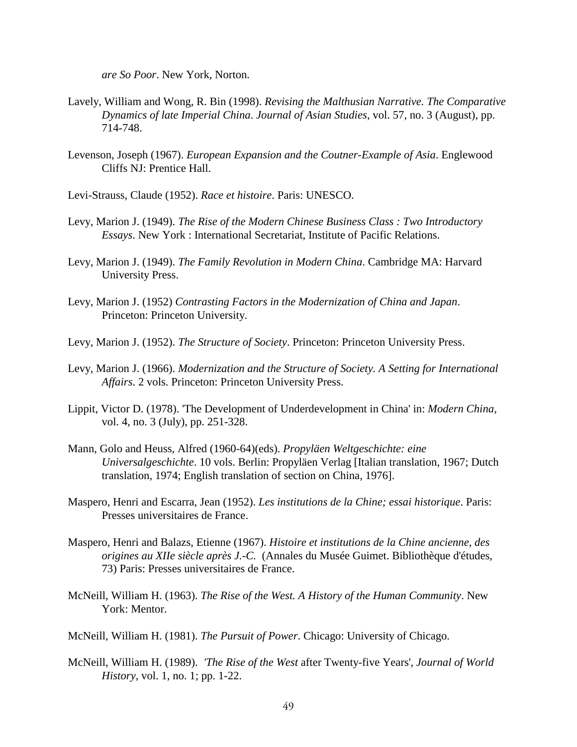*are So Poor*. New York, Norton.

Lavely, William and Wong, R. Bin (1998). *Revising the Malthusian Narrative. The Comparative Dynamics of late Imperial China. Journal of Asian Studies*, vol. 57, no. 3 (August), pp. 714-748.

Levenson, Joseph (1967). *European Expansion and the Coutner-Example of Asia*. Englewood Cliffs NJ: Prentice Hall.

Levi-Strauss, Claude (1952). *Race et histoire*. Paris: UNESCO.

Levy, Marion J. (1949). *The Rise of the Modern Chinese Business Class : Two Introductory Essays*. New York : International Secretariat, Institute of Pacific Relations.

Levy, Marion J. (1949). *The Family Revolution in Modern China*. Cambridge MA: Harvard University Press.

Levy, Marion J. (1952) *Contrasting Factors in the Modernization of China and Japan*. Princeton: Princeton University.

Levy, Marion J. (1952). *The Structure of Society*. Princeton: Princeton University Press.

Levy, Marion J. (1966). *Modernization and the Structure of Society. A Setting for International Affairs*. 2 vols. Princeton: Princeton University Press.

Lippit, Victor D. (1978). 'The Development of Underdevelopment in China' in: *Modern China*, vol. 4, no. 3 (July), pp. 251-328.

Mann, Golo and Heuss, Alfred (1960-64)(eds). *Propyläen Weltgeschichte: eine Universalgeschichte*. 10 vols. Berlin: Propyläen Verlag [Italian translation, 1967; Dutch translation, 1974; English translation of section on China, 1976].

Maspero, Henri and Escarra, Jean (1952). *Les institutions de la Chine; essai historique*. Paris: Presses universitaires de France.

Maspero, Henri and Balazs, Etienne (1967). *Histoire et institutions de la Chine ancienne, des origines au XIIe siècle après J.-C.* (Annales du Musée Guimet. Bibliothèque d'études, 73) Paris: Presses universitaires de France.

McNeill, William H. (1963). *The Rise of the West. A History of the Human Community*. New York: Mentor.

McNeill, William H. (1981). *The Pursuit of Power*. Chicago: University of Chicago.

McNeill, William H. (1989). *'The Rise of the West* after Twenty-five Years', *Journal of World History*, vol. 1, no. 1; pp. 1-22.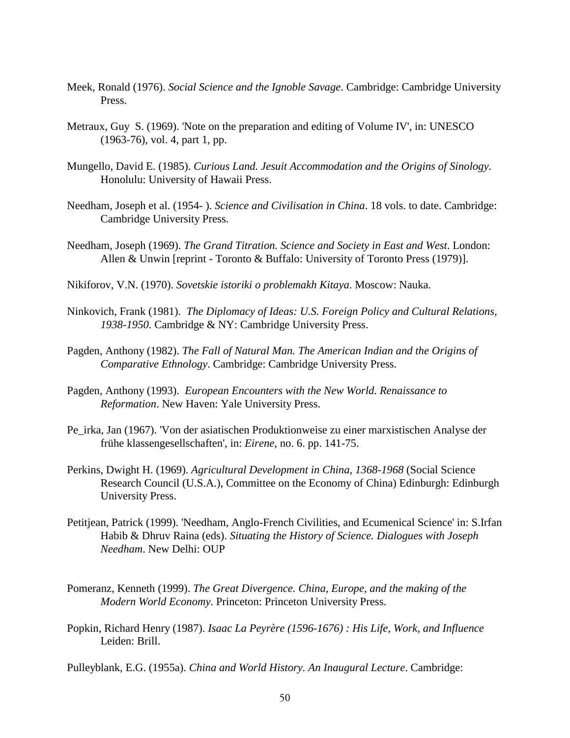Meek, Ronald (1976). *Social Science and the Ignoble Savage*. Cambridge: Cambridge University Press.

Metraux, Guy S. (1969). 'Note on the preparation and editing of Volume IV', in: UNESCO (1963-76), vol. 4, part 1, pp.

Mungello, David E. (1985). *Curious Land. Jesuit Accommodation and the Origins of Sinology*. Honolulu: University of Hawaii Press.

Needham, Joseph et al. (1954- ). *Science and Civilisation in China*. 18 vols. to date. Cambridge: Cambridge University Press.

Needham, Joseph (1969). *The Grand Titration. Science and Society in East and West*. London: Allen & Unwin [reprint - Toronto & Buffalo: University of Toronto Press (1979)].

Nikiforov, V.N. (1970). *Sovetskie istoriki o problemakh Kitaya*. Moscow: Nauka.

Ninkovich, Frank (1981). *The Diplomacy of Ideas: U.S. Foreign Policy and Cultural Relations, 1938-1950*. Cambridge & NY: Cambridge University Press.

Pagden, Anthony (1982). *The Fall of Natural Man. The American Indian and the Origins of Comparative Ethnology*. Cambridge: Cambridge University Press.

Pagden, Anthony (1993). *European Encounters with the New World. Renaissance to Reformation*. New Haven: Yale University Press.

Pe_irka, Jan (1967). 'Von der asiatischen Produktionweise zu einer marxistischen Analyse der frühe klassengesellschaften', in: *Eirene*, no. 6. pp. 141-75.

Perkins, Dwight H. (1969). *Agricultural Development in China, 1368-1968* (Social Science Research Council (U.S.A.), Committee on the Economy of China) Edinburgh: Edinburgh University Press.

Petitjean, Patrick (1999). 'Needham, Anglo-French Civilities, and Ecumenical Science' in: S.Irfan Habib & Dhruv Raina (eds). *Situating the History of Science. Dialogues with Joseph Needham*. New Delhi: OUP

Pomeranz, Kenneth (1999). *The Great Divergence. China, Europe, and the making of the Modern World Economy*. Princeton: Princeton University Press.

Popkin, Richard Henry (1987). *Isaac La Peyrère (1596-1676) : His Life, Work, and Influence* Leiden: Brill.

Pulleyblank, E.G. (1955a). *China and World History. An Inaugural Lecture*. Cambridge: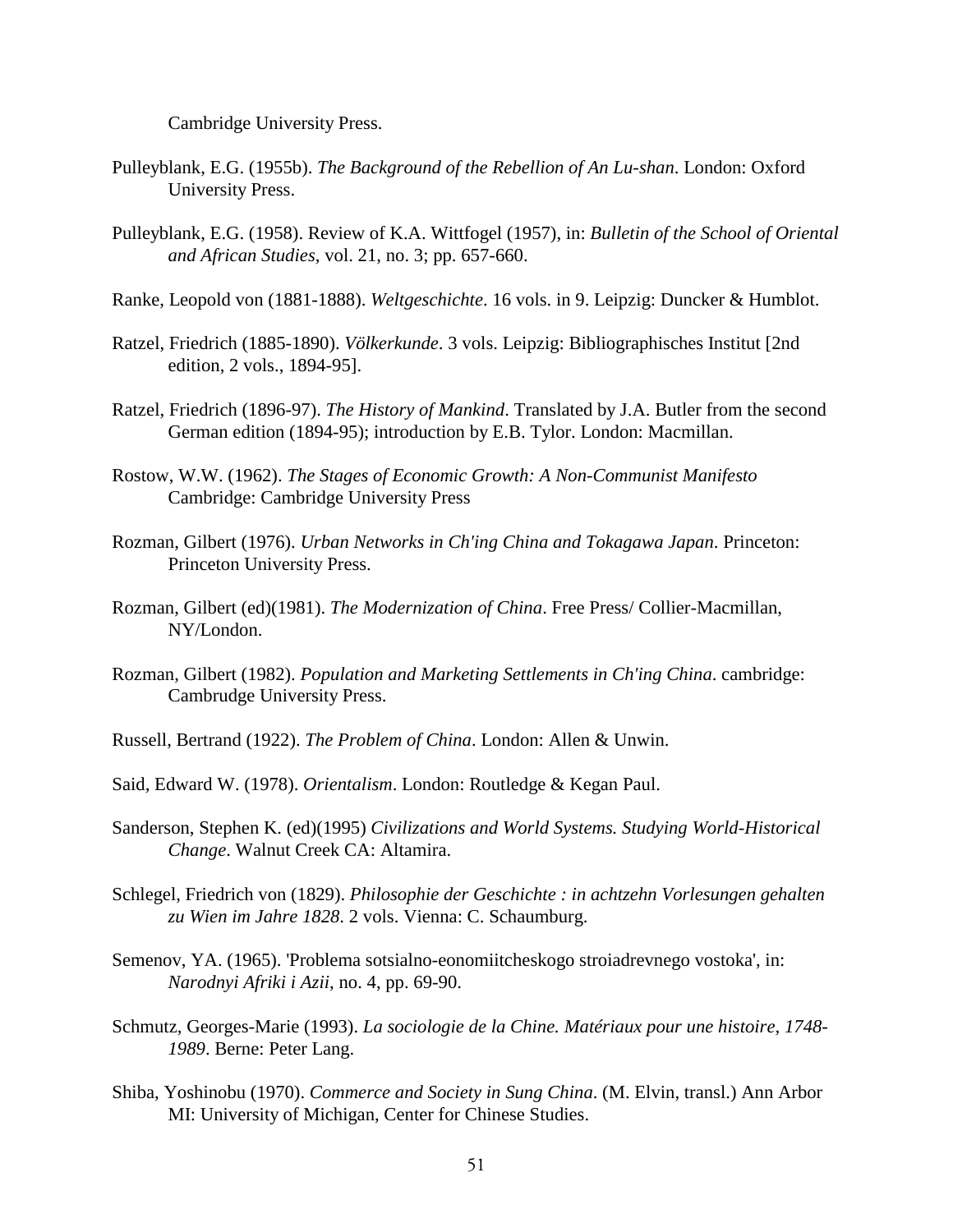Cambridge University Press.

Pulleyblank, E.G. (1955b). *The Background of the Rebellion of An Lu-shan*. London: Oxford University Press.

Pulleyblank, E.G. (1958). Review of K.A. Wittfogel (1957), in: *Bulletin of the School of Oriental and African Studies*, vol. 21, no. 3; pp. 657-660.

Ranke, Leopold von (1881-1888). *Weltgeschichte*. 16 vols. in 9. Leipzig: Duncker & Humblot.

Ratzel, Friedrich (1885-1890). *Völkerkunde*. 3 vols. Leipzig: Bibliographisches Institut [2nd edition, 2 vols., 1894-95].

Ratzel, Friedrich (1896-97). *The History of Mankind*. Translated by J.A. Butler from the second German edition (1894-95); introduction by E.B. Tylor. London: Macmillan.

Rostow, W.W. (1962). *The Stages of Economic Growth: A Non-Communist Manifesto* Cambridge: Cambridge University Press

Rozman, Gilbert (1976). *Urban Networks in Ch'ing China and Tokagawa Japan*. Princeton: Princeton University Press.

Rozman, Gilbert (ed)(1981). *The Modernization of China*. Free Press/ Collier-Macmillan, NY/London.

Rozman, Gilbert (1982). *Population and Marketing Settlements in Ch'ing China*. cambridge: Cambrudge University Press.

Russell, Bertrand (1922). *The Problem of China*. London: Allen & Unwin.

Said, Edward W. (1978). *Orientalism*. London: Routledge & Kegan Paul.

Sanderson, Stephen K. (ed)(1995) *Civilizations and World Systems. Studying World-Historical Change*. Walnut Creek CA: Altamira.

Schlegel, Friedrich von (1829). *Philosophie der Geschichte : in achtzehn Vorlesungen gehalten zu Wien im Jahre 1828*. 2 vols. Vienna: C. Schaumburg.

Semenov, YA. (1965). 'Problema sotsialno-eonomiitcheskogo stroiadrevnego vostoka', in: *Narodnyi Afriki i Azii*, no. 4, pp. 69-90.

Schmutz, Georges-Marie (1993). *La sociologie de la Chine. Matériaux pour une histoire, 1748-1989*. Berne: Peter Lang.

Shiba, Yoshinobu (1970). *Commerce and Society in Sung China*. (M. Elvin, transl.) Ann Arbor MI: University of Michigan, Center for Chinese Studies.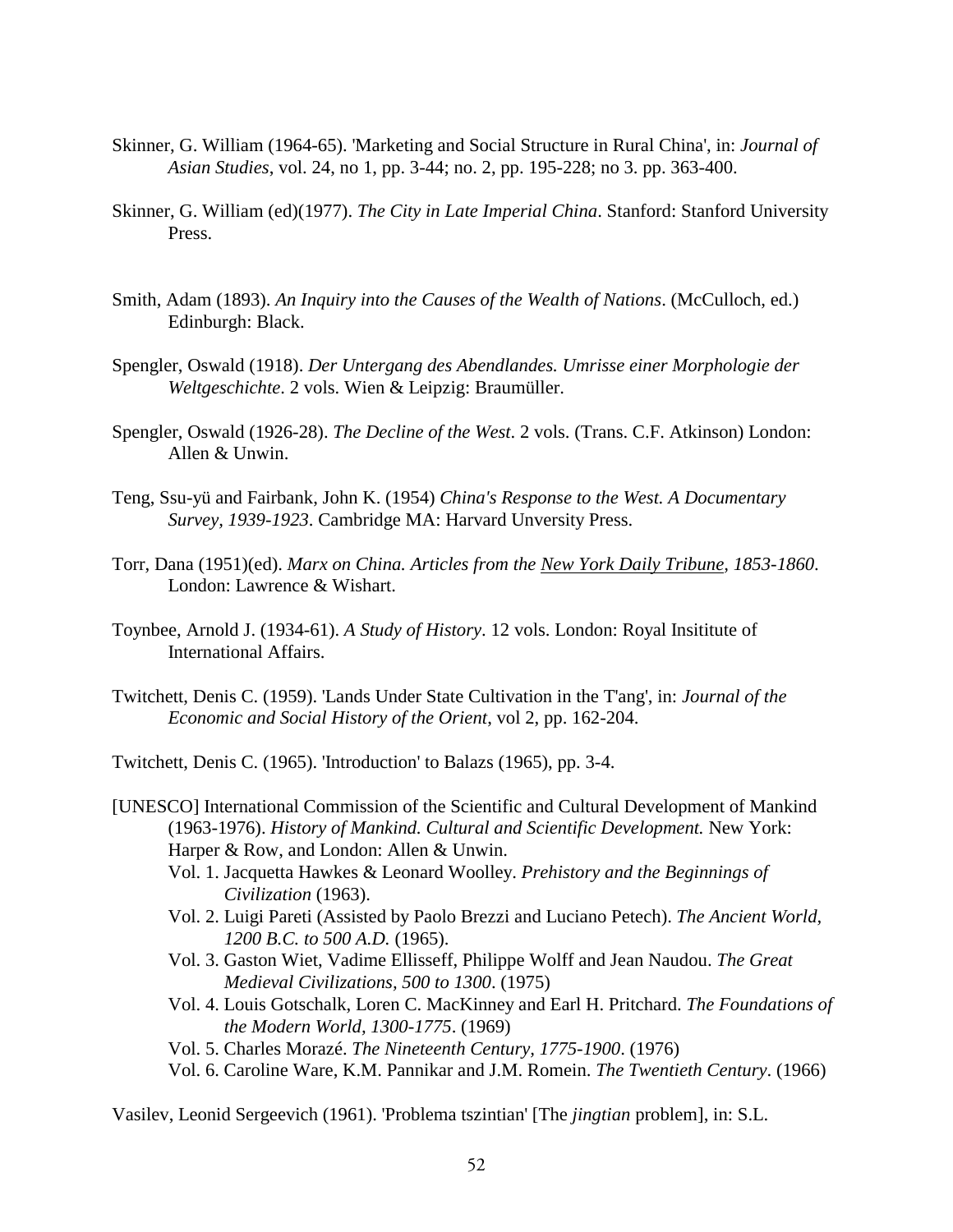Skinner, G. William (1964-65). 'Marketing and Social Structure in Rural China', in: *Journal of Asian Studies*, vol. 24, no 1, pp. 3-44; no. 2, pp. 195-228; no 3. pp. 363-400.

Skinner, G. William (ed)(1977). *The City in Late Imperial China*. Stanford: Stanford University Press.

Smith, Adam (1893). *An Inquiry into the Causes of the Wealth of Nations*. (McCulloch, ed.) Edinburgh: Black.

Spengler, Oswald (1918). *Der Untergang des Abendlandes. Umrisse einer Morphologie der Weltgeschichte*. 2 vols. Wien & Leipzig: Braumüller.

Spengler, Oswald (1926-28). *The Decline of the West*. 2 vols. (Trans. C.F. Atkinson) London: Allen & Unwin.

Teng, Ssu-yü and Fairbank, John K. (1954) *China's Response to the West. A Documentary Survey, 1939-1923*. Cambridge MA: Harvard Unversity Press.

Torr, Dana (1951)(ed). *Marx on China. Articles from the New York Daily Tribune, 1853-1860*. London: Lawrence & Wishart.

Toynbee, Arnold J. (1934-61). *A Study of History*. 12 vols. London: Royal Insititute of International Affairs.

Twitchett, Denis C. (1959). 'Lands Under State Cultivation in the T'ang', in: *Journal of the Economic and Social History of the Orient*, vol 2, pp. 162-204.

Twitchett, Denis C. (1965). 'Introduction' to Balazs (1965), pp. 3-4.

[UNESCO] International Commission of the Scientific and Cultural Development of Mankind (1963-1976). *History of Mankind. Cultural and Scientific Development.* New York: Harper & Row, and London: Allen & Unwin.
- Vol. 1. Jacquetta Hawkes & Leonard Woolley. *Prehistory and the Beginnings of Civilization* (1963).
- Vol. 2. Luigi Pareti (Assisted by Paolo Brezzi and Luciano Petech). *The Ancient World, 1200 B.C. to 500 A.D.* (1965).
- Vol. 3. Gaston Wiet, Vadime Ellisseff, Philippe Wolff and Jean Naudou. *The Great Medieval Civilizations, 500 to 1300*. (1975)
- Vol. 4. Louis Gotschalk, Loren C. MacKinney and Earl H. Pritchard. *The Foundations of the Modern World, 1300-1775*. (1969)
- Vol. 5. Charles Morazé. *The Nineteenth Century, 1775-1900*. (1976)
- Vol. 6. Caroline Ware, K.M. Pannikar and J.M. Romein. *The Twentieth Century*. (1966)

Vasilev, Leonid Sergeevich (1961). 'Problema tszintian' [The *jingtian* problem], in: S.L.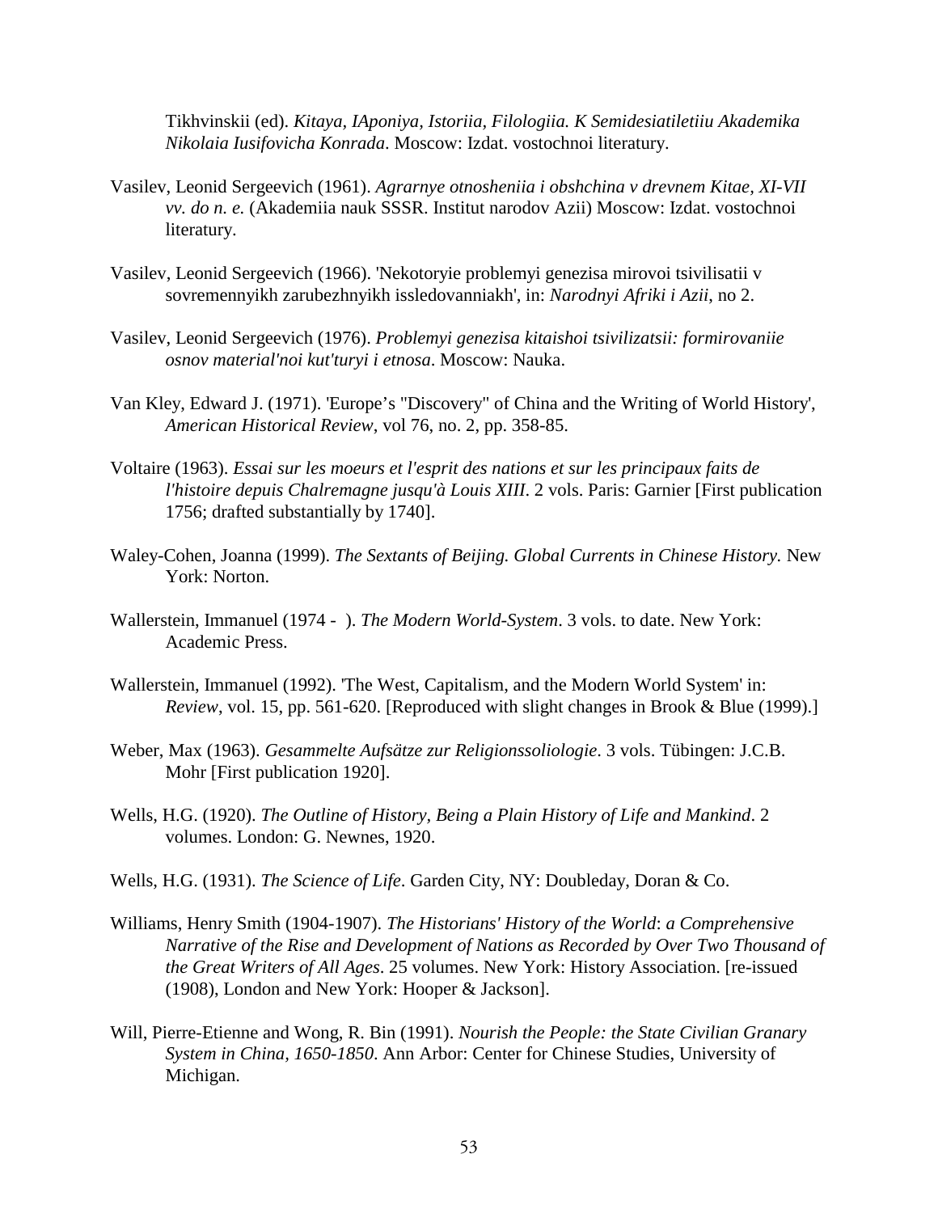Tikhvinskii (ed). *Kitaya, IAponiya, Istoriia, Filologiia. K Semidesiatiletiiu Akademika Nikolaia Iusifovicha Konrada*. Moscow: Izdat. vostochnoi literatury.

Vasilev, Leonid Sergeevich (1961). *Agrarnye otnosheniia i obshchina v drevnem Kitae, XI-VII vv. do n. e.* (Akademiia nauk SSSR. Institut narodov Azii) Moscow: Izdat. vostochnoi literatury.

Vasilev, Leonid Sergeevich (1966). 'Nekotoryie problemyi genezisa mirovoi tsivilisatii v sovremennyikh zarubezhnyikh issledovanniakh', in: *Narodnyi Afriki i Azii*, no 2.

Vasilev, Leonid Sergeevich (1976). *Problemyi genezisa kitaishoi tsivilizatsii: formirovaniie osnov material'noi kut'turyi i etnosa*. Moscow: Nauka.

Van Kley, Edward J. (1971). 'Europe's "Discovery" of China and the Writing of World History', *American Historical Review*, vol 76, no. 2, pp. 358-85.

Voltaire (1963). *Essai sur les moeurs et l'esprit des nations et sur les principaux faits de l'histoire depuis Chalremagne jusqu'à Louis XIII*. 2 vols. Paris: Garnier [First publication 1756; drafted substantially by 1740].

Waley-Cohen, Joanna (1999). *The Sextants of Beijing. Global Currents in Chinese History.* New York: Norton.

Wallerstein, Immanuel (1974 - ). *The Modern World-System*. 3 vols. to date. New York: Academic Press.

Wallerstein, Immanuel (1992). 'The West, Capitalism, and the Modern World System' in: *Review*, vol. 15, pp. 561-620. [Reproduced with slight changes in Brook & Blue (1999).]

Weber, Max (1963). *Gesammelte Aufsätze zur Religionssoliologie*. 3 vols. Tübingen: J.C.B. Mohr [First publication 1920].

Wells, H.G. (1920). *The Outline of History, Being a Plain History of Life and Mankind*. 2 volumes. London: G. Newnes, 1920.

Wells, H.G. (1931). *The Science of Life*. Garden City, NY: Doubleday, Doran & Co.

Williams, Henry Smith (1904-1907). *The Historians' History of the World*: *a Comprehensive Narrative of the Rise and Development of Nations as Recorded by Over Two Thousand of the Great Writers of All Ages*. 25 volumes. New York: History Association. [re-issued (1908), London and New York: Hooper & Jackson].

Will, Pierre-Etienne and Wong, R. Bin (1991). *Nourish the People: the State Civilian Granary System in China, 1650-1850*. Ann Arbor: Center for Chinese Studies, University of Michigan.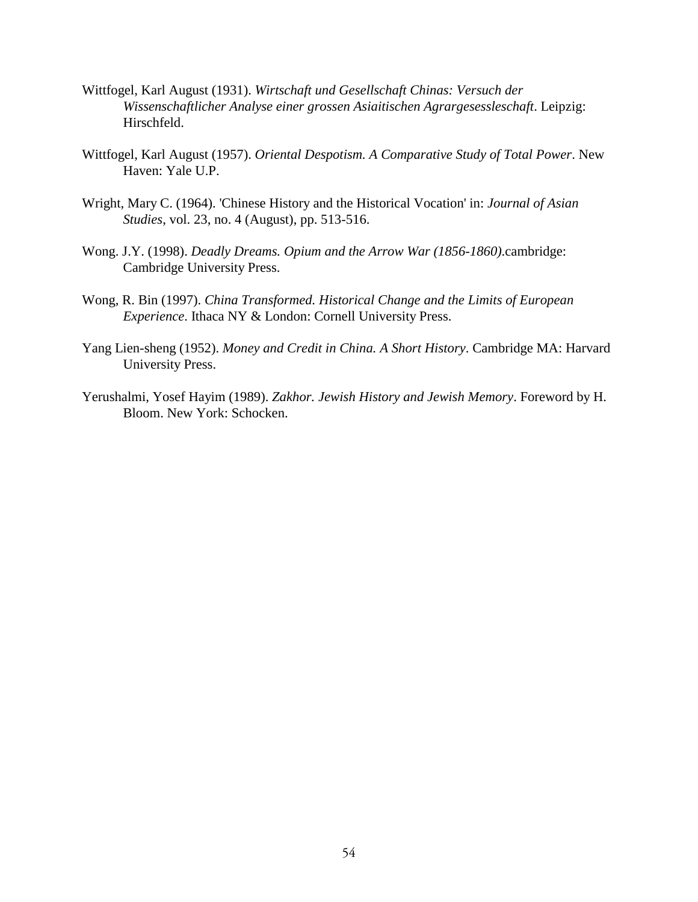Wittfogel, Karl August (1931). *Wirtschaft und Gesellschaft Chinas: Versuch der Wissenschaftlicher Analyse einer grossen Asiaitischen Agrargesessleschaft*. Leipzig: Hirschfeld.

Wittfogel, Karl August (1957). *Oriental Despotism. A Comparative Study of Total Power*. New Haven: Yale U.P.

Wright, Mary C. (1964). 'Chinese History and the Historical Vocation' in: *Journal of Asian Studies*, vol. 23, no. 4 (August), pp. 513-516.

Wong. J.Y. (1998). *Deadly Dreams. Opium and the Arrow War (1856-1860)*.cambridge: Cambridge University Press.

Wong, R. Bin (1997). *China Transformed. Historical Change and the Limits of European Experience*. Ithaca NY & London: Cornell University Press.

Yang Lien-sheng (1952). *Money and Credit in China. A Short History*. Cambridge MA: Harvard University Press.

Yerushalmi, Yosef Hayim (1989). *Zakhor. Jewish History and Jewish Memory*. Foreword by H. Bloom. New York: Schocken.